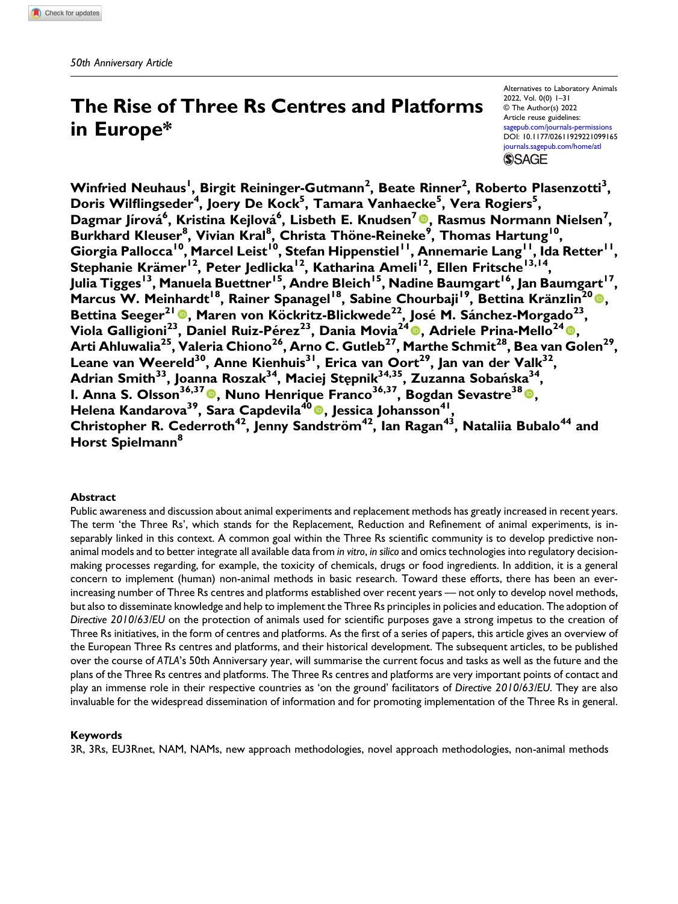*50th Anniversary Article*

# The Rise of Three Rs Centres and Platforms in Europe*

Alternatives to Laboratory Animals
2022, Vol. 0(0) 1–31
© The Author(s) 2022
Article reuse guidelines:
sagepub.com/journals-permissions
DOI: 10.1177/02611929221099165
journals.sagepub.com/home/atl

**Winfried Neuhaus[1], Birgit Reininger-Gutmann[2], Beate Rinner[2], Roberto Plasenzotti[3], Doris Wilflingseder[4], Joery De Kock[5], Tamara Vanhaecke[5], Vera Rogiers[5], Dagmar Jírová[6], Kristina Kejlová[6], Lisbeth E. Knudsen[7], Rasmus Normann Nielsen[7], Burkhard Kleuser[8], Vivian Kral[8], Christa Thöne-Reineke[9], Thomas Hartung[10], Giorgia Pallocca[10], Marcel Leist[10], Stefan Hippenstiel[11], Annemarie Lang[11], Ida Retter[11], Stephanie Krämer[12], Peter Jedlicka[12], Katharina Ameli[12], Ellen Fritsche[13,14], Julia Tigges[13], Manuela Buettner[15], Andre Bleich[15], Nadine Baumgart[16], Jan Baumgart[17], Marcus W. Meinhardt[18], Rainer Spanagel[18], Sabine Chourbaji[19], Bettina Kränzlin[20], Bettina Seeger[21], Maren von Köckritz-Blickwede[22], José M. Sánchez-Morgado[23], Viola Galligioni[23], Daniel Ruiz-Pérez[23], Dania Movia[24], Adriele Prina-Mello[24], Arti Ahluwalia[25], Valeria Chiono[26], Arno C. Gutleb[27], Marthe Schmit[28], Bea van Golen[29], Leane van Weereld[30], Anne Kienhuis[31], Erica van Oort[29], Jan van der Valk[32], Adrian Smith[33], Joanna Roszak[34], Maciej Stępnik[34,35], Zuzanna Sobańska[34], I. Anna S. Olsson[36,37], Nuno Henrique Franco[36,37], Bogdan Sevastre[38], Helena Kandarova[39], Sara Capdevila[40], Jessica Johansson[41], Christopher R. Cederroth[42], Jenny Sandström[42], Ian Ragan[43], Nataliia Bubalo[44] and Horst Spielmann[8]**

## Abstract

Public awareness and discussion about animal experiments and replacement methods has greatly increased in recent years. The term 'the Three Rs', which stands for the Replacement, Reduction and Refinement of animal experiments, is inseparably linked in this context. A common goal within the Three Rs scientific community is to develop predictive non-animal models and to better integrate all available data from *in vitro*, *in silico* and omics technologies into regulatory decision-making processes regarding, for example, the toxicity of chemicals, drugs or food ingredients. In addition, it is a general concern to implement (human) non-animal methods in basic research. Toward these efforts, there has been an ever-increasing number of Three Rs centres and platforms established over recent years — not only to develop novel methods, but also to disseminate knowledge and help to implement the Three Rs principles in policies and education. The adoption of *Directive 2010/63/EU* on the protection of animals used for scientific purposes gave a strong impetus to the creation of Three Rs initiatives, in the form of centres and platforms. As the first of a series of papers, this article gives an overview of the European Three Rs centres and platforms, and their historical development. The subsequent articles, to be published over the course of *ATLA*'s 50th Anniversary year, will summarise the current focus and tasks as well as the future and the plans of the Three Rs centres and platforms. The Three Rs centres and platforms are very important points of contact and play an immense role in their respective countries as 'on the ground' facilitators of *Directive 2010/63/EU*. They are also invaluable for the widespread dissemination of information and for promoting implementation of the Three Rs in general.

## Keywords

3R, 3Rs, EU3Rnet, NAM, NAMs, new approach methodologies, novel approach methodologies, non-animal methods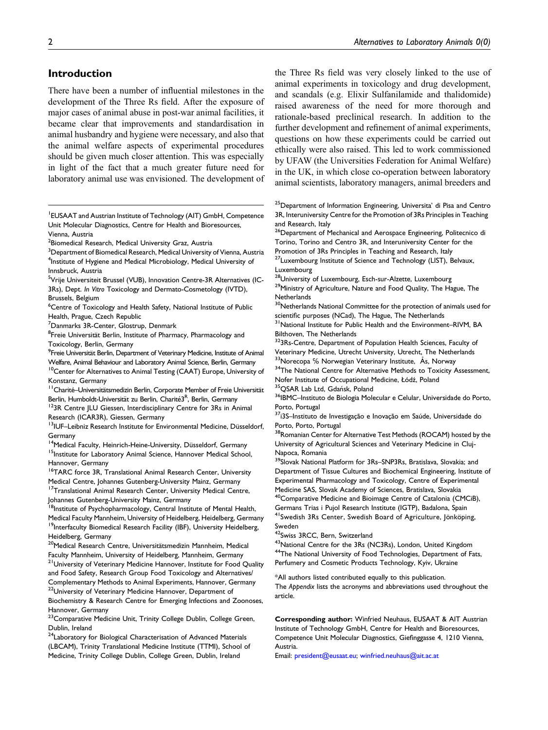## Introduction

There have been a number of influential milestones in the development of the Three Rs field. After the exposure of major cases of animal abuse in post-war animal facilities, it became clear that improvements and standardisation in animal husbandry and hygiene were necessary, and also that the animal welfare aspects of experimental procedures should be given much closer attention. This was especially in light of the fact that a much greater future need for laboratory animal use was envisioned. The development of the Three Rs field was very closely linked to the use of animal experiments in toxicology and drug development, and scandals (e.g. Elixir Sulfanilamide and thalidomide) raised awareness of the need for more thorough and rationale-based preclinical research. In addition to the further development and refinement of animal experiments, questions on how these experiments could be carried out ethically were also raised. This led to work commissioned by UFAW (the Universities Federation for Animal Welfare) in the UK, in which close co-operation between laboratory animal scientists, laboratory managers, animal breeders and

[1]EUSAAT and Austrian Institute of Technology (AIT) GmbH, Competence Unit Molecular Diagnostics, Centre for Health and Bioresources, Vienna, Austria
[2]Biomedical Research, Medical University Graz, Austria
[3]Department of Biomedical Research, Medical University of Vienna, Austria
[4]Institute of Hygiene and Medical Microbiology, Medical University of Innsbruck, Austria
[5]Vrije Universiteit Brussel (VUB), Innovation Centre-3R Alternatives (IC-3Rs), Dept. *In Vitro* Toxicology and Dermato-Cosmetology (IVTD), Brussels, Belgium
[6]Centre of Toxicology and Health Safety, National Institute of Public Health, Prague, Czech Republic
[7]Danmarks 3R-Center, Glostrup, Denmark
[8]Freie Universität Berlin, Institute of Pharmacy, Pharmacology and Toxicology, Berlin, Germany
[9]Freie Universität Berlin, Department of Veterinary Medicine, Institute of Animal Welfare, Animal Behaviour and Laboratory Animal Science, Berlin, Germany
[10]Center for Alternatives to Animal Testing (CAAT) Europe, University of Konstanz, Germany
[11]Charité–Universitätsmedizin Berlin, Corporate Member of Freie Universität Berlin, Humboldt-Universität zu Berlin, Charité3[R], Berlin, Germany
[12]3R Centre JLU Giessen, Interdisciplinary Centre for 3Rs in Animal Research (ICAR3R), Giessen, Germany
[13]IUF–Leibniz Research Institute for Environmental Medicine, Düsseldorf, Germany
[14]Medical Faculty, Heinrich-Heine-University, Düsseldorf, Germany
[15]Institute for Laboratory Animal Science, Hannover Medical School, Hannover, Germany
[16]TARC force 3R, Translational Animal Research Center, University Medical Centre, Johannes Gutenberg-University Mainz, Germany
[17]Translational Animal Research Center, University Medical Centre, Johannes Gutenberg-University Mainz, Germany
[18]Institute of Psychopharmacology, Central Institute of Mental Health, Medical Faculty Mannheim, University of Heidelberg, Heidelberg, Germany
[19]Interfaculty Biomedical Research Facility (IBF), University Heidelberg, Heidelberg, Germany
[20]Medical Research Centre, Universitätsmedizin Mannheim, Medical Faculty Mannheim, University of Heidelberg, Mannheim, Germany
[21]University of Veterinary Medicine Hannover, Institute for Food Quality and Food Safety, Research Group Food Toxicology and Alternatives/Complementary Methods to Animal Experiments, Hannover, Germany
[22]University of Veterinary Medicine Hannover, Department of Biochemistry & Research Centre for Emerging Infections and Zoonoses, Hannover, Germany
[23]Comparative Medicine Unit, Trinity College Dublin, College Green, Dublin, Ireland
[24]Laboratory for Biological Characterisation of Advanced Materials (LBCAM), Trinity Translational Medicine Institute (TTMI), School of Medicine, Trinity College Dublin, College Green, Dublin, Ireland
[25]Department of Information Engineering, Universita' di Pisa and Centro 3R, Interuniversity Centre for the Promotion of 3Rs Principles in Teaching and Research, Italy
[26]Department of Mechanical and Aerospace Engineering, Politecnico di Torino, Torino and Centro 3R, and Interuniversity Center for the Promotion of 3Rs Principles in Teaching and Research, Italy
[27]Luxembourg Institute of Science and Technology (LIST), Belvaux, Luxembourg
[28]University of Luxembourg, Esch-sur-Alzette, Luxembourg
[29]Ministry of Agriculture, Nature and Food Quality, The Hague, The Netherlands
[30]Netherlands National Committee for the protection of animals used for scientific purposes (NCad), The Hague, The Netherlands
[31]National Institute for Public Health and the Environment–RIVM, BA Bilthoven, The Netherlands
[32]3Rs-Centre, Department of Population Health Sciences, Faculty of Veterinary Medicine, Utrecht University, Utrecht, The Netherlands
[33]Norecopa % Norwegian Veterinary Institute, Ås, Norway
[34]The National Centre for Alternative Methods to Toxicity Assessment, Nofer Institute of Occupational Medicine, Łódź, Poland
[35]QSAR Lab Ltd, Gdańsk, Poland
[36]IBMC–Instituto de Biologia Molecular e Celular, Universidade do Porto, Porto, Portugal
[37]i3S–Instituto de Investigação e Inovação em Saúde, Universidade do Porto, Porto, Portugal
[38]Romanian Center for Alternative Test Methods (ROCAM) hosted by the University of Agricultural Sciences and Veterinary Medicine in Cluj-Napoca, Romania
[39]Slovak National Platform for 3Rs–SNP3Rs, Bratislava, Slovakia; and Department of Tissue Cultures and Biochemical Engineering, Institute of Experimental Pharmacology and Toxicology, Centre of Experimental Medicine SAS, Slovak Academy of Sciences, Bratislava, Slovakia
[40]Comparative Medicine and Bioimage Centre of Catalonia (CMCiB), Germans Trias i Pujol Research Institute (IGTP), Badalona, Spain
[41]Swedish 3Rs Center, Swedish Board of Agriculture, Jönköping, Sweden
[42]Swiss 3RCC, Bern, Switzerland
[43]National Centre for the 3Rs (NC3Rs), London, United Kingdom
[44]The National University of Food Technologies, Department of Fats, Perfumery and Cosmetic Products Technology, Kyiv, Ukraine

*All authors listed contributed equally to this publication.
The *Appendix* lists the acronyms and abbreviations used throughout the article.

**Corresponding author:** Winfried Neuhaus, EUSAAT & AIT Austrian Institute of Technology GmbH, Centre for Health and Bioresources, Competence Unit Molecular Diagnostics, Giefinggasse 4, 1210 Vienna, Austria.
Email: president@eusaat.eu; winfried.neuhaus@ait.ac.at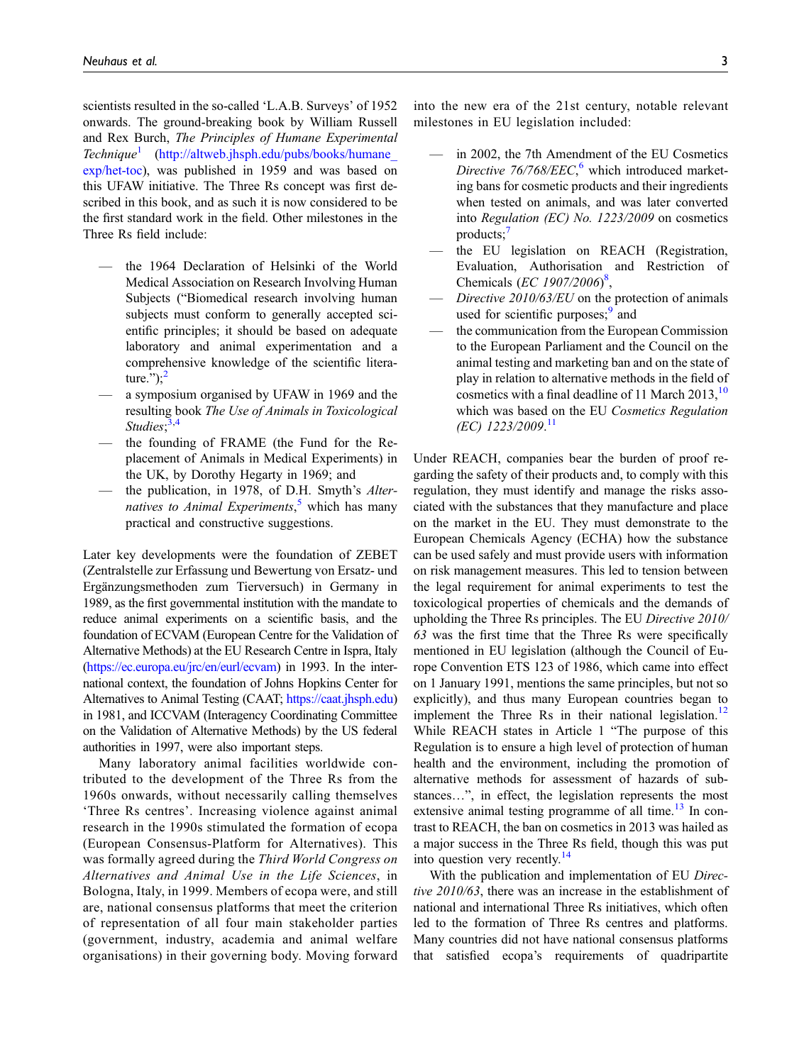scientists resulted in the so-called 'L.A.B. Surveys' of 1952 onwards. The ground-breaking book by William Russell and Rex Burch, *The Principles of Humane Experimental Technique*[1] (http://altweb.jhsph.edu/pubs/books/humane_exp/het-toc), was published in 1959 and was based on this UFAW initiative. The Three Rs concept was first described in this book, and as such it is now considered to be the first standard work in the field. Other milestones in the Three Rs field include:

- the 1964 Declaration of Helsinki of the World Medical Association on Research Involving Human Subjects ("Biomedical research involving human subjects must conform to generally accepted scientific principles; it should be based on adequate laboratory and animal experimentation and a comprehensive knowledge of the scientific literature.");[2]
- a symposium organised by UFAW in 1969 and the resulting book *The Use of Animals in Toxicological Studies*;[3,4]
- the founding of FRAME (the Fund for the Replacement of Animals in Medical Experiments) in the UK, by Dorothy Hegarty in 1969; and
- the publication, in 1978, of D.H. Smyth's *Alternatives to Animal Experiments*,[5] which has many practical and constructive suggestions.

Later key developments were the foundation of ZEBET (Zentralstelle zur Erfassung und Bewertung von Ersatz- und Ergänzungsmethoden zum Tierversuch) in Germany in 1989, as the first governmental institution with the mandate to reduce animal experiments on a scientific basis, and the foundation of ECVAM (European Centre for the Validation of Alternative Methods) at the EU Research Centre in Ispra, Italy (https://ec.europa.eu/jrc/en/eurl/ecvam) in 1993. In the international context, the foundation of Johns Hopkins Center for Alternatives to Animal Testing (CAAT; https://caat.jhsph.edu) in 1981, and ICCVAM (Interagency Coordinating Committee on the Validation of Alternative Methods) by the US federal authorities in 1997, were also important steps.

Many laboratory animal facilities worldwide contributed to the development of the Three Rs from the 1960s onwards, without necessarily calling themselves 'Three Rs centres'. Increasing violence against animal research in the 1990s stimulated the formation of ecopa (European Consensus-Platform for Alternatives). This was formally agreed during the *Third World Congress on Alternatives and Animal Use in the Life Sciences*, in Bologna, Italy, in 1999. Members of ecopa were, and still are, national consensus platforms that meet the criterion of representation of all four main stakeholder parties (government, industry, academia and animal welfare organisations) in their governing body. Moving forward into the new era of the 21st century, notable relevant milestones in EU legislation included:

- in 2002, the 7th Amendment of the EU Cosmetics *Directive 76/768/EEC*,[6] which introduced marketing bans for cosmetic products and their ingredients when tested on animals, and was later converted into *Regulation (EC) No. 1223/2009* on cosmetics products;[7]
- the EU legislation on REACH (Registration, Evaluation, Authorisation and Restriction of Chemicals (*EC 1907/2006*)[8],
- *Directive 2010/63/EU* on the protection of animals used for scientific purposes;[9] and
- the communication from the European Commission to the European Parliament and the Council on the animal testing and marketing ban and on the state of play in relation to alternative methods in the field of cosmetics with a final deadline of 11 March 2013,[10] which was based on the EU *Cosmetics Regulation (EC) 1223/2009*.[11]

Under REACH, companies bear the burden of proof regarding the safety of their products and, to comply with this regulation, they must identify and manage the risks associated with the substances that they manufacture and place on the market in the EU. They must demonstrate to the European Chemicals Agency (ECHA) how the substance can be used safely and must provide users with information on risk management measures. This led to tension between the legal requirement for animal experiments to test the toxicological properties of chemicals and the demands of upholding the Three Rs principles. The EU *Directive 2010/63* was the first time that the Three Rs were specifically mentioned in EU legislation (although the Council of Europe Convention ETS 123 of 1986, which came into effect on 1 January 1991, mentions the same principles, but not so explicitly), and thus many European countries began to implement the Three Rs in their national legislation.[12] While REACH states in Article 1 "The purpose of this Regulation is to ensure a high level of protection of human health and the environment, including the promotion of alternative methods for assessment of hazards of substances…", in effect, the legislation represents the most extensive animal testing programme of all time.[13] In contrast to REACH, the ban on cosmetics in 2013 was hailed as a major success in the Three Rs field, though this was put into question very recently.[14]

With the publication and implementation of EU *Directive 2010/63*, there was an increase in the establishment of national and international Three Rs initiatives, which often led to the formation of Three Rs centres and platforms. Many countries did not have national consensus platforms that satisfied ecopa's requirements of quadripartite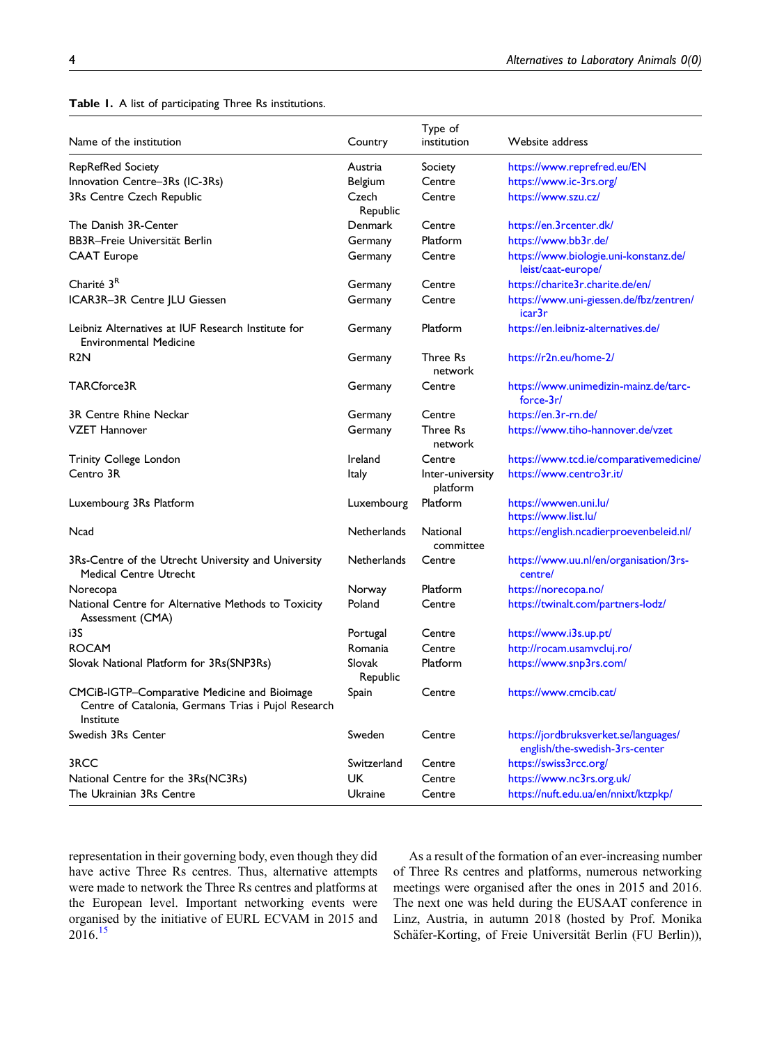**Table 1.** A list of participating Three Rs institutions.

| Name of the institution | Country | Type of institution | Website address |
|---|---|---|---|
| RepRefRed Society | Austria | Society | https://www.reprefred.eu/EN |
| Innovation Centre–3Rs (IC-3Rs) | Belgium | Centre | https://www.ic-3rs.org/ |
| 3Rs Centre Czech Republic | Czech Republic | Centre | https://www.szu.cz/ |
| The Danish 3R-Center | Denmark | Centre | https://en.3rcenter.dk/ |
| BB3R–Freie Universität Berlin | Germany | Platform | https://www.bb3r.de/ |
| CAAT Europe | Germany | Centre | https://www.biologie.uni-konstanz.de/leist/caat-europe/ |
| Charité 3R | Germany | Centre | https://charite3r.charite.de/en/ |
| ICAR3R–3R Centre JLU Giessen | Germany | Centre | https://www.uni-giessen.de/fbz/zentren/icar3r |
| Leibniz Alternatives at IUF Research Institute for Environmental Medicine | Germany | Platform | https://en.leibniz-alternatives.de/ |
| R2N | Germany | Three Rs network | https://r2n.eu/home-2/ |
| TARCforce3R | Germany | Centre | https://www.unimedizin-mainz.de/tarc-force-3r/ |
| 3R Centre Rhine Neckar | Germany | Centre | https://en.3r-rn.de/ |
| VZET Hannover | Germany | Three Rs network | https://www.tiho-hannover.de/vzet |
| Trinity College London | Ireland | Centre | https://www.tcd.ie/comparativemedicine/ |
| Centro 3R | Italy | Inter-university platform | https://www.centro3r.it/ |
| Luxembourg 3Rs Platform | Luxembourg | Platform | https://wwwen.uni.lu/ https://www.list.lu/ |
| Ncad | Netherlands | National committee | https://english.ncadierproevenbeleid.nl/ |
| 3Rs-Centre of the Utrecht University and University Medical Centre Utrecht | Netherlands | Centre | https://www.uu.nl/en/organisation/3rs-centre/ |
| Norecopa | Norway | Platform | https://norecopa.no/ |
| National Centre for Alternative Methods to Toxicity Assessment (CMA) | Poland | Centre | https://twinalt.com/partners-lodz/ |
| i3S | Portugal | Centre | https://www.i3s.up.pt/ |
| ROCAM | Romania | Centre | http://rocam.usamvcluj.ro/ |
| Slovak National Platform for 3Rs(SNP3Rs) | Slovak Republic | Platform | https://www.snp3rs.com/ |
| CMCiB-IGTP–Comparative Medicine and Bioimage Centre of Catalonia, Germans Trias i Pujol Research Institute | Spain | Centre | https://www.cmcib.cat/ |
| Swedish 3Rs Center | Sweden | Centre | https://jordbruksverket.se/languages/english/the-swedish-3rs-center |
| 3RCC | Switzerland | Centre | https://swiss3rcc.org/ |
| National Centre for the 3Rs(NC3Rs) | UK | Centre | https://www.nc3rs.org.uk/ |
| The Ukrainian 3Rs Centre | Ukraine | Centre | https://nuft.edu.ua/en/nnixt/ktzpkp/ |

representation in their governing body, even though they did have active Three Rs centres. Thus, alternative attempts were made to network the Three Rs centres and platforms at the European level. Important networking events were organised by the initiative of EURL ECVAM in 2015 and 2016.[15]

As a result of the formation of an ever-increasing number of Three Rs centres and platforms, numerous networking meetings were organised after the ones in 2015 and 2016. The next one was held during the EUSAAT conference in Linz, Austria, in autumn 2018 (hosted by Prof. Monika Schäfer-Korting, of Freie Universität Berlin (FU Berlin)),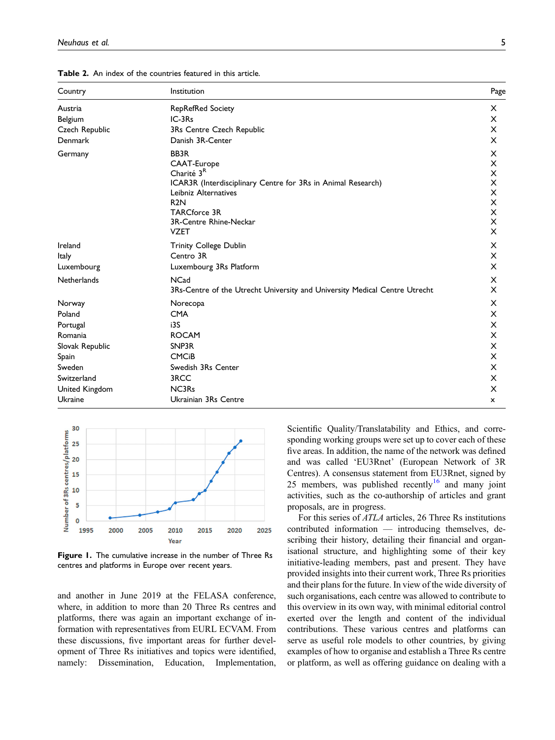**Table 2.** An index of the countries featured in this article.

| Country | Institution | Page |
|---|---|---|
| Austria | RepRefRed Society | X |
| Belgium | IC-3Rs | X |
| Czech Republic | 3Rs Centre Czech Republic | X |
| Denmark | Danish 3R-Center | X |
| Germany | BB3R | X |
| | CAAT-Europe | X |
| | Charité 3$^{R}$ | X |
| | ICAR3R (Interdisciplinary Centre for 3Rs in Animal Research) | X |
| | Leibniz Alternatives | X |
| | R2N | X |
| | TARCforce 3R | X |
| | 3R-Centre Rhine-Neckar | X |
| | VZET | X |
| Ireland | Trinity College Dublin | X |
| Italy | Centro 3R | X |
| Luxembourg | Luxembourg 3Rs Platform | X |
| Netherlands | NCad | X |
| | 3Rs-Centre of the Utrecht University and University Medical Centre Utrecht | X |
| Norway | Norecopa | X |
| Poland | CMA | X |
| Portugal | i3S | X |
| Romania | ROCAM | X |
| Slovak Republic | SNP3R | X |
| Spain | CMCiB | X |
| Sweden | Swedish 3Rs Center | X |
| Switzerland | 3RCC | X |
| United Kingdom | NC3Rs | X |
| Ukraine | Ukrainian 3Rs Centre | x |

**Figure 1.** The cumulative increase in the number of Three Rs centres and platforms in Europe over recent years.

and another in June 2019 at the FELASA conference, where, in addition to more than 20 Three Rs centres and platforms, there was again an important exchange of information with representatives from EURL ECVAM. From these discussions, five important areas for further development of Three Rs initiatives and topics were identified, namely: Dissemination, Education, Implementation, Scientific Quality/Translatability and Ethics, and corresponding working groups were set up to cover each of these five areas. In addition, the name of the network was defined and was called 'EU3Rnet' (European Network of 3R Centres). A consensus statement from EU3Rnet, signed by 25 members, was published recently[16] and many joint activities, such as the co-authorship of articles and grant proposals, are in progress.

For this series of *ATLA* articles, 26 Three Rs institutions contributed information — introducing themselves, describing their history, detailing their financial and organisational structure, and highlighting some of their key initiative-leading members, past and present. They have provided insights into their current work, Three Rs priorities and their plans for the future. In view of the wide diversity of such organisations, each centre was allowed to contribute to this overview in its own way, with minimal editorial control exerted over the length and content of the individual contributions. These various centres and platforms can serve as useful role models to other countries, by giving examples of how to organise and establish a Three Rs centre or platform, as well as offering guidance on dealing with a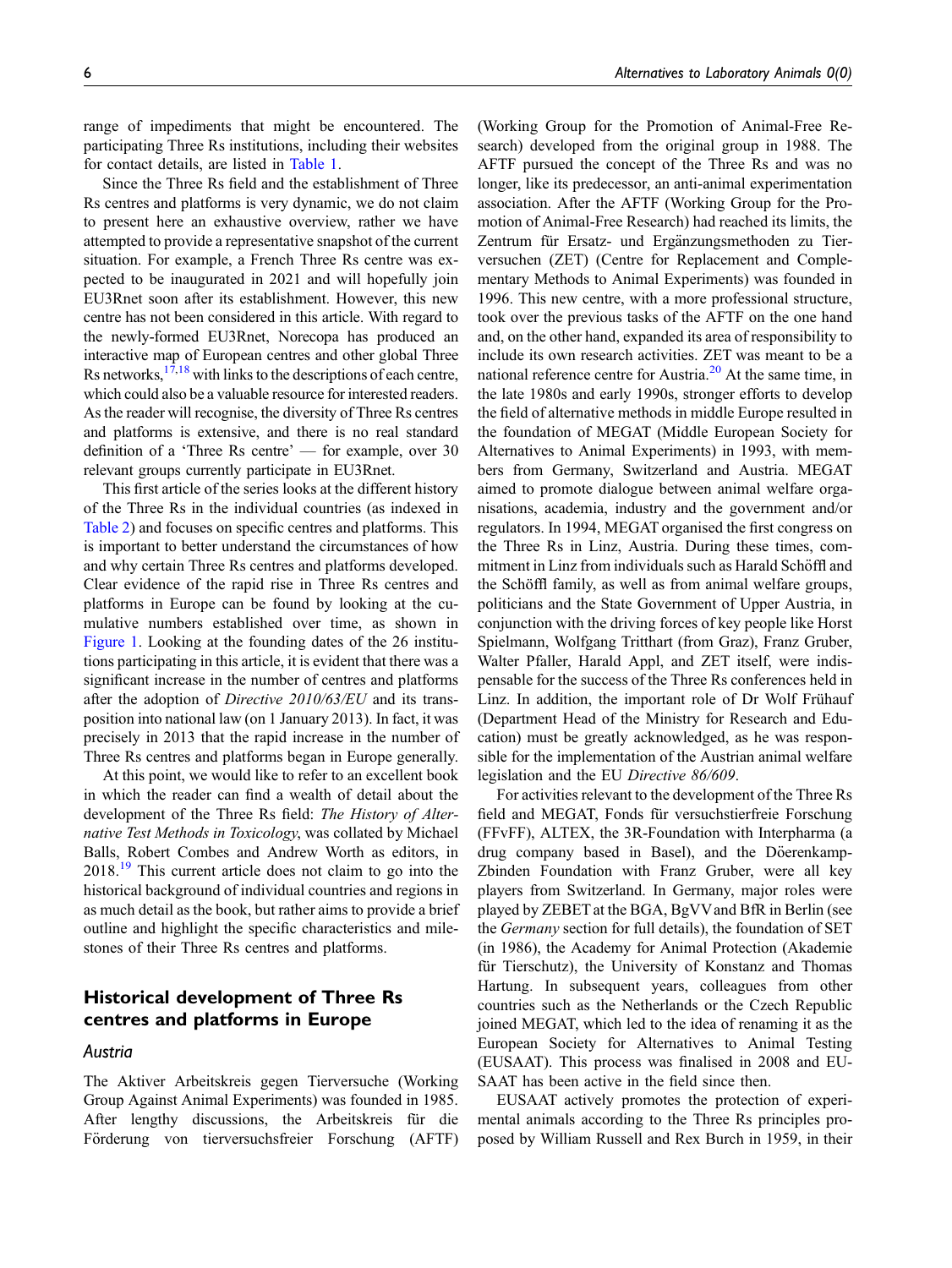range of impediments that might be encountered. The participating Three Rs institutions, including their websites for contact details, are listed in Table 1.

Since the Three Rs field and the establishment of Three Rs centres and platforms is very dynamic, we do not claim to present here an exhaustive overview, rather we have attempted to provide a representative snapshot of the current situation. For example, a French Three Rs centre was expected to be inaugurated in 2021 and will hopefully join EU3Rnet soon after its establishment. However, this new centre has not been considered in this article. With regard to the newly-formed EU3Rnet, Norecopa has produced an interactive map of European centres and other global Three Rs networks,[17,18] with links to the descriptions of each centre, which could also be a valuable resource for interested readers. As the reader will recognise, the diversity of Three Rs centres and platforms is extensive, and there is no real standard definition of a 'Three Rs centre' — for example, over 30 relevant groups currently participate in EU3Rnet.

This first article of the series looks at the different history of the Three Rs in the individual countries (as indexed in Table 2) and focuses on specific centres and platforms. This is important to better understand the circumstances of how and why certain Three Rs centres and platforms developed. Clear evidence of the rapid rise in Three Rs centres and platforms in Europe can be found by looking at the cumulative numbers established over time, as shown in Figure 1. Looking at the founding dates of the 26 institutions participating in this article, it is evident that there was a significant increase in the number of centres and platforms after the adoption of *Directive 2010/63/EU* and its transposition into national law (on 1 January 2013). In fact, it was precisely in 2013 that the rapid increase in the number of Three Rs centres and platforms began in Europe generally.

At this point, we would like to refer to an excellent book in which the reader can find a wealth of detail about the development of the Three Rs field: *The History of Alternative Test Methods in Toxicology*, was collated by Michael Balls, Robert Combes and Andrew Worth as editors, in 2018.[19] This current article does not claim to go into the historical background of individual countries and regions in as much detail as the book, but rather aims to provide a brief outline and highlight the specific characteristics and milestones of their Three Rs centres and platforms.

## Historical development of Three Rs centres and platforms in Europe

### Austria

The Aktiver Arbeitskreis gegen Tierversuche (Working Group Against Animal Experiments) was founded in 1985. After lengthy discussions, the Arbeitskreis für die Förderung von tierversuchsfreier Forschung (AFTF) (Working Group for the Promotion of Animal-Free Research) developed from the original group in 1988. The AFTF pursued the concept of the Three Rs and was no longer, like its predecessor, an anti-animal experimentation association. After the AFTF (Working Group for the Promotion of Animal-Free Research) had reached its limits, the Zentrum für Ersatz- und Ergänzungsmethoden zu Tierversuchen (ZET) (Centre for Replacement and Complementary Methods to Animal Experiments) was founded in 1996. This new centre, with a more professional structure, took over the previous tasks of the AFTF on the one hand and, on the other hand, expanded its area of responsibility to include its own research activities. ZET was meant to be a national reference centre for Austria.[20] At the same time, in the late 1980s and early 1990s, stronger efforts to develop the field of alternative methods in middle Europe resulted in the foundation of MEGAT (Middle European Society for Alternatives to Animal Experiments) in 1993, with members from Germany, Switzerland and Austria. MEGAT aimed to promote dialogue between animal welfare organisations, academia, industry and the government and/or regulators. In 1994, MEGAT organised the first congress on the Three Rs in Linz, Austria. During these times, commitment in Linz from individuals such as Harald Schöffl and the Schöffl family, as well as from animal welfare groups, politicians and the State Government of Upper Austria, in conjunction with the driving forces of key people like Horst Spielmann, Wolfgang Tritthart (from Graz), Franz Gruber, Walter Pfaller, Harald Appl, and ZET itself, were indispensable for the success of the Three Rs conferences held in Linz. In addition, the important role of Dr Wolf Frühauf (Department Head of the Ministry for Research and Education) must be greatly acknowledged, as he was responsible for the implementation of the Austrian animal welfare legislation and the EU *Directive 86/609*.

For activities relevant to the development of the Three Rs field and MEGAT, Fonds für versuchstierfreie Forschung (FFvFF), ALTEX, the 3R-Foundation with Interpharma (a drug company based in Basel), and the Döerenkamp-Zbinden Foundation with Franz Gruber, were all key players from Switzerland. In Germany, major roles were played by ZEBET at the BGA, BgVV and BfR in Berlin (see the *Germany* section for full details), the foundation of SET (in 1986), the Academy for Animal Protection (Akademie für Tierschutz), the University of Konstanz and Thomas Hartung. In subsequent years, colleagues from other countries such as the Netherlands or the Czech Republic joined MEGAT, which led to the idea of renaming it as the European Society for Alternatives to Animal Testing (EUSAAT). This process was finalised in 2008 and EUSAAT has been active in the field since then.

EUSAAT actively promotes the protection of experimental animals according to the Three Rs principles proposed by William Russell and Rex Burch in 1959, in their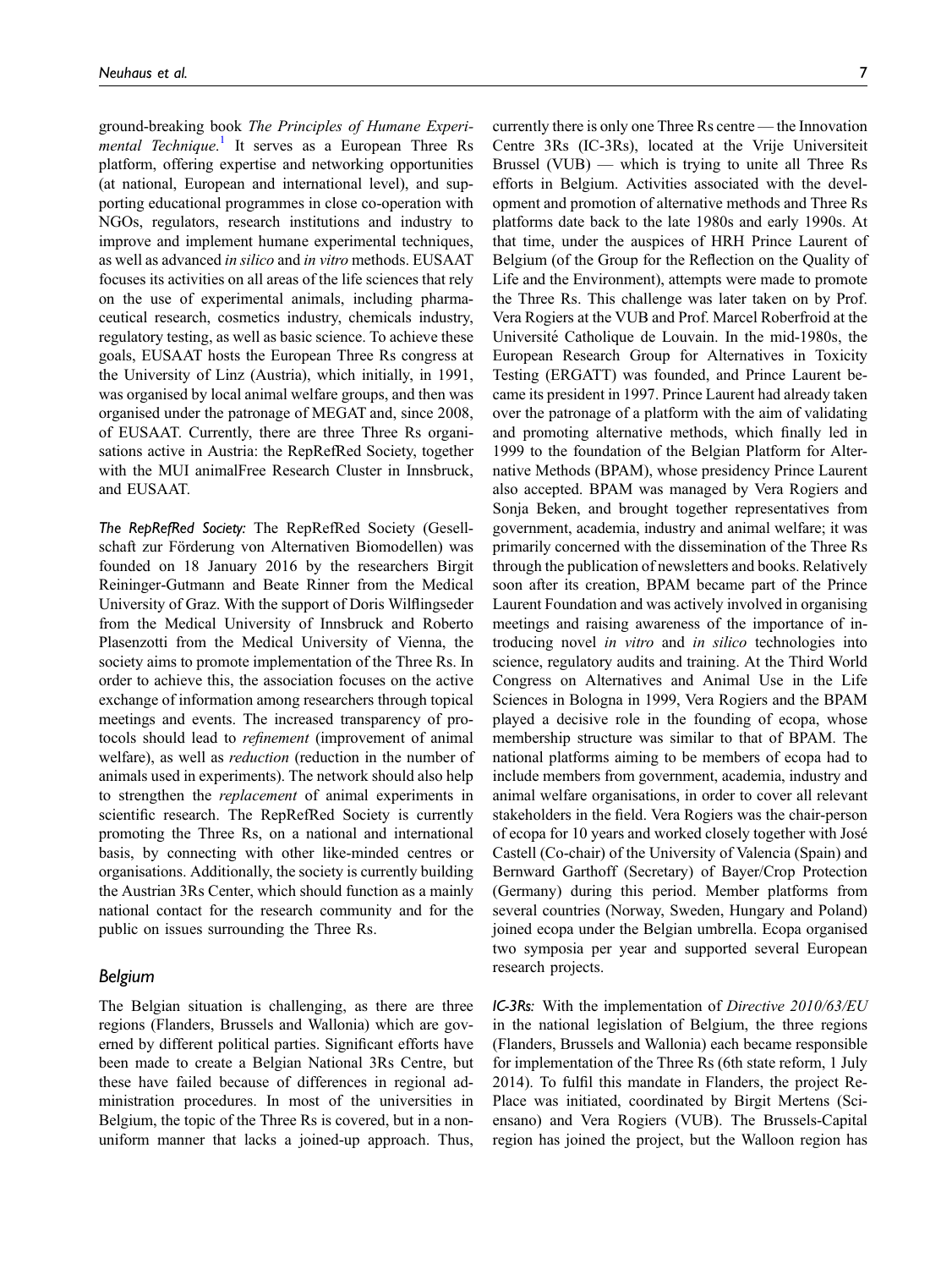ground-breaking book *The Principles of Humane Experimental Technique*.[1] It serves as a European Three Rs platform, offering expertise and networking opportunities (at national, European and international level), and supporting educational programmes in close co-operation with NGOs, regulators, research institutions and industry to improve and implement humane experimental techniques, as well as advanced *in silico* and *in vitro* methods. EUSAAT focuses its activities on all areas of the life sciences that rely on the use of experimental animals, including pharmaceutical research, cosmetics industry, chemicals industry, regulatory testing, as well as basic science. To achieve these goals, EUSAAT hosts the European Three Rs congress at the University of Linz (Austria), which initially, in 1991, was organised by local animal welfare groups, and then was organised under the patronage of MEGAT and, since 2008, of EUSAAT. Currently, there are three Three Rs organisations active in Austria: the RepRefRed Society, together with the MUI animalFree Research Cluster in Innsbruck, and EUSAAT.

*The RepRefRed Society:* The RepRefRed Society (Gesellschaft zur Förderung von Alternativen Biomodellen) was founded on 18 January 2016 by the researchers Birgit Reininger-Gutmann and Beate Rinner from the Medical University of Graz. With the support of Doris Wilflingseder from the Medical University of Innsbruck and Roberto Plasenzotti from the Medical University of Vienna, the society aims to promote implementation of the Three Rs. In order to achieve this, the association focuses on the active exchange of information among researchers through topical meetings and events. The increased transparency of protocols should lead to *refinement* (improvement of animal welfare), as well as *reduction* (reduction in the number of animals used in experiments). The network should also help to strengthen the *replacement* of animal experiments in scientific research. The RepRefRed Society is currently promoting the Three Rs, on a national and international basis, by connecting with other like-minded centres or organisations. Additionally, the society is currently building the Austrian 3Rs Center, which should function as a mainly national contact for the research community and for the public on issues surrounding the Three Rs.

## Belgium

The Belgian situation is challenging, as there are three regions (Flanders, Brussels and Wallonia) which are governed by different political parties. Significant efforts have been made to create a Belgian National 3Rs Centre, but these have failed because of differences in regional administration procedures. In most of the universities in Belgium, the topic of the Three Rs is covered, but in a non-uniform manner that lacks a joined-up approach. Thus, currently there is only one Three Rs centre — the Innovation Centre 3Rs (IC-3Rs), located at the Vrije Universiteit Brussel (VUB) — which is trying to unite all Three Rs efforts in Belgium. Activities associated with the development and promotion of alternative methods and Three Rs platforms date back to the late 1980s and early 1990s. At that time, under the auspices of HRH Prince Laurent of Belgium (of the Group for the Reflection on the Quality of Life and the Environment), attempts were made to promote the Three Rs. This challenge was later taken on by Prof. Vera Rogiers at the VUB and Prof. Marcel Roberfroid at the Université Catholique de Louvain. In the mid-1980s, the European Research Group for Alternatives in Toxicity Testing (ERGATT) was founded, and Prince Laurent became its president in 1997. Prince Laurent had already taken over the patronage of a platform with the aim of validating and promoting alternative methods, which finally led in 1999 to the foundation of the Belgian Platform for Alternative Methods (BPAM), whose presidency Prince Laurent also accepted. BPAM was managed by Vera Rogiers and Sonja Beken, and brought together representatives from government, academia, industry and animal welfare; it was primarily concerned with the dissemination of the Three Rs through the publication of newsletters and books. Relatively soon after its creation, BPAM became part of the Prince Laurent Foundation and was actively involved in organising meetings and raising awareness of the importance of introducing novel *in vitro* and *in silico* technologies into science, regulatory audits and training. At the Third World Congress on Alternatives and Animal Use in the Life Sciences in Bologna in 1999, Vera Rogiers and the BPAM played a decisive role in the founding of ecopa, whose membership structure was similar to that of BPAM. The national platforms aiming to be members of ecopa had to include members from government, academia, industry and animal welfare organisations, in order to cover all relevant stakeholders in the field. Vera Rogiers was the chair-person of ecopa for 10 years and worked closely together with José Castell (Co-chair) of the University of Valencia (Spain) and Bernward Garthoff (Secretary) of Bayer/Crop Protection (Germany) during this period. Member platforms from several countries (Norway, Sweden, Hungary and Poland) joined ecopa under the Belgian umbrella. Ecopa organised two symposia per year and supported several European research projects.

*IC-3Rs:* With the implementation of *Directive 2010/63/EU* in the national legislation of Belgium, the three regions (Flanders, Brussels and Wallonia) each became responsible for implementation of the Three Rs (6th state reform, 1 July 2014). To fulfil this mandate in Flanders, the project Re-Place was initiated, coordinated by Birgit Mertens (Sciensano) and Vera Rogiers (VUB). The Brussels-Capital region has joined the project, but the Walloon region has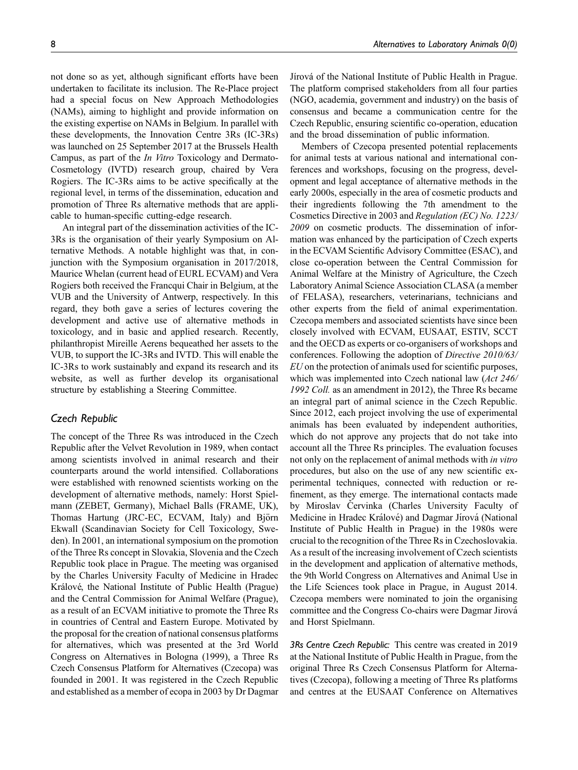not done so as yet, although significant efforts have been undertaken to facilitate its inclusion. The Re-Place project had a special focus on New Approach Methodologies (NAMs), aiming to highlight and provide information on the existing expertise on NAMs in Belgium. In parallel with these developments, the Innovation Centre 3Rs (IC-3Rs) was launched on 25 September 2017 at the Brussels Health Campus, as part of the *In Vitro* Toxicology and Dermato-Cosmetology (IVTD) research group, chaired by Vera Rogiers. The IC-3Rs aims to be active specifically at the regional level, in terms of the dissemination, education and promotion of Three Rs alternative methods that are applicable to human-specific cutting-edge research.

An integral part of the dissemination activities of the IC-3Rs is the organisation of their yearly Symposium on Alternative Methods. A notable highlight was that, in conjunction with the Symposium organisation in 2017/2018, Maurice Whelan (current head of EURL ECVAM) and Vera Rogiers both received the Francqui Chair in Belgium, at the VUB and the University of Antwerp, respectively. In this regard, they both gave a series of lectures covering the development and active use of alternative methods in toxicology, and in basic and applied research. Recently, philanthropist Mireille Aerens bequeathed her assets to the VUB, to support the IC-3Rs and IVTD. This will enable the IC-3Rs to work sustainably and expand its research and its website, as well as further develop its organisational structure by establishing a Steering Committee.

### *Czech Republic*

The concept of the Three Rs was introduced in the Czech Republic after the Velvet Revolution in 1989, when contact among scientists involved in animal research and their counterparts around the world intensified. Collaborations were established with renowned scientists working on the development of alternative methods, namely: Horst Spielmann (ZEBET, Germany), Michael Balls (FRAME, UK), Thomas Hartung (JRC-EC, ECVAM, Italy) and Björn Ekwall (Scandinavian Society for Cell Toxicology, Sweden). In 2001, an international symposium on the promotion of the Three Rs concept in Slovakia, Slovenia and the Czech Republic took place in Prague. The meeting was organised by the Charles University Faculty of Medicine in Hradec Králové, the National Institute of Public Health (Prague) and the Central Commission for Animal Welfare (Prague), as a result of an ECVAM initiative to promote the Three Rs in countries of Central and Eastern Europe. Motivated by the proposal for the creation of national consensus platforms for alternatives, which was presented at the 3rd World Congress on Alternatives in Bologna (1999), a Three Rs Czech Consensus Platform for Alternatives (Czecopa) was founded in 2001. It was registered in the Czech Republic and established as a member of ecopa in 2003 by Dr Dagmar Jírová of the National Institute of Public Health in Prague. The platform comprised stakeholders from all four parties (NGO, academia, government and industry) on the basis of consensus and became a communication centre for the Czech Republic, ensuring scientific co-operation, education and the broad dissemination of public information.

Members of Czecopa presented potential replacements for animal tests at various national and international conferences and workshops, focusing on the progress, development and legal acceptance of alternative methods in the early 2000s, especially in the area of cosmetic products and their ingredients following the 7th amendment to the Cosmetics Directive in 2003 and *Regulation (EC) No. 1223/2009* on cosmetic products. The dissemination of information was enhanced by the participation of Czech experts in the ECVAM Scientific Advisory Committee (ESAC), and close co-operation between the Central Commission for Animal Welfare at the Ministry of Agriculture, the Czech Laboratory Animal Science Association CLASA (a member of FELASA), researchers, veterinarians, technicians and other experts from the field of animal experimentation. Czecopa members and associated scientists have since been closely involved with ECVAM, EUSAAT, ESTIV, SCCT and the OECD as experts or co-organisers of workshops and conferences. Following the adoption of *Directive 2010/63/EU* on the protection of animals used for scientific purposes, which was implemented into Czech national law (*Act 246/1992 Coll.* as an amendment in 2012), the Three Rs became an integral part of animal science in the Czech Republic. Since 2012, each project involving the use of experimental animals has been evaluated by independent authorities, which do not approve any projects that do not take into account all the Three Rs principles. The evaluation focuses not only on the replacement of animal methods with *in vitro* procedures, but also on the use of any new scientific experimental techniques, connected with reduction or refinement, as they emerge. The international contacts made by Miroslav Červinka (Charles University Faculty of Medicine in Hradec Králové) and Dagmar Jírová (National Institute of Public Health in Prague) in the 1980s were crucial to the recognition of the Three Rs in Czechoslovakia. As a result of the increasing involvement of Czech scientists in the development and application of alternative methods, the 9th World Congress on Alternatives and Animal Use in the Life Sciences took place in Prague, in August 2014. Czecopa members were nominated to join the organising committee and the Congress Co-chairs were Dagmar Jirová and Horst Spielmann.

*3Rs Centre Czech Republic:* This centre was created in 2019 at the National Institute of Public Health in Prague, from the original Three Rs Czech Consensus Platform for Alternatives (Czecopa), following a meeting of Three Rs platforms and centres at the EUSAAT Conference on Alternatives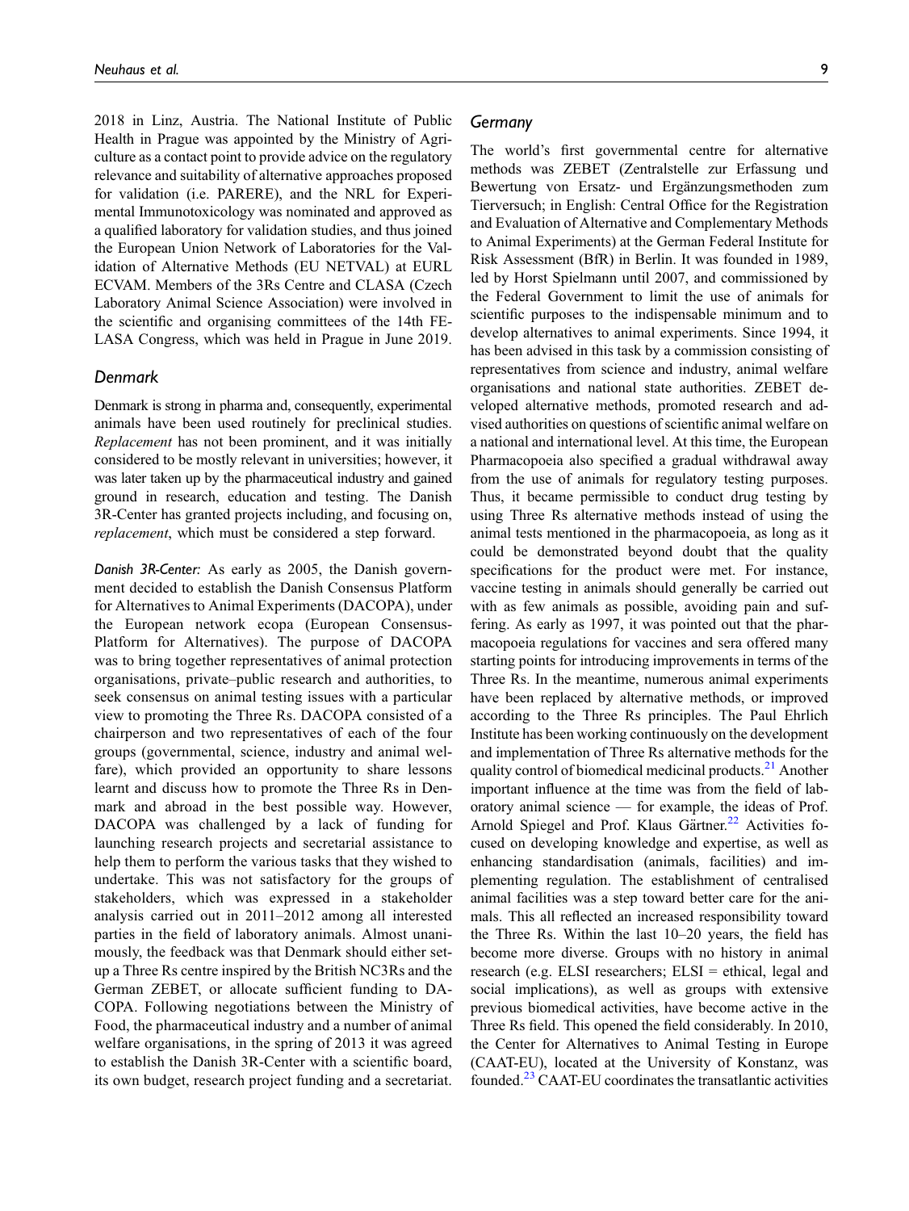2018 in Linz, Austria. The National Institute of Public Health in Prague was appointed by the Ministry of Agriculture as a contact point to provide advice on the regulatory relevance and suitability of alternative approaches proposed for validation (i.e. PARERE), and the NRL for Experimental Immunotoxicology was nominated and approved as a qualified laboratory for validation studies, and thus joined the European Union Network of Laboratories for the Validation of Alternative Methods (EU NETVAL) at EURL ECVAM. Members of the 3Rs Centre and CLASA (Czech Laboratory Animal Science Association) were involved in the scientific and organising committees of the 14th FELASA Congress, which was held in Prague in June 2019.

### Denmark

Denmark is strong in pharma and, consequently, experimental animals have been used routinely for preclinical studies. *Replacement* has not been prominent, and it was initially considered to be mostly relevant in universities; however, it was later taken up by the pharmaceutical industry and gained ground in research, education and testing. The Danish 3R-Center has granted projects including, and focusing on, *replacement*, which must be considered a step forward.

*Danish 3R-Center:* As early as 2005, the Danish government decided to establish the Danish Consensus Platform for Alternatives to Animal Experiments (DACOPA), under the European network ecopa (European Consensus-Platform for Alternatives). The purpose of DACOPA was to bring together representatives of animal protection organisations, private–public research and authorities, to seek consensus on animal testing issues with a particular view to promoting the Three Rs. DACOPA consisted of a chairperson and two representatives of each of the four groups (governmental, science, industry and animal welfare), which provided an opportunity to share lessons learnt and discuss how to promote the Three Rs in Denmark and abroad in the best possible way. However, DACOPA was challenged by a lack of funding for launching research projects and secretarial assistance to help them to perform the various tasks that they wished to undertake. This was not satisfactory for the groups of stakeholders, which was expressed in a stakeholder analysis carried out in 2011–2012 among all interested parties in the field of laboratory animals. Almost unanimously, the feedback was that Denmark should either set-up a Three Rs centre inspired by the British NC3Rs and the German ZEBET, or allocate sufficient funding to DACOPA. Following negotiations between the Ministry of Food, the pharmaceutical industry and a number of animal welfare organisations, in the spring of 2013 it was agreed to establish the Danish 3R-Center with a scientific board, its own budget, research project funding and a secretariat.

### Germany

The world's first governmental centre for alternative methods was ZEBET (Zentralstelle zur Erfassung und Bewertung von Ersatz- und Ergänzungsmethoden zum Tierversuch; in English: Central Office for the Registration and Evaluation of Alternative and Complementary Methods to Animal Experiments) at the German Federal Institute for Risk Assessment (BfR) in Berlin. It was founded in 1989, led by Horst Spielmann until 2007, and commissioned by the Federal Government to limit the use of animals for scientific purposes to the indispensable minimum and to develop alternatives to animal experiments. Since 1994, it has been advised in this task by a commission consisting of representatives from science and industry, animal welfare organisations and national state authorities. ZEBET developed alternative methods, promoted research and advised authorities on questions of scientific animal welfare on a national and international level. At this time, the European Pharmacopoeia also specified a gradual withdrawal away from the use of animals for regulatory testing purposes. Thus, it became permissible to conduct drug testing by using Three Rs alternative methods instead of using the animal tests mentioned in the pharmacopoeia, as long as it could be demonstrated beyond doubt that the quality specifications for the product were met. For instance, vaccine testing in animals should generally be carried out with as few animals as possible, avoiding pain and suffering. As early as 1997, it was pointed out that the pharmacopoeia regulations for vaccines and sera offered many starting points for introducing improvements in terms of the Three Rs. In the meantime, numerous animal experiments have been replaced by alternative methods, or improved according to the Three Rs principles. The Paul Ehrlich Institute has been working continuously on the development and implementation of Three Rs alternative methods for the quality control of biomedical medicinal products.[21] Another important influence at the time was from the field of laboratory animal science — for example, the ideas of Prof. Arnold Spiegel and Prof. Klaus Gärtner.[22] Activities focused on developing knowledge and expertise, as well as enhancing standardisation (animals, facilities) and implementing regulation. The establishment of centralised animal facilities was a step toward better care for the animals. This all reflected an increased responsibility toward the Three Rs. Within the last 10–20 years, the field has become more diverse. Groups with no history in animal research (e.g. ELSI researchers; ELSI = ethical, legal and social implications), as well as groups with extensive previous biomedical activities, have become active in the Three Rs field. This opened the field considerably. In 2010, the Center for Alternatives to Animal Testing in Europe (CAAT-EU), located at the University of Konstanz, was founded.[23] CAAT-EU coordinates the transatlantic activities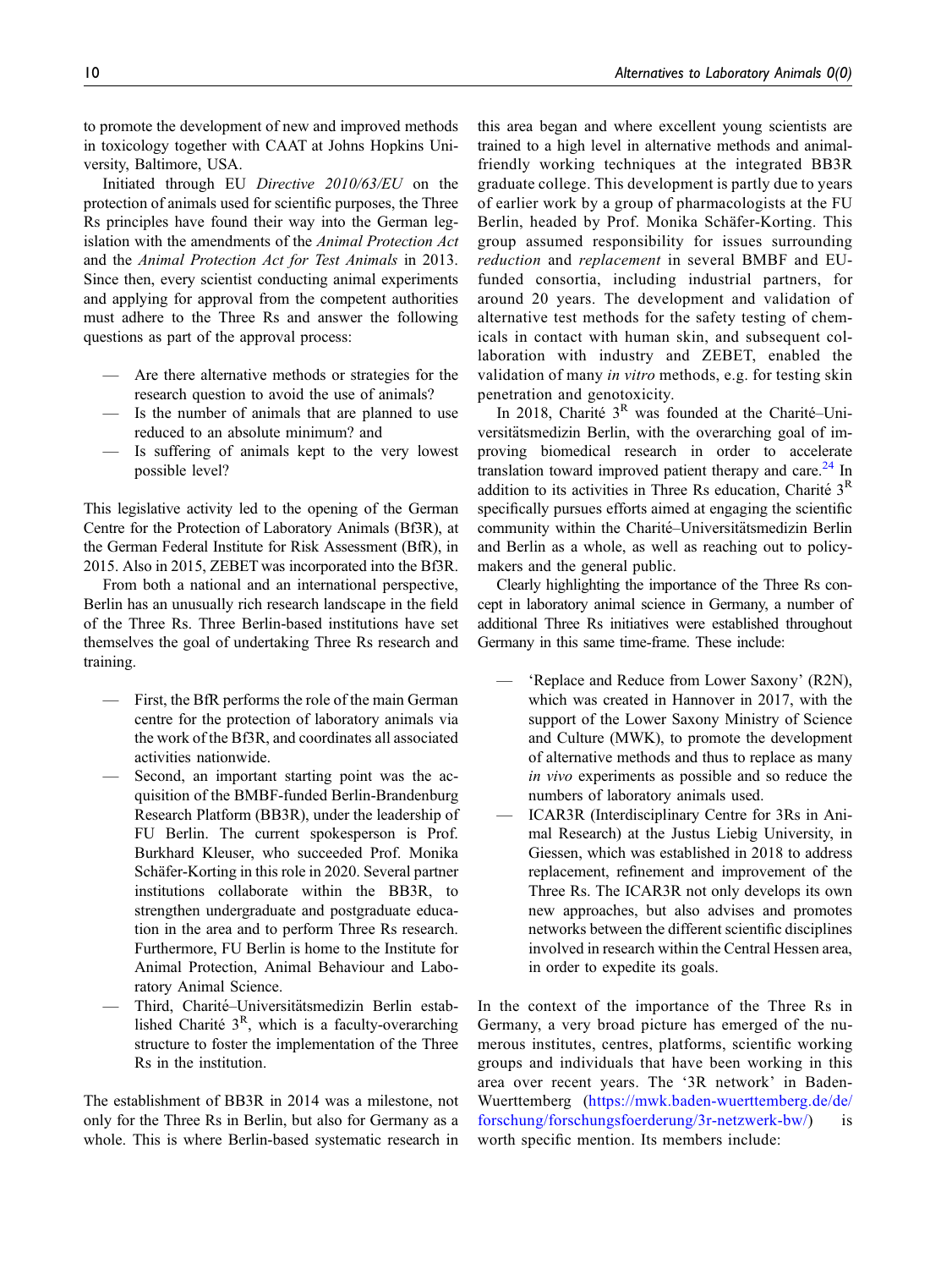to promote the development of new and improved methods in toxicology together with CAAT at Johns Hopkins University, Baltimore, USA.

Initiated through EU *Directive 2010/63/EU* on the protection of animals used for scientific purposes, the Three Rs principles have found their way into the German legislation with the amendments of the *Animal Protection Act* and the *Animal Protection Act for Test Animals* in 2013. Since then, every scientist conducting animal experiments and applying for approval from the competent authorities must adhere to the Three Rs and answer the following questions as part of the approval process:

- Are there alternative methods or strategies for the research question to avoid the use of animals?
- Is the number of animals that are planned to use reduced to an absolute minimum? and
- Is suffering of animals kept to the very lowest possible level?

This legislative activity led to the opening of the German Centre for the Protection of Laboratory Animals (Bf3R), at the German Federal Institute for Risk Assessment (BfR), in 2015. Also in 2015, ZEBET was incorporated into the Bf3R.

From both a national and an international perspective, Berlin has an unusually rich research landscape in the field of the Three Rs. Three Berlin-based institutions have set themselves the goal of undertaking Three Rs research and training.

- First, the BfR performs the role of the main German centre for the protection of laboratory animals via the work of the Bf3R, and coordinates all associated activities nationwide.
- Second, an important starting point was the acquisition of the BMBF-funded Berlin-Brandenburg Research Platform (BB3R), under the leadership of FU Berlin. The current spokesperson is Prof. Burkhard Kleuser, who succeeded Prof. Monika Schäfer-Korting in this role in 2020. Several partner institutions collaborate within the BB3R, to strengthen undergraduate and postgraduate education in the area and to perform Three Rs research. Furthermore, FU Berlin is home to the Institute for Animal Protection, Animal Behaviour and Laboratory Animal Science.
- Third, Charité–Universitätsmedizin Berlin established Charité $3^R$, which is a faculty-overarching structure to foster the implementation of the Three Rs in the institution.

The establishment of BB3R in 2014 was a milestone, not only for the Three Rs in Berlin, but also for Germany as a whole. This is where Berlin-based systematic research in this area began and where excellent young scientists are trained to a high level in alternative methods and animal-friendly working techniques at the integrated BB3R graduate college. This development is partly due to years of earlier work by a group of pharmacologists at the FU Berlin, headed by Prof. Monika Schäfer-Korting. This group assumed responsibility for issues surrounding *reduction* and *replacement* in several BMBF and EU-funded consortia, including industrial partners, for around 20 years. The development and validation of alternative test methods for the safety testing of chemicals in contact with human skin, and subsequent collaboration with industry and ZEBET, enabled the validation of many *in vitro* methods, e.g. for testing skin penetration and genotoxicity.

In 2018, Charité $3^R$ was founded at the Charité–Universitätsmedizin Berlin, with the overarching goal of improving biomedical research in order to accelerate translation toward improved patient therapy and care.[24] In addition to its activities in Three Rs education, Charité $3^R$ specifically pursues efforts aimed at engaging the scientific community within the Charité–Universitätsmedizin Berlin and Berlin as a whole, as well as reaching out to policy-makers and the general public.

Clearly highlighting the importance of the Three Rs concept in laboratory animal science in Germany, a number of additional Three Rs initiatives were established throughout Germany in this same time-frame. These include:

- 'Replace and Reduce from Lower Saxony' (R2N), which was created in Hannover in 2017, with the support of the Lower Saxony Ministry of Science and Culture (MWK), to promote the development of alternative methods and thus to replace as many *in vivo* experiments as possible and so reduce the numbers of laboratory animals used.
- ICAR3R (Interdisciplinary Centre for 3Rs in Animal Research) at the Justus Liebig University, in Giessen, which was established in 2018 to address replacement, refinement and improvement of the Three Rs. The ICAR3R not only develops its own new approaches, but also advises and promotes networks between the different scientific disciplines involved in research within the Central Hessen area, in order to expedite its goals.

In the context of the importance of the Three Rs in Germany, a very broad picture has emerged of the numerous institutes, centres, platforms, scientific working groups and individuals that have been working in this area over recent years. The '3R network' in Baden-Wuerttemberg (https://mwk.baden-wuerttemberg.de/de/forschung/forschungsfoerderung/3r-netzwerk-bw/) is worth specific mention. Its members include: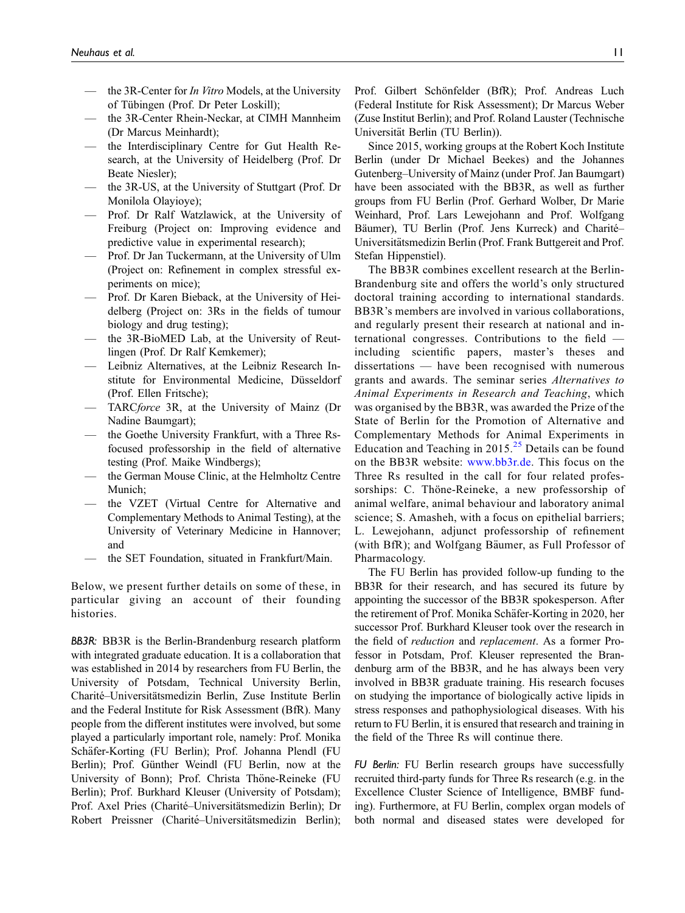- the 3R-Center for *In Vitro* Models, at the University of Tübingen (Prof. Dr Peter Loskill);
- the 3R-Center Rhein-Neckar, at CIMH Mannheim (Dr Marcus Meinhardt);
- the Interdisciplinary Centre for Gut Health Research, at the University of Heidelberg (Prof. Dr Beate Niesler);
- the 3R-US, at the University of Stuttgart (Prof. Dr Monilola Olayioye);
- Prof. Dr Ralf Watzlawick, at the University of Freiburg (Project on: Improving evidence and predictive value in experimental research);
- Prof. Dr Jan Tuckermann, at the University of Ulm (Project on: Refinement in complex stressful experiments on mice);
- Prof. Dr Karen Bieback, at the University of Heidelberg (Project on: 3Rs in the fields of tumour biology and drug testing);
- the 3R-BioMED Lab, at the University of Reutlingen (Prof. Dr Ralf Kemkemer);
- Leibniz Alternatives, at the Leibniz Research Institute for Environmental Medicine, Düsseldorf (Prof. Ellen Fritsche);
- TARC*force* 3R, at the University of Mainz (Dr Nadine Baumgart);
- the Goethe University Frankfurt, with a Three Rs-focused professorship in the field of alternative testing (Prof. Maike Windbergs);
- the German Mouse Clinic, at the Helmholtz Centre Munich;
- the VZET (Virtual Centre for Alternative and Complementary Methods to Animal Testing), at the University of Veterinary Medicine in Hannover; and
- the SET Foundation, situated in Frankfurt/Main.

Below, we present further details on some of these, in particular giving an account of their founding histories.

*BB3R:* BB3R is the Berlin-Brandenburg research platform with integrated graduate education. It is a collaboration that was established in 2014 by researchers from FU Berlin, the University of Potsdam, Technical University Berlin, Charité–Universitätsmedizin Berlin, Zuse Institute Berlin and the Federal Institute for Risk Assessment (BfR). Many people from the different institutes were involved, but some played a particularly important role, namely: Prof. Monika Schäfer-Korting (FU Berlin); Prof. Johanna Plendl (FU Berlin); Prof. Günther Weindl (FU Berlin, now at the University of Bonn); Prof. Christa Thöne-Reineke (FU Berlin); Prof. Burkhard Kleuser (University of Potsdam); Prof. Axel Pries (Charité–Universitätsmedizin Berlin); Dr Robert Preissner (Charité–Universitätsmedizin Berlin); Prof. Gilbert Schönfelder (BfR); Prof. Andreas Luch (Federal Institute for Risk Assessment); Dr Marcus Weber (Zuse Institut Berlin); and Prof. Roland Lauster (Technische Universität Berlin (TU Berlin)).

Since 2015, working groups at the Robert Koch Institute Berlin (under Dr Michael Beekes) and the Johannes Gutenberg–University of Mainz (under Prof. Jan Baumgart) have been associated with the BB3R, as well as further groups from FU Berlin (Prof. Gerhard Wolber, Dr Marie Weinhard, Prof. Lars Lewejohann and Prof. Wolfgang Bäumer), TU Berlin (Prof. Jens Kurreck) and Charité–Universitätsmedizin Berlin (Prof. Frank Buttgereit and Prof. Stefan Hippenstiel).

The BB3R combines excellent research at the Berlin-Brandenburg site and offers the world's only structured doctoral training according to international standards. BB3R's members are involved in various collaborations, and regularly present their research at national and international congresses. Contributions to the field — including scientific papers, master's theses and dissertations — have been recognised with numerous grants and awards. The seminar series *Alternatives to Animal Experiments in Research and Teaching*, which was organised by the BB3R, was awarded the Prize of the State of Berlin for the Promotion of Alternative and Complementary Methods for Animal Experiments in Education and Teaching in 2015.[25] Details can be found on the BB3R website: www.bb3r.de. This focus on the Three Rs resulted in the call for four related professorships: C. Thöne-Reineke, a new professorship of animal welfare, animal behaviour and laboratory animal science; S. Amasheh, with a focus on epithelial barriers; L. Lewejohann, adjunct professorship of refinement (with BfR); and Wolfgang Bäumer, as Full Professor of Pharmacology.

The FU Berlin has provided follow-up funding to the BB3R for their research, and has secured its future by appointing the successor of the BB3R spokesperson. After the retirement of Prof. Monika Schäfer-Korting in 2020, her successor Prof. Burkhard Kleuser took over the research in the field of *reduction* and *replacement*. As a former Professor in Potsdam, Prof. Kleuser represented the Brandenburg arm of the BB3R, and he has always been very involved in BB3R graduate training. His research focuses on studying the importance of biologically active lipids in stress responses and pathophysiological diseases. With his return to FU Berlin, it is ensured that research and training in the field of the Three Rs will continue there.

*FU Berlin:* FU Berlin research groups have successfully recruited third-party funds for Three Rs research (e.g. in the Excellence Cluster Science of Intelligence, BMBF funding). Furthermore, at FU Berlin, complex organ models of both normal and diseased states were developed for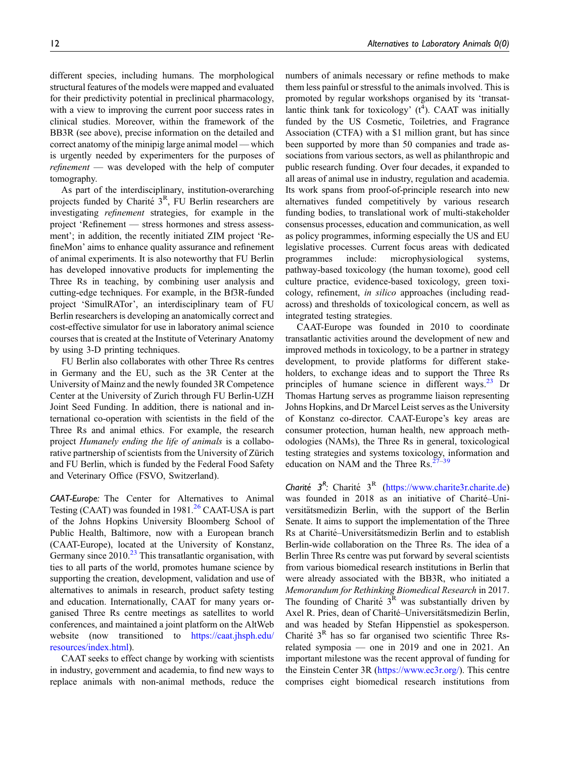different species, including humans. The morphological structural features of the models were mapped and evaluated for their predictivity potential in preclinical pharmacology, with a view to improving the current poor success rates in clinical studies. Moreover, within the framework of the BB3R (see above), precise information on the detailed and correct anatomy of the minipig large animal model — which is urgently needed by experimenters for the purposes of *refinement* — was developed with the help of computer tomography.

As part of the interdisciplinary, institution-overarching projects funded by Charité $3^R$, FU Berlin researchers are investigating *refinement* strategies, for example in the project 'Refinement — stress hormones and stress assessment'; in addition, the recently initiated ZIM project 'RefineMon' aims to enhance quality assurance and refinement of animal experiments. It is also noteworthy that FU Berlin has developed innovative products for implementing the Three Rs in teaching, by combining user analysis and cutting-edge techniques. For example, in the Bf3R-funded project 'SimulRATor', an interdisciplinary team of FU Berlin researchers is developing an anatomically correct and cost-effective simulator for use in laboratory animal science courses that is created at the Institute of Veterinary Anatomy by using 3-D printing techniques.

FU Berlin also collaborates with other Three Rs centres in Germany and the EU, such as the 3R Center at the University of Mainz and the newly founded 3R Competence Center at the University of Zurich through FU Berlin-UZH Joint Seed Funding. In addition, there is national and international co-operation with scientists in the field of the Three Rs and animal ethics. For example, the research project *Humanely ending the life of animals* is a collaborative partnership of scientists from the University of Zürich and FU Berlin, which is funded by the Federal Food Safety and Veterinary Office (FSVO, Switzerland).

*CAAT-Europe:* The Center for Alternatives to Animal Testing (CAAT) was founded in 1981.[26] CAAT-USA is part of the Johns Hopkins University Bloomberg School of Public Health, Baltimore, now with a European branch (CAAT-Europe), located at the University of Konstanz, Germany since 2010.[23] This transatlantic organisation, with ties to all parts of the world, promotes humane science by supporting the creation, development, validation and use of alternatives to animals in research, product safety testing and education. Internationally, CAAT for many years organised Three Rs centre meetings as satellites to world conferences, and maintained a joint platform on the AltWeb website (now transitioned to https://caat.jhsph.edu/resources/index.html).

CAAT seeks to effect change by working with scientists in industry, government and academia, to find new ways to replace animals with non-animal methods, reduce the numbers of animals necessary or refine methods to make them less painful or stressful to the animals involved. This is promoted by regular workshops organised by its 'transatlantic think tank for toxicology' ($t^4$). CAAT was initially funded by the US Cosmetic, Toiletries, and Fragrance Association (CTFA) with a $1 million grant, but has since been supported by more than 50 companies and trade associations from various sectors, as well as philanthropic and public research funding. Over four decades, it expanded to all areas of animal use in industry, regulation and academia. Its work spans from proof-of-principle research into new alternatives funded competitively by various research funding bodies, to translational work of multi-stakeholder consensus processes, education and communication, as well as policy programmes, informing especially the US and EU legislative processes. Current focus areas with dedicated programmes include: microphysiological systems, pathway-based toxicology (the human toxome), good cell culture practice, evidence-based toxicology, green toxicology, refinement, *in silico* approaches (including read-across) and thresholds of toxicological concern, as well as integrated testing strategies.

CAAT-Europe was founded in 2010 to coordinate transatlantic activities around the development of new and improved methods in toxicology, to be a partner in strategy development, to provide platforms for different stakeholders, to exchange ideas and to support the Three Rs principles of humane science in different ways.[23] Dr Thomas Hartung serves as programme liaison representing Johns Hopkins, and Dr Marcel Leist serves as the University of Konstanz co-director. CAAT-Europe's key areas are consumer protection, human health, new approach methodologies (NAMs), the Three Rs in general, toxicological testing strategies and systems toxicology, information and education on NAM and the Three Rs.[27–39]

*Charité $3^R$:* Charité $3^R$ (https://www.charite3r.charite.de) was founded in 2018 as an initiative of Charité–Universitätsmedizin Berlin, with the support of the Berlin Senate. It aims to support the implementation of the Three Rs at Charité–Universitätsmedizin Berlin and to establish Berlin-wide collaboration on the Three Rs. The idea of a Berlin Three Rs centre was put forward by several scientists from various biomedical research institutions in Berlin that were already associated with the BB3R, who initiated a *Memorandum for Rethinking Biomedical Research* in 2017. The founding of Charité $3^R$ was substantially driven by Axel R. Pries, dean of Charité–Universitätsmedizin Berlin, and was headed by Stefan Hippenstiel as spokesperson. Charité $3^R$ has so far organised two scientific Three Rs-related symposia — one in 2019 and one in 2021. An important milestone was the recent approval of funding for the Einstein Center 3R (https://www.ec3r.org/). This centre comprises eight biomedical research institutions from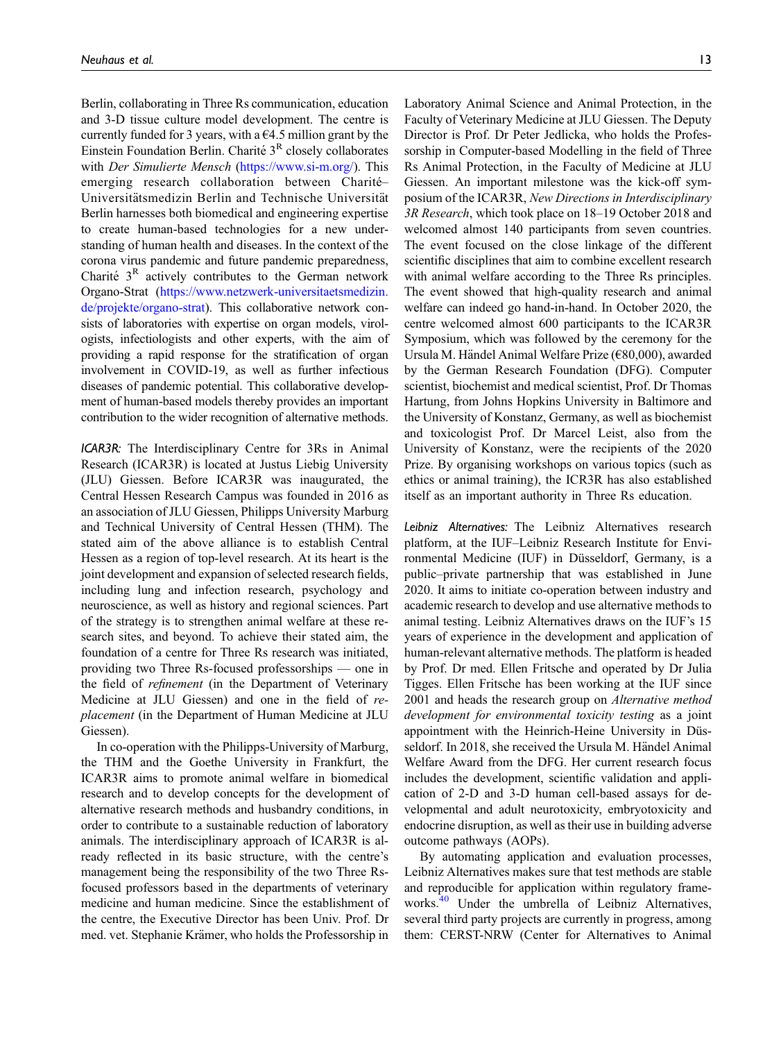Berlin, collaborating in Three Rs communication, education and 3-D tissue culture model development. The centre is currently funded for 3 years, with a €4.5 million grant by the Einstein Foundation Berlin. Charité $3^R$ closely collaborates with *Der Simulierte Mensch* (https://www.si-m.org/). This emerging research collaboration between Charité–Universitätsmedizin Berlin and Technische Universität Berlin harnesses both biomedical and engineering expertise to create human-based technologies for a new understanding of human health and diseases. In the context of the corona virus pandemic and future pandemic preparedness, Charité $3^R$ actively contributes to the German network Organo-Strat (https://www.netzwerk-universitaetsmedizin.de/projekte/organo-strat). This collaborative network consists of laboratories with expertise on organ models, virologists, infectiologists and other experts, with the aim of providing a rapid response for the stratification of organ involvement in COVID-19, as well as further infectious diseases of pandemic potential. This collaborative development of human-based models thereby provides an important contribution to the wider recognition of alternative methods.

*ICAR3R:* The Interdisciplinary Centre for 3Rs in Animal Research (ICAR3R) is located at Justus Liebig University (JLU) Giessen. Before ICAR3R was inaugurated, the Central Hessen Research Campus was founded in 2016 as an association of JLU Giessen, Philipps University Marburg and Technical University of Central Hessen (THM). The stated aim of the above alliance is to establish Central Hessen as a region of top-level research. At its heart is the joint development and expansion of selected research fields, including lung and infection research, psychology and neuroscience, as well as history and regional sciences. Part of the strategy is to strengthen animal welfare at these research sites, and beyond. To achieve their stated aim, the foundation of a centre for Three Rs research was initiated, providing two Three Rs-focused professorships — one in the field of *refinement* (in the Department of Veterinary Medicine at JLU Giessen) and one in the field of *replacement* (in the Department of Human Medicine at JLU Giessen).

In co-operation with the Philipps-University of Marburg, the THM and the Goethe University in Frankfurt, the ICAR3R aims to promote animal welfare in biomedical research and to develop concepts for the development of alternative research methods and husbandry conditions, in order to contribute to a sustainable reduction of laboratory animals. The interdisciplinary approach of ICAR3R is already reflected in its basic structure, with the centre's management being the responsibility of the two Three Rs-focused professors based in the departments of veterinary medicine and human medicine. Since the establishment of the centre, the Executive Director has been Univ. Prof. Dr med. vet. Stephanie Krämer, who holds the Professorship in Laboratory Animal Science and Animal Protection, in the Faculty of Veterinary Medicine at JLU Giessen. The Deputy Director is Prof. Dr Peter Jedlicka, who holds the Professorship in Computer-based Modelling in the field of Three Rs Animal Protection, in the Faculty of Medicine at JLU Giessen. An important milestone was the kick-off symposium of the ICAR3R, *New Directions in Interdisciplinary 3R Research*, which took place on 18–19 October 2018 and welcomed almost 140 participants from seven countries. The event focused on the close linkage of the different scientific disciplines that aim to combine excellent research with animal welfare according to the Three Rs principles. The event showed that high-quality research and animal welfare can indeed go hand-in-hand. In October 2020, the centre welcomed almost 600 participants to the ICAR3R Symposium, which was followed by the ceremony for the Ursula M. Händel Animal Welfare Prize (€80,000), awarded by the German Research Foundation (DFG). Computer scientist, biochemist and medical scientist, Prof. Dr Thomas Hartung, from Johns Hopkins University in Baltimore and the University of Konstanz, Germany, as well as biochemist and toxicologist Prof. Dr Marcel Leist, also from the University of Konstanz, were the recipients of the 2020 Prize. By organising workshops on various topics (such as ethics or animal training), the ICR3R has also established itself as an important authority in Three Rs education.

*Leibniz Alternatives:* The Leibniz Alternatives research platform, at the IUF–Leibniz Research Institute for Environmental Medicine (IUF) in Düsseldorf, Germany, is a public–private partnership that was established in June 2020. It aims to initiate co-operation between industry and academic research to develop and use alternative methods to animal testing. Leibniz Alternatives draws on the IUF's 15 years of experience in the development and application of human-relevant alternative methods. The platform is headed by Prof. Dr med. Ellen Fritsche and operated by Dr Julia Tigges. Ellen Fritsche has been working at the IUF since 2001 and heads the research group on *Alternative method development for environmental toxicity testing* as a joint appointment with the Heinrich-Heine University in Düsseldorf. In 2018, she received the Ursula M. Händel Animal Welfare Award from the DFG. Her current research focus includes the development, scientific validation and application of 2-D and 3-D human cell-based assays for developmental and adult neurotoxicity, embryotoxicity and endocrine disruption, as well as their use in building adverse outcome pathways (AOPs).

By automating application and evaluation processes, Leibniz Alternatives makes sure that test methods are stable and reproducible for application within regulatory frameworks.[40] Under the umbrella of Leibniz Alternatives, several third party projects are currently in progress, among them: CERST-NRW (Center for Alternatives to Animal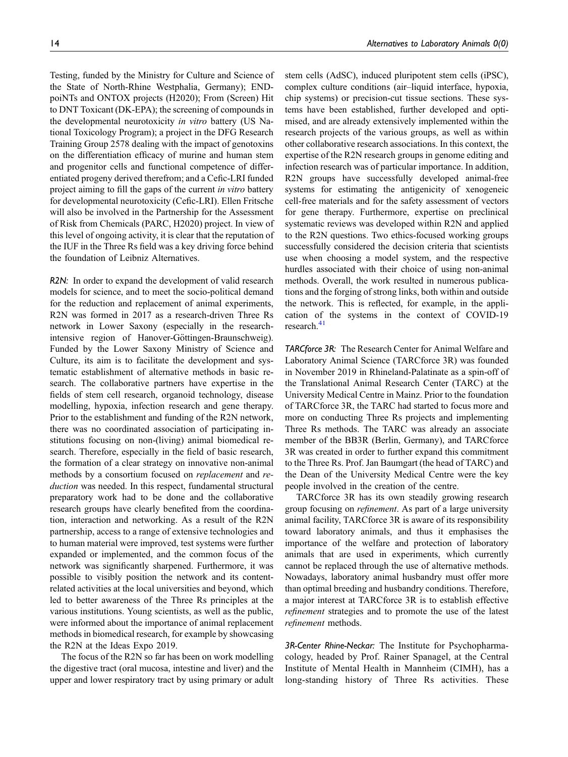Testing, funded by the Ministry for Culture and Science of the State of North-Rhine Westphalia, Germany); ENDpoiNTs and ONTOX projects (H2020); From (Screen) Hit to DNT Toxicant (DK-EPA); the screening of compounds in the developmental neurotoxicity *in vitro* battery (US National Toxicology Program); a project in the DFG Research Training Group 2578 dealing with the impact of genotoxins on the differentiation efficacy of murine and human stem and progenitor cells and functional competence of differentiated progeny derived therefrom; and a Cefic-LRI funded project aiming to fill the gaps of the current *in vitro* battery for developmental neurotoxicity (Cefic-LRI). Ellen Fritsche will also be involved in the Partnership for the Assessment of Risk from Chemicals (PARC, H2020) project. In view of this level of ongoing activity, it is clear that the reputation of the IUF in the Three Rs field was a key driving force behind the foundation of Leibniz Alternatives.

*R2N:* In order to expand the development of valid research models for science, and to meet the socio-political demand for the reduction and replacement of animal experiments, R2N was formed in 2017 as a research-driven Three Rs network in Lower Saxony (especially in the research-intensive region of Hanover-Göttingen-Braunschweig). Funded by the Lower Saxony Ministry of Science and Culture, its aim is to facilitate the development and systematic establishment of alternative methods in basic research. The collaborative partners have expertise in the fields of stem cell research, organoid technology, disease modelling, hypoxia, infection research and gene therapy. Prior to the establishment and funding of the R2N network, there was no coordinated association of participating institutions focusing on non-(living) animal biomedical research. Therefore, especially in the field of basic research, the formation of a clear strategy on innovative non-animal methods by a consortium focused on *replacement* and *reduction* was needed. In this respect, fundamental structural preparatory work had to be done and the collaborative research groups have clearly benefited from the coordination, interaction and networking. As a result of the R2N partnership, access to a range of extensive technologies and to human material were improved, test systems were further expanded or implemented, and the common focus of the network was significantly sharpened. Furthermore, it was possible to visibly position the network and its content-related activities at the local universities and beyond, which led to better awareness of the Three Rs principles at the various institutions. Young scientists, as well as the public, were informed about the importance of animal replacement methods in biomedical research, for example by showcasing the R2N at the Ideas Expo 2019.

The focus of the R2N so far has been on work modelling the digestive tract (oral mucosa, intestine and liver) and the upper and lower respiratory tract by using primary or adult stem cells (AdSC), induced pluripotent stem cells (iPSC), complex culture conditions (air–liquid interface, hypoxia, chip systems) or precision-cut tissue sections. These systems have been established, further developed and optimised, and are already extensively implemented within the research projects of the various groups, as well as within other collaborative research associations. In this context, the expertise of the R2N research groups in genome editing and infection research was of particular importance. In addition, R2N groups have successfully developed animal-free systems for estimating the antigenicity of xenogeneic cell-free materials and for the safety assessment of vectors for gene therapy. Furthermore, expertise on preclinical systematic reviews was developed within R2N and applied to the R2N questions. Two ethics-focused working groups successfully considered the decision criteria that scientists use when choosing a model system, and the respective hurdles associated with their choice of using non-animal methods. Overall, the work resulted in numerous publications and the forging of strong links, both within and outside the network. This is reflected, for example, in the application of the systems in the context of COVID-19 research.[41]

*TARCforce 3R:* The Research Center for Animal Welfare and Laboratory Animal Science (TARCforce 3R) was founded in November 2019 in Rhineland-Palatinate as a spin-off of the Translational Animal Research Center (TARC) at the University Medical Centre in Mainz. Prior to the foundation of TARCforce 3R, the TARC had started to focus more and more on conducting Three Rs projects and implementing Three Rs methods. The TARC was already an associate member of the BB3R (Berlin, Germany), and TARCforce 3R was created in order to further expand this commitment to the Three Rs. Prof. Jan Baumgart (the head of TARC) and the Dean of the University Medical Centre were the key people involved in the creation of the centre.

TARCforce 3R has its own steadily growing research group focusing on *refinement*. As part of a large university animal facility, TARCforce 3R is aware of its responsibility toward laboratory animals, and thus it emphasises the importance of the welfare and protection of laboratory animals that are used in experiments, which currently cannot be replaced through the use of alternative methods. Nowadays, laboratory animal husbandry must offer more than optimal breeding and husbandry conditions. Therefore, a major interest at TARCforce 3R is to establish effective *refinement* strategies and to promote the use of the latest *refinement* methods.

*3R-Center Rhine-Neckar:* The Institute for Psychopharmacology, headed by Prof. Rainer Spanagel, at the Central Institute of Mental Health in Mannheim (CIMH), has a long-standing history of Three Rs activities. These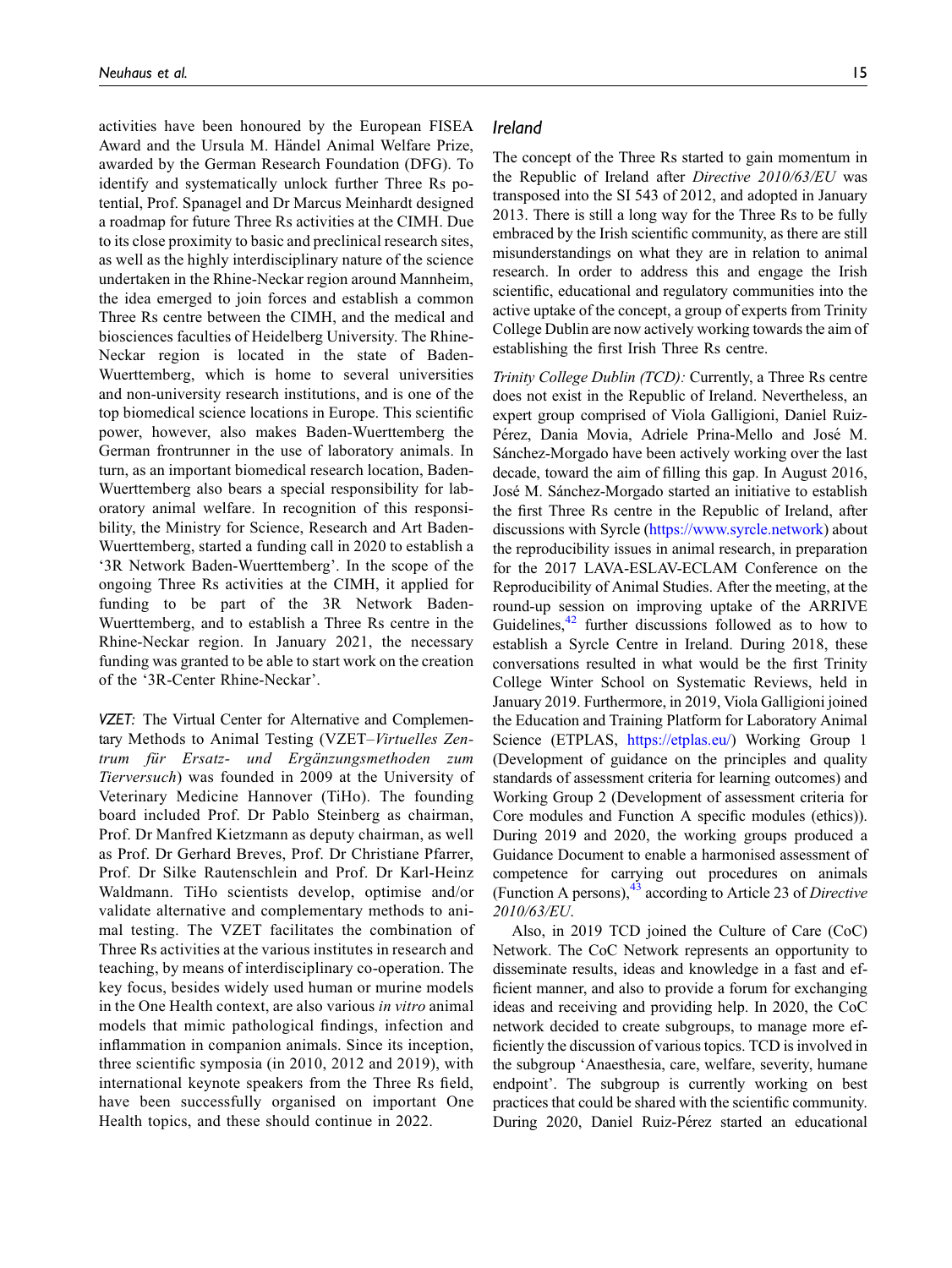activities have been honoured by the European FISEA Award and the Ursula M. Händel Animal Welfare Prize, awarded by the German Research Foundation (DFG). To identify and systematically unlock further Three Rs potential, Prof. Spanagel and Dr Marcus Meinhardt designed a roadmap for future Three Rs activities at the CIMH. Due to its close proximity to basic and preclinical research sites, as well as the highly interdisciplinary nature of the science undertaken in the Rhine-Neckar region around Mannheim, the idea emerged to join forces and establish a common Three Rs centre between the CIMH, and the medical and biosciences faculties of Heidelberg University. The Rhine-Neckar region is located in the state of Baden-Wuerttemberg, which is home to several universities and non-university research institutions, and is one of the top biomedical science locations in Europe. This scientific power, however, also makes Baden-Wuerttemberg the German frontrunner in the use of laboratory animals. In turn, as an important biomedical research location, Baden-Wuerttemberg also bears a special responsibility for laboratory animal welfare. In recognition of this responsibility, the Ministry for Science, Research and Art Baden-Wuerttemberg, started a funding call in 2020 to establish a '3R Network Baden-Wuerttemberg'. In the scope of the ongoing Three Rs activities at the CIMH, it applied for funding to be part of the 3R Network Baden-Wuerttemberg, and to establish a Three Rs centre in the Rhine-Neckar region. In January 2021, the necessary funding was granted to be able to start work on the creation of the '3R-Center Rhine-Neckar'.

*VZET:* The Virtual Center for Alternative and Complementary Methods to Animal Testing (VZET–*Virtuelles Zentrum für Ersatz- und Ergänzungsmethoden zum Tierversuch*) was founded in 2009 at the University of Veterinary Medicine Hannover (TiHo). The founding board included Prof. Dr Pablo Steinberg as chairman, Prof. Dr Manfred Kietzmann as deputy chairman, as well as Prof. Dr Gerhard Breves, Prof. Dr Christiane Pfarrer, Prof. Dr Silke Rautenschlein and Prof. Dr Karl-Heinz Waldmann. TiHo scientists develop, optimise and/or validate alternative and complementary methods to animal testing. The VZET facilitates the combination of Three Rs activities at the various institutes in research and teaching, by means of interdisciplinary co-operation. The key focus, besides widely used human or murine models in the One Health context, are also various *in vitro* animal models that mimic pathological findings, infection and inflammation in companion animals. Since its inception, three scientific symposia (in 2010, 2012 and 2019), with international keynote speakers from the Three Rs field, have been successfully organised on important One Health topics, and these should continue in 2022.

### Ireland

The concept of the Three Rs started to gain momentum in the Republic of Ireland after *Directive 2010/63/EU* was transposed into the SI 543 of 2012, and adopted in January 2013. There is still a long way for the Three Rs to be fully embraced by the Irish scientific community, as there are still misunderstandings on what they are in relation to animal research. In order to address this and engage the Irish scientific, educational and regulatory communities into the active uptake of the concept, a group of experts from Trinity College Dublin are now actively working towards the aim of establishing the first Irish Three Rs centre.

*Trinity College Dublin (TCD):* Currently, a Three Rs centre does not exist in the Republic of Ireland. Nevertheless, an expert group comprised of Viola Galligioni, Daniel Ruiz-Pérez, Dania Movia, Adriele Prina-Mello and José M. Sánchez-Morgado have been actively working over the last decade, toward the aim of filling this gap. In August 2016, José M. Sánchez-Morgado started an initiative to establish the first Three Rs centre in the Republic of Ireland, after discussions with Syrcle (https://www.syrcle.network) about the reproducibility issues in animal research, in preparation for the 2017 LAVA-ESLAV-ECLAM Conference on the Reproducibility of Animal Studies. After the meeting, at the round-up session on improving uptake of the ARRIVE Guidelines,[42] further discussions followed as to how to establish a Syrcle Centre in Ireland. During 2018, these conversations resulted in what would be the first Trinity College Winter School on Systematic Reviews, held in January 2019. Furthermore, in 2019, Viola Galligioni joined the Education and Training Platform for Laboratory Animal Science (ETPLAS, https://etplas.eu/) Working Group 1 (Development of guidance on the principles and quality standards of assessment criteria for learning outcomes) and Working Group 2 (Development of assessment criteria for Core modules and Function A specific modules (ethics)). During 2019 and 2020, the working groups produced a Guidance Document to enable a harmonised assessment of competence for carrying out procedures on animals (Function A persons),[43] according to Article 23 of *Directive 2010/63/EU*.

Also, in 2019 TCD joined the Culture of Care (CoC) Network. The CoC Network represents an opportunity to disseminate results, ideas and knowledge in a fast and efficient manner, and also to provide a forum for exchanging ideas and receiving and providing help. In 2020, the CoC network decided to create subgroups, to manage more efficiently the discussion of various topics. TCD is involved in the subgroup 'Anaesthesia, care, welfare, severity, humane endpoint'. The subgroup is currently working on best practices that could be shared with the scientific community. During 2020, Daniel Ruiz-Pérez started an educational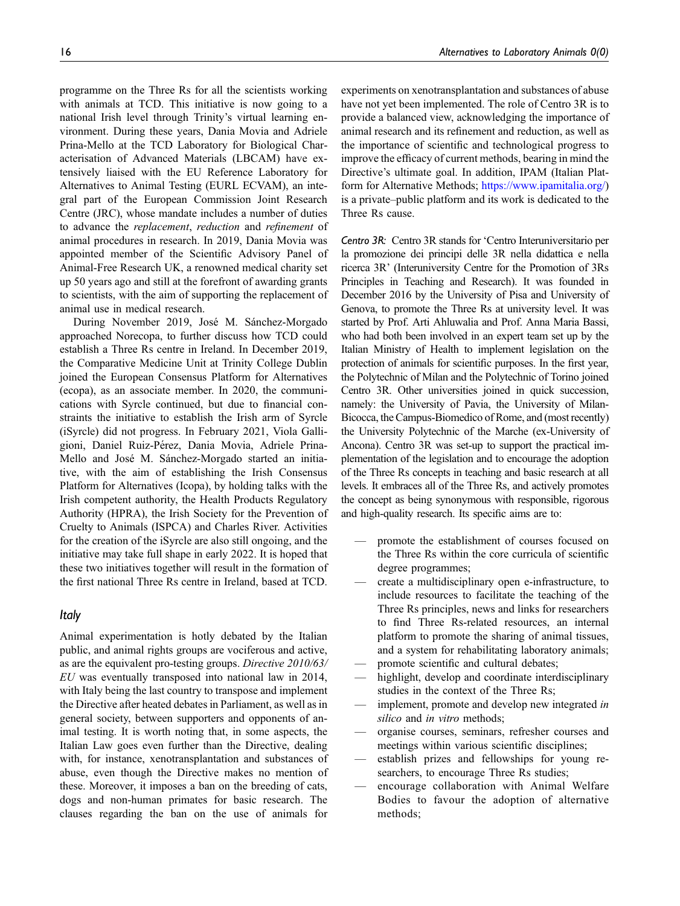programme on the Three Rs for all the scientists working with animals at TCD. This initiative is now going to a national Irish level through Trinity's virtual learning environment. During these years, Dania Movia and Adriele Prina-Mello at the TCD Laboratory for Biological Characterisation of Advanced Materials (LBCAM) have extensively liaised with the EU Reference Laboratory for Alternatives to Animal Testing (EURL ECVAM), an integral part of the European Commission Joint Research Centre (JRC), whose mandate includes a number of duties to advance the *replacement*, *reduction* and *refinement* of animal procedures in research. In 2019, Dania Movia was appointed member of the Scientific Advisory Panel of Animal-Free Research UK, a renowned medical charity set up 50 years ago and still at the forefront of awarding grants to scientists, with the aim of supporting the replacement of animal use in medical research.

During November 2019, José M. Sánchez-Morgado approached Norecopa, to further discuss how TCD could establish a Three Rs centre in Ireland. In December 2019, the Comparative Medicine Unit at Trinity College Dublin joined the European Consensus Platform for Alternatives (ecopa), as an associate member. In 2020, the communications with Syrcle continued, but due to financial constraints the initiative to establish the Irish arm of Syrcle (iSyrcle) did not progress. In February 2021, Viola Galligioni, Daniel Ruiz-Pérez, Dania Movia, Adriele Prina-Mello and José M. Sánchez-Morgado started an initiative, with the aim of establishing the Irish Consensus Platform for Alternatives (Icopa), by holding talks with the Irish competent authority, the Health Products Regulatory Authority (HPRA), the Irish Society for the Prevention of Cruelty to Animals (ISPCA) and Charles River. Activities for the creation of the iSyrcle are also still ongoing, and the initiative may take full shape in early 2022. It is hoped that these two initiatives together will result in the formation of the first national Three Rs centre in Ireland, based at TCD.

### Italy

Animal experimentation is hotly debated by the Italian public, and animal rights groups are vociferous and active, as are the equivalent pro-testing groups. *Directive 2010/63/EU* was eventually transposed into national law in 2014, with Italy being the last country to transpose and implement the Directive after heated debates in Parliament, as well as in general society, between supporters and opponents of animal testing. It is worth noting that, in some aspects, the Italian Law goes even further than the Directive, dealing with, for instance, xenotransplantation and substances of abuse, even though the Directive makes no mention of these. Moreover, it imposes a ban on the breeding of cats, dogs and non-human primates for basic research. The clauses regarding the ban on the use of animals for experiments on xenotransplantation and substances of abuse have not yet been implemented. The role of Centro 3R is to provide a balanced view, acknowledging the importance of animal research and its refinement and reduction, as well as the importance of scientific and technological progress to improve the efficacy of current methods, bearing in mind the Directive's ultimate goal. In addition, IPAM (Italian Platform for Alternative Methods; https://www.ipamitalia.org/) is a private–public platform and its work is dedicated to the Three Rs cause.

*Centro 3R:* Centro 3R stands for 'Centro Interuniversitario per la promozione dei principi delle 3R nella didattica e nella ricerca 3R' (Interuniversity Centre for the Promotion of 3Rs Principles in Teaching and Research). It was founded in December 2016 by the University of Pisa and University of Genova, to promote the Three Rs at university level. It was started by Prof. Arti Ahluwalia and Prof. Anna Maria Bassi, who had both been involved in an expert team set up by the Italian Ministry of Health to implement legislation on the protection of animals for scientific purposes. In the first year, the Polytechnic of Milan and the Polytechnic of Torino joined Centro 3R. Other universities joined in quick succession, namely: the University of Pavia, the University of Milan-Bicocca, the Campus-Biomedico of Rome, and (most recently) the University Polytechnic of the Marche (ex-University of Ancona). Centro 3R was set-up to support the practical implementation of the legislation and to encourage the adoption of the Three Rs concepts in teaching and basic research at all levels. It embraces all of the Three Rs, and actively promotes the concept as being synonymous with responsible, rigorous and high-quality research. Its specific aims are to:

- promote the establishment of courses focused on the Three Rs within the core curricula of scientific degree programmes;
- create a multidisciplinary open e-infrastructure, to include resources to facilitate the teaching of the Three Rs principles, news and links for researchers to find Three Rs-related resources, an internal platform to promote the sharing of animal tissues, and a system for rehabilitating laboratory animals;
- promote scientific and cultural debates;
- highlight, develop and coordinate interdisciplinary studies in the context of the Three Rs;
- implement, promote and develop new integrated *in silico* and *in vitro* methods;
- organise courses, seminars, refresher courses and meetings within various scientific disciplines;
- establish prizes and fellowships for young researchers, to encourage Three Rs studies;
- encourage collaboration with Animal Welfare Bodies to favour the adoption of alternative methods;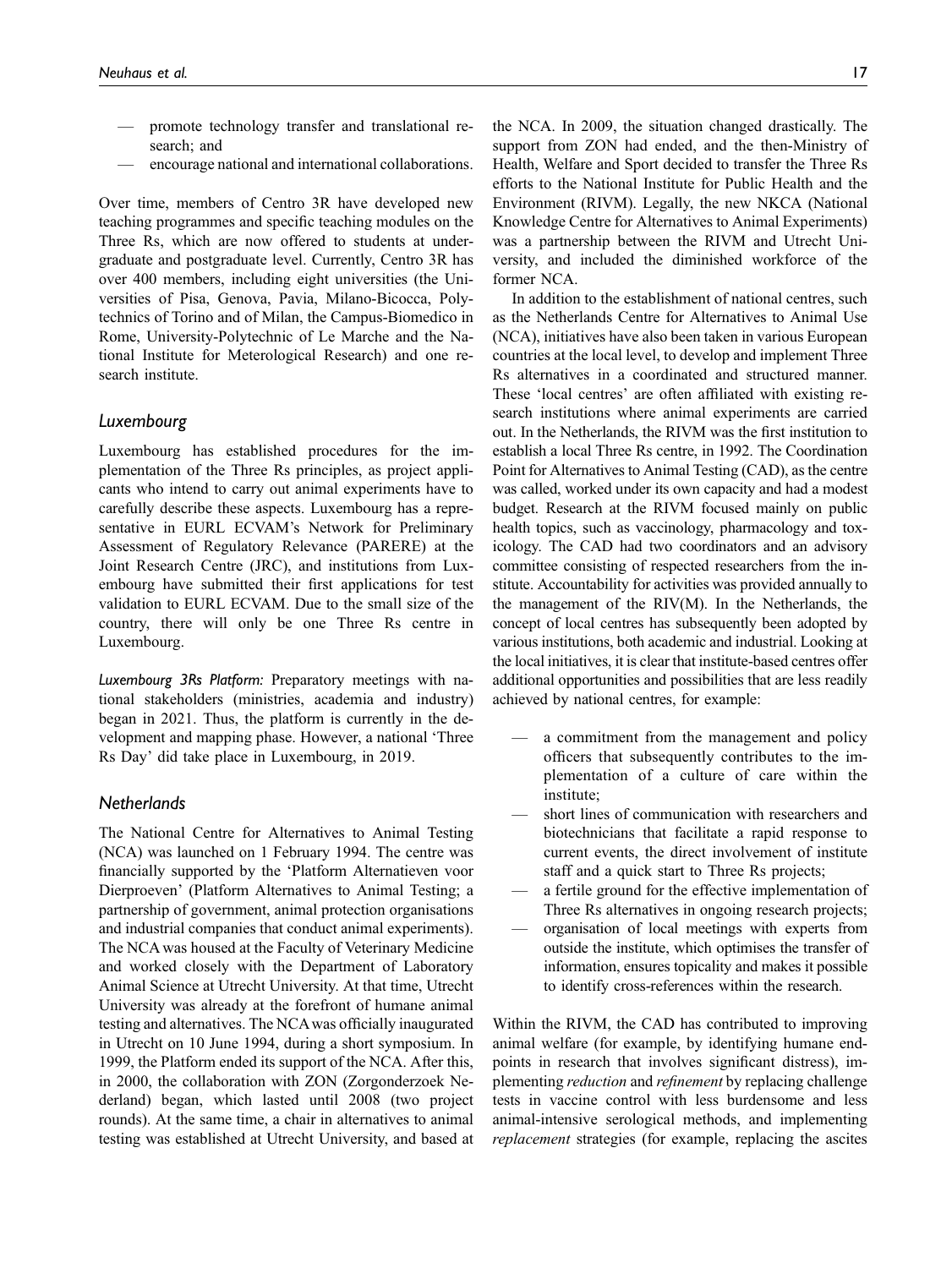— promote technology transfer and translational research; and
— encourage national and international collaborations.

Over time, members of Centro 3R have developed new teaching programmes and specific teaching modules on the Three Rs, which are now offered to students at undergraduate and postgraduate level. Currently, Centro 3R has over 400 members, including eight universities (the Universities of Pisa, Genova, Pavia, Milano-Bicocca, Polytechnics of Torino and of Milan, the Campus-Biomedico in Rome, University-Polytechnic of Le Marche and the National Institute for Meterological Research) and one research institute.

## Luxembourg

Luxembourg has established procedures for the implementation of the Three Rs principles, as project applicants who intend to carry out animal experiments have to carefully describe these aspects. Luxembourg has a representative in EURL ECVAM's Network for Preliminary Assessment of Regulatory Relevance (PARERE) at the Joint Research Centre (JRC), and institutions from Luxembourg have submitted their first applications for test validation to EURL ECVAM. Due to the small size of the country, there will only be one Three Rs centre in Luxembourg.

*Luxembourg 3Rs Platform:* Preparatory meetings with national stakeholders (ministries, academia and industry) began in 2021. Thus, the platform is currently in the development and mapping phase. However, a national 'Three Rs Day' did take place in Luxembourg, in 2019.

## Netherlands

The National Centre for Alternatives to Animal Testing (NCA) was launched on 1 February 1994. The centre was financially supported by the 'Platform Alternatieven voor Dierproeven' (Platform Alternatives to Animal Testing; a partnership of government, animal protection organisations and industrial companies that conduct animal experiments). The NCA was housed at the Faculty of Veterinary Medicine and worked closely with the Department of Laboratory Animal Science at Utrecht University. At that time, Utrecht University was already at the forefront of humane animal testing and alternatives. The NCA was officially inaugurated in Utrecht on 10 June 1994, during a short symposium. In 1999, the Platform ended its support of the NCA. After this, in 2000, the collaboration with ZON (Zorgonderzoek Nederland) began, which lasted until 2008 (two project rounds). At the same time, a chair in alternatives to animal testing was established at Utrecht University, and based at the NCA. In 2009, the situation changed drastically. The support from ZON had ended, and the then-Ministry of Health, Welfare and Sport decided to transfer the Three Rs efforts to the National Institute for Public Health and the Environment (RIVM). Legally, the new NKCA (National Knowledge Centre for Alternatives to Animal Experiments) was a partnership between the RIVM and Utrecht University, and included the diminished workforce of the former NCA.

In addition to the establishment of national centres, such as the Netherlands Centre for Alternatives to Animal Use (NCA), initiatives have also been taken in various European countries at the local level, to develop and implement Three Rs alternatives in a coordinated and structured manner. These 'local centres' are often affiliated with existing research institutions where animal experiments are carried out. In the Netherlands, the RIVM was the first institution to establish a local Three Rs centre, in 1992. The Coordination Point for Alternatives to Animal Testing (CAD), as the centre was called, worked under its own capacity and had a modest budget. Research at the RIVM focused mainly on public health topics, such as vaccinology, pharmacology and toxicology. The CAD had two coordinators and an advisory committee consisting of respected researchers from the institute. Accountability for activities was provided annually to the management of the RIV(M). In the Netherlands, the concept of local centres has subsequently been adopted by various institutions, both academic and industrial. Looking at the local initiatives, it is clear that institute-based centres offer additional opportunities and possibilities that are less readily achieved by national centres, for example:

— a commitment from the management and policy officers that subsequently contributes to the implementation of a culture of care within the institute;
— short lines of communication with researchers and biotechnicians that facilitate a rapid response to current events, the direct involvement of institute staff and a quick start to Three Rs projects;
— a fertile ground for the effective implementation of Three Rs alternatives in ongoing research projects;
— organisation of local meetings with experts from outside the institute, which optimises the transfer of information, ensures topicality and makes it possible to identify cross-references within the research.

Within the RIVM, the CAD has contributed to improving animal welfare (for example, by identifying humane endpoints in research that involves significant distress), implementing *reduction* and *refinement* by replacing challenge tests in vaccine control with less burdensome and less animal-intensive serological methods, and implementing *replacement* strategies (for example, replacing the ascites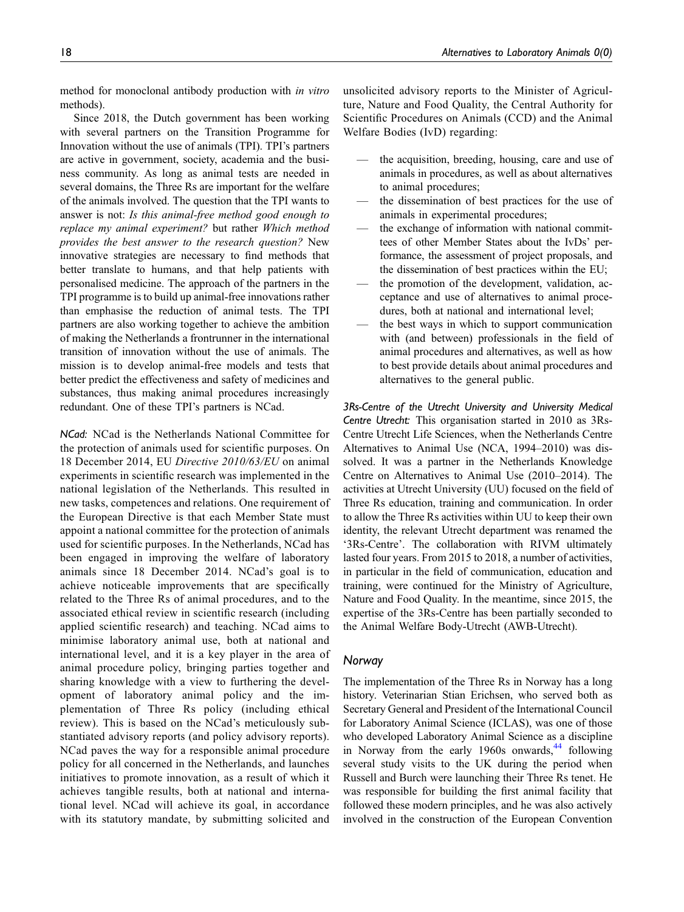method for monoclonal antibody production with *in vitro* methods).

Since 2018, the Dutch government has been working with several partners on the Transition Programme for Innovation without the use of animals (TPI). TPI's partners are active in government, society, academia and the business community. As long as animal tests are needed in several domains, the Three Rs are important for the welfare of the animals involved. The question that the TPI wants to answer is not: *Is this animal-free method good enough to replace my animal experiment?* but rather *Which method provides the best answer to the research question?* New innovative strategies are necessary to find methods that better translate to humans, and that help patients with personalised medicine. The approach of the partners in the TPI programme is to build up animal-free innovations rather than emphasise the reduction of animal tests. The TPI partners are also working together to achieve the ambition of making the Netherlands a frontrunner in the international transition of innovation without the use of animals. The mission is to develop animal-free models and tests that better predict the effectiveness and safety of medicines and substances, thus making animal procedures increasingly redundant. One of these TPI's partners is NCad.

*NCad:* NCad is the Netherlands National Committee for the protection of animals used for scientific purposes. On 18 December 2014, EU *Directive 2010/63/EU* on animal experiments in scientific research was implemented in the national legislation of the Netherlands. This resulted in new tasks, competences and relations. One requirement of the European Directive is that each Member State must appoint a national committee for the protection of animals used for scientific purposes. In the Netherlands, NCad has been engaged in improving the welfare of laboratory animals since 18 December 2014. NCad's goal is to achieve noticeable improvements that are specifically related to the Three Rs of animal procedures, and to the associated ethical review in scientific research (including applied scientific research) and teaching. NCad aims to minimise laboratory animal use, both at national and international level, and it is a key player in the area of animal procedure policy, bringing parties together and sharing knowledge with a view to furthering the development of laboratory animal policy and the implementation of Three Rs policy (including ethical review). This is based on the NCad's meticulously substantiated advisory reports (and policy advisory reports). NCad paves the way for a responsible animal procedure policy for all concerned in the Netherlands, and launches initiatives to promote innovation, as a result of which it achieves tangible results, both at national and international level. NCad will achieve its goal, in accordance with its statutory mandate, by submitting solicited and unsolicited advisory reports to the Minister of Agriculture, Nature and Food Quality, the Central Authority for Scientific Procedures on Animals (CCD) and the Animal Welfare Bodies (IvD) regarding:

- the acquisition, breeding, housing, care and use of animals in procedures, as well as about alternatives to animal procedures;
- the dissemination of best practices for the use of animals in experimental procedures;
- the exchange of information with national committees of other Member States about the IvDs' performance, the assessment of project proposals, and the dissemination of best practices within the EU;
- the promotion of the development, validation, acceptance and use of alternatives to animal procedures, both at national and international level;
- the best ways in which to support communication with (and between) professionals in the field of animal procedures and alternatives, as well as how to best provide details about animal procedures and alternatives to the general public.

*3Rs-Centre of the Utrecht University and University Medical Centre Utrecht:* This organisation started in 2010 as 3Rs-Centre Utrecht Life Sciences, when the Netherlands Centre Alternatives to Animal Use (NCA, 1994–2010) was dissolved. It was a partner in the Netherlands Knowledge Centre on Alternatives to Animal Use (2010–2014). The activities at Utrecht University (UU) focused on the field of Three Rs education, training and communication. In order to allow the Three Rs activities within UU to keep their own identity, the relevant Utrecht department was renamed the '3Rs-Centre'. The collaboration with RIVM ultimately lasted four years. From 2015 to 2018, a number of activities, in particular in the field of communication, education and training, were continued for the Ministry of Agriculture, Nature and Food Quality. In the meantime, since 2015, the expertise of the 3Rs-Centre has been partially seconded to the Animal Welfare Body-Utrecht (AWB-Utrecht).

## Norway

The implementation of the Three Rs in Norway has a long history. Veterinarian Stian Erichsen, who served both as Secretary General and President of the International Council for Laboratory Animal Science (ICLAS), was one of those who developed Laboratory Animal Science as a discipline in Norway from the early 1960s onwards,[44] following several study visits to the UK during the period when Russell and Burch were launching their Three Rs tenet. He was responsible for building the first animal facility that followed these modern principles, and he was also actively involved in the construction of the European Convention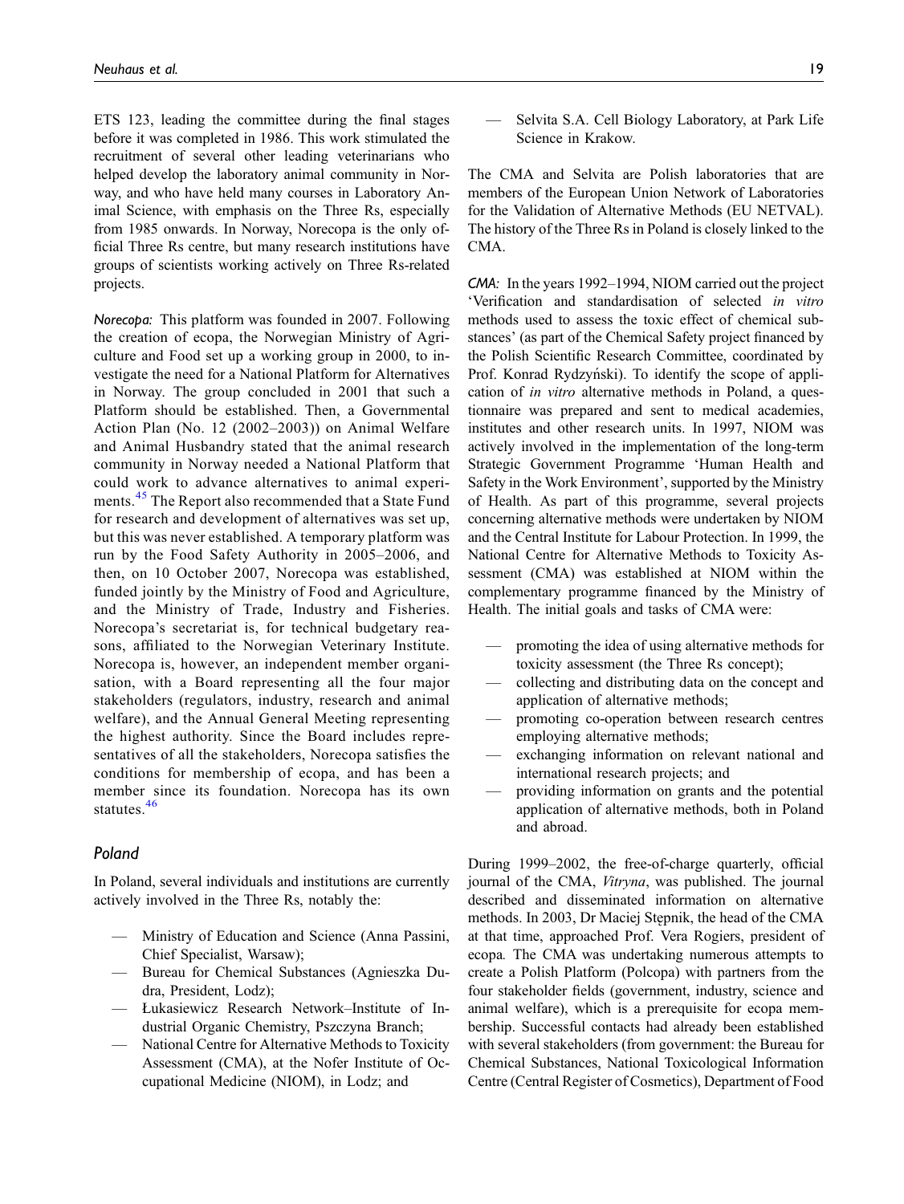ETS 123, leading the committee during the final stages before it was completed in 1986. This work stimulated the recruitment of several other leading veterinarians who helped develop the laboratory animal community in Norway, and who have held many courses in Laboratory Animal Science, with emphasis on the Three Rs, especially from 1985 onwards. In Norway, Norecopa is the only official Three Rs centre, but many research institutions have groups of scientists working actively on Three Rs-related projects.

*Norecopa:* This platform was founded in 2007. Following the creation of ecopa, the Norwegian Ministry of Agriculture and Food set up a working group in 2000, to investigate the need for a National Platform for Alternatives in Norway. The group concluded in 2001 that such a Platform should be established. Then, a Governmental Action Plan (No. 12 (2002–2003)) on Animal Welfare and Animal Husbandry stated that the animal research community in Norway needed a National Platform that could work to advance alternatives to animal experiments.[45] The Report also recommended that a State Fund for research and development of alternatives was set up, but this was never established. A temporary platform was run by the Food Safety Authority in 2005–2006, and then, on 10 October 2007, Norecopa was established, funded jointly by the Ministry of Food and Agriculture, and the Ministry of Trade, Industry and Fisheries. Norecopa's secretariat is, for technical budgetary reasons, affiliated to the Norwegian Veterinary Institute. Norecopa is, however, an independent member organisation, with a Board representing all the four major stakeholders (regulators, industry, research and animal welfare), and the Annual General Meeting representing the highest authority. Since the Board includes representatives of all the stakeholders, Norecopa satisfies the conditions for membership of ecopa, and has been a member since its foundation. Norecopa has its own statutes.[46]

## Poland

In Poland, several individuals and institutions are currently actively involved in the Three Rs, notably the:

- Ministry of Education and Science (Anna Passini, Chief Specialist, Warsaw);
- Bureau for Chemical Substances (Agnieszka Dudra, President, Lodz);
- Łukasiewicz Research Network–Institute of Industrial Organic Chemistry, Pszczyna Branch;
- National Centre for Alternative Methods to Toxicity Assessment (CMA), at the Nofer Institute of Occupational Medicine (NIOM), in Lodz; and
- Selvita S.A. Cell Biology Laboratory, at Park Life Science in Krakow.

The CMA and Selvita are Polish laboratories that are members of the European Union Network of Laboratories for the Validation of Alternative Methods (EU NETVAL). The history of the Three Rs in Poland is closely linked to the CMA.

*CMA:* In the years 1992–1994, NIOM carried out the project 'Verification and standardisation of selected *in vitro* methods used to assess the toxic effect of chemical substances' (as part of the Chemical Safety project financed by the Polish Scientific Research Committee, coordinated by Prof. Konrad Rydzyński). To identify the scope of application of *in vitro* alternative methods in Poland, a questionnaire was prepared and sent to medical academies, institutes and other research units. In 1997, NIOM was actively involved in the implementation of the long-term Strategic Government Programme 'Human Health and Safety in the Work Environment', supported by the Ministry of Health. As part of this programme, several projects concerning alternative methods were undertaken by NIOM and the Central Institute for Labour Protection. In 1999, the National Centre for Alternative Methods to Toxicity Assessment (CMA) was established at NIOM within the complementary programme financed by the Ministry of Health. The initial goals and tasks of CMA were:

- promoting the idea of using alternative methods for toxicity assessment (the Three Rs concept);
- collecting and distributing data on the concept and application of alternative methods;
- promoting co-operation between research centres employing alternative methods;
- exchanging information on relevant national and international research projects; and
- providing information on grants and the potential application of alternative methods, both in Poland and abroad.

During 1999–2002, the free-of-charge quarterly, official journal of the CMA, *Vitryna*, was published. The journal described and disseminated information on alternative methods. In 2003, Dr Maciej Stępnik, the head of the CMA at that time, approached Prof. Vera Rogiers, president of ecopa. The CMA was undertaking numerous attempts to create a Polish Platform (Polcopa) with partners from the four stakeholder fields (government, industry, science and animal welfare), which is a prerequisite for ecopa membership. Successful contacts had already been established with several stakeholders (from government: the Bureau for Chemical Substances, National Toxicological Information Centre (Central Register of Cosmetics), Department of Food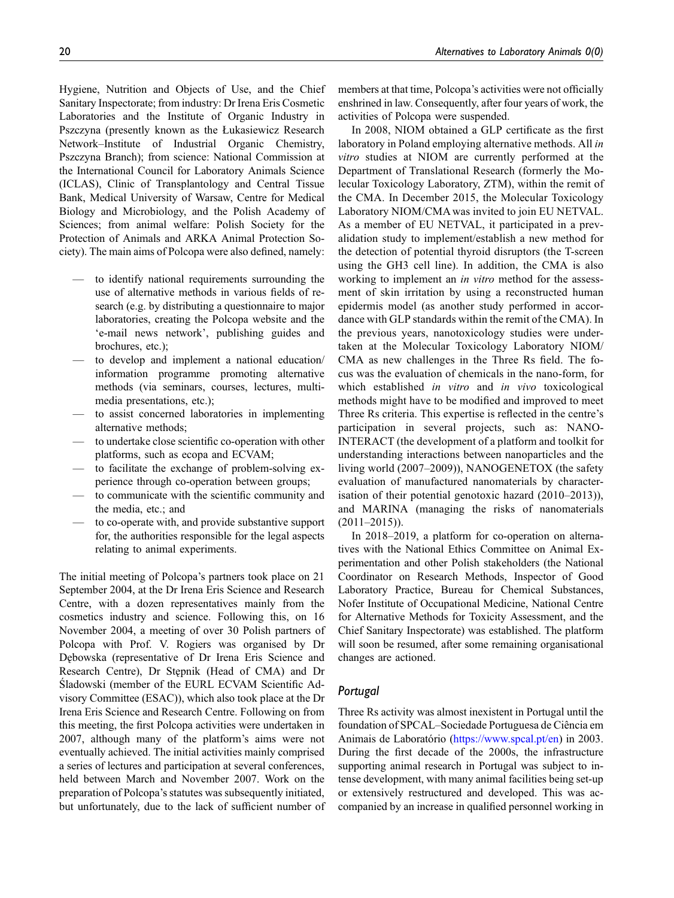Hygiene, Nutrition and Objects of Use, and the Chief Sanitary Inspectorate; from industry: Dr Irena Eris Cosmetic Laboratories and the Institute of Organic Industry in Pszczyna (presently known as the Łukasiewicz Research Network–Institute of Industrial Organic Chemistry, Pszczyna Branch); from science: National Commission at the International Council for Laboratory Animals Science (ICLAS), Clinic of Transplantology and Central Tissue Bank, Medical University of Warsaw, Centre for Medical Biology and Microbiology, and the Polish Academy of Sciences; from animal welfare: Polish Society for the Protection of Animals and ARKA Animal Protection Society). The main aims of Polcopa were also defined, namely:

- to identify national requirements surrounding the use of alternative methods in various fields of research (e.g. by distributing a questionnaire to major laboratories, creating the Polcopa website and the 'e-mail news network', publishing guides and brochures, etc.);
- to develop and implement a national education/information programme promoting alternative methods (via seminars, courses, lectures, multimedia presentations, etc.);
- to assist concerned laboratories in implementing alternative methods;
- to undertake close scientific co-operation with other platforms, such as ecopa and ECVAM;
- to facilitate the exchange of problem-solving experience through co-operation between groups;
- to communicate with the scientific community and the media, etc.; and
- to co-operate with, and provide substantive support for, the authorities responsible for the legal aspects relating to animal experiments.

The initial meeting of Polcopa's partners took place on 21 September 2004, at the Dr Irena Eris Science and Research Centre, with a dozen representatives mainly from the cosmetics industry and science. Following this, on 16 November 2004, a meeting of over 30 Polish partners of Polcopa with Prof. V. Rogiers was organised by Dr Dębowska (representative of Dr Irena Eris Science and Research Centre), Dr Stępnik (Head of CMA) and Dr Śladowski (member of the EURL ECVAM Scientific Advisory Committee (ESAC)), which also took place at the Dr Irena Eris Science and Research Centre. Following on from this meeting, the first Polcopa activities were undertaken in 2007, although many of the platform's aims were not eventually achieved. The initial activities mainly comprised a series of lectures and participation at several conferences, held between March and November 2007. Work on the preparation of Polcopa's statutes was subsequently initiated, but unfortunately, due to the lack of sufficient number of members at that time, Polcopa's activities were not officially enshrined in law. Consequently, after four years of work, the activities of Polcopa were suspended.

In 2008, NIOM obtained a GLP certificate as the first laboratory in Poland employing alternative methods. All *in vitro* studies at NIOM are currently performed at the Department of Translational Research (formerly the Molecular Toxicology Laboratory, ZTM), within the remit of the CMA. In December 2015, the Molecular Toxicology Laboratory NIOM/CMA was invited to join EU NETVAL. As a member of EU NETVAL, it participated in a prevalidation study to implement/establish a new method for the detection of potential thyroid disruptors (the T-screen using the GH3 cell line). In addition, the CMA is also working to implement an *in vitro* method for the assessment of skin irritation by using a reconstructed human epidermis model (as another study performed in accordance with GLP standards within the remit of the CMA). In the previous years, nanotoxicology studies were undertaken at the Molecular Toxicology Laboratory NIOM/CMA as new challenges in the Three Rs field. The focus was the evaluation of chemicals in the nano-form, for which established *in vitro* and *in vivo* toxicological methods might have to be modified and improved to meet Three Rs criteria. This expertise is reflected in the centre's participation in several projects, such as: NANO-INTERACT (the development of a platform and toolkit for understanding interactions between nanoparticles and the living world (2007–2009)), NANOGENETOX (the safety evaluation of manufactured nanomaterials by characterisation of their potential genotoxic hazard (2010–2013)), and MARINA (managing the risks of nanomaterials (2011–2015)).

In 2018–2019, a platform for co-operation on alternatives with the National Ethics Committee on Animal Experimentation and other Polish stakeholders (the National Coordinator on Research Methods, Inspector of Good Laboratory Practice, Bureau for Chemical Substances, Nofer Institute of Occupational Medicine, National Centre for Alternative Methods for Toxicity Assessment, and the Chief Sanitary Inspectorate) was established. The platform will soon be resumed, after some remaining organisational changes are actioned.

### Portugal

Three Rs activity was almost inexistent in Portugal until the foundation of SPCAL–Sociedade Portuguesa de Ciência em Animais de Laboratório (https://www.spcal.pt/en) in 2003. During the first decade of the 2000s, the infrastructure supporting animal research in Portugal was subject to intense development, with many animal facilities being set-up or extensively restructured and developed. This was accompanied by an increase in qualified personnel working in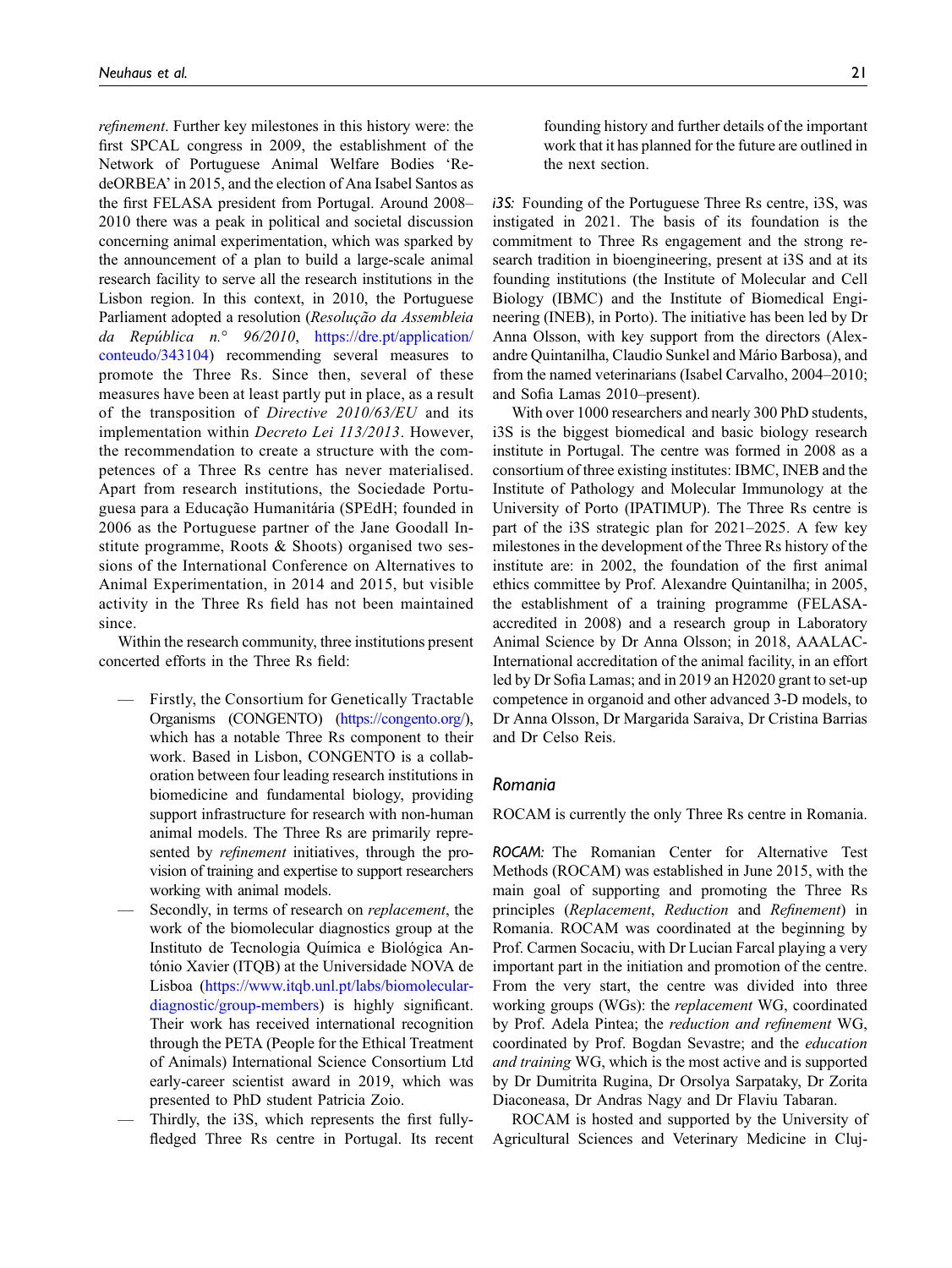*refinement*. Further key milestones in this history were: the first SPCAL congress in 2009, the establishment of the Network of Portuguese Animal Welfare Bodies 'RedeORBEA' in 2015, and the election of Ana Isabel Santos as the first FELASA president from Portugal. Around 2008–2010 there was a peak in political and societal discussion concerning animal experimentation, which was sparked by the announcement of a plan to build a large-scale animal research facility to serve all the research institutions in the Lisbon region. In this context, in 2010, the Portuguese Parliament adopted a resolution (*Resolução da Assembleia da República n.° 96/2010*, https://dre.pt/application/conteudo/343104) recommending several measures to promote the Three Rs. Since then, several of these measures have been at least partly put in place, as a result of the transposition of *Directive 2010/63/EU* and its implementation within *Decreto Lei 113/2013*. However, the recommendation to create a structure with the competences of a Three Rs centre has never materialised. Apart from research institutions, the Sociedade Portuguesa para a Educação Humanitária (SPEdH; founded in 2006 as the Portuguese partner of the Jane Goodall Institute programme, Roots & Shoots) organised two sessions of the International Conference on Alternatives to Animal Experimentation, in 2014 and 2015, but visible activity in the Three Rs field has not been maintained since.

Within the research community, three institutions present concerted efforts in the Three Rs field:

- Firstly, the Consortium for Genetically Tractable Organisms (CONGENTO) (https://congento.org/), which has a notable Three Rs component to their work. Based in Lisbon, CONGENTO is a collaboration between four leading research institutions in biomedicine and fundamental biology, providing support infrastructure for research with non-human animal models. The Three Rs are primarily represented by *refinement* initiatives, through the provision of training and expertise to support researchers working with animal models.
- Secondly, in terms of research on *replacement*, the work of the biomolecular diagnostics group at the Instituto de Tecnologia Química e Biológica António Xavier (ITQB) at the Universidade NOVA de Lisboa (https://www.itqb.unl.pt/labs/biomolecular-diagnostic/group-members) is highly significant. Their work has received international recognition through the PETA (People for the Ethical Treatment of Animals) International Science Consortium Ltd early-career scientist award in 2019, which was presented to PhD student Patricia Zoio.
- Thirdly, the i3S, which represents the first fully-fledged Three Rs centre in Portugal. Its recent founding history and further details of the important work that it has planned for the future are outlined in the next section.

*i3S:* Founding of the Portuguese Three Rs centre, i3S, was instigated in 2021. The basis of its foundation is the commitment to Three Rs engagement and the strong research tradition in bioengineering, present at i3S and at its founding institutions (the Institute of Molecular and Cell Biology (IBMC) and the Institute of Biomedical Engineering (INEB), in Porto). The initiative has been led by Dr Anna Olsson, with key support from the directors (Alexandre Quintanilha, Claudio Sunkel and Mário Barbosa), and from the named veterinarians (Isabel Carvalho, 2004–2010; and Sofia Lamas 2010–present).

With over 1000 researchers and nearly 300 PhD students, i3S is the biggest biomedical and basic biology research institute in Portugal. The centre was formed in 2008 as a consortium of three existing institutes: IBMC, INEB and the Institute of Pathology and Molecular Immunology at the University of Porto (IPATIMUP). The Three Rs centre is part of the i3S strategic plan for 2021–2025. A few key milestones in the development of the Three Rs history of the institute are: in 2002, the foundation of the first animal ethics committee by Prof. Alexandre Quintanilha; in 2005, the establishment of a training programme (FELASA-accredited in 2008) and a research group in Laboratory Animal Science by Dr Anna Olsson; in 2018, AAALAC-International accreditation of the animal facility, in an effort led by Dr Sofia Lamas; and in 2019 an H2020 grant to set-up competence in organoid and other advanced 3-D models, to Dr Anna Olsson, Dr Margarida Saraiva, Dr Cristina Barrias and Dr Celso Reis.

## Romania

ROCAM is currently the only Three Rs centre in Romania.

*ROCAM:* The Romanian Center for Alternative Test Methods (ROCAM) was established in June 2015, with the main goal of supporting and promoting the Three Rs principles (*Replacement*, *Reduction* and *Refinement*) in Romania. ROCAM was coordinated at the beginning by Prof. Carmen Socaciu, with Dr Lucian Farcal playing a very important part in the initiation and promotion of the centre. From the very start, the centre was divided into three working groups (WGs): the *replacement* WG, coordinated by Prof. Adela Pintea; the *reduction and refinement* WG, coordinated by Prof. Bogdan Sevastre; and the *education and training* WG, which is the most active and is supported by Dr Dumitrita Rugina, Dr Orsolya Sarpataky, Dr Zorita Diaconeasa, Dr Andras Nagy and Dr Flaviu Tabaran.

ROCAM is hosted and supported by the University of Agricultural Sciences and Veterinary Medicine in Cluj-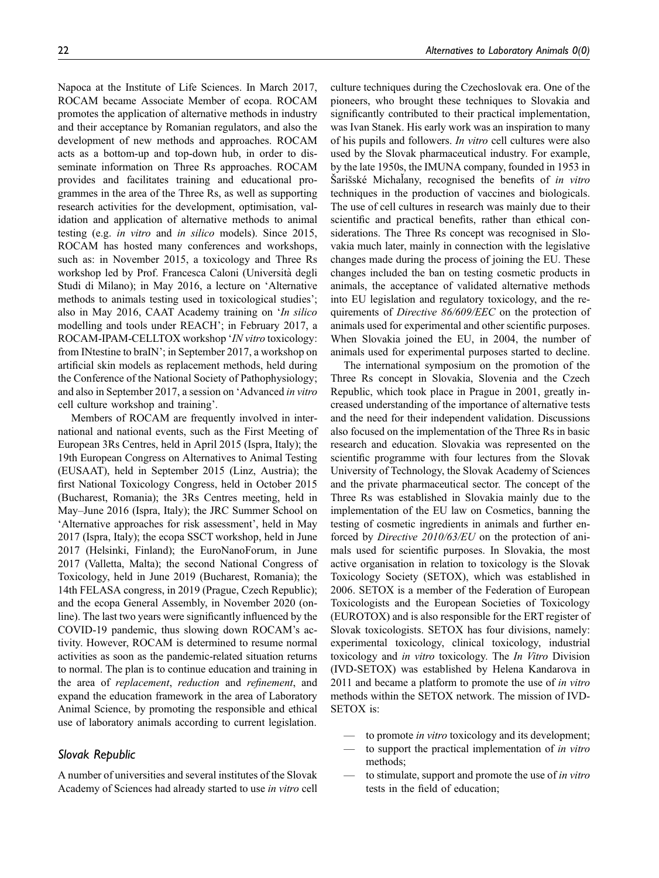Napoca at the Institute of Life Sciences. In March 2017, ROCAM became Associate Member of ecopa. ROCAM promotes the application of alternative methods in industry and their acceptance by Romanian regulators, and also the development of new methods and approaches. ROCAM acts as a bottom-up and top-down hub, in order to disseminate information on Three Rs approaches. ROCAM provides and facilitates training and educational programmes in the area of the Three Rs, as well as supporting research activities for the development, optimisation, validation and application of alternative methods to animal testing (e.g. *in vitro* and *in silico* models). Since 2015, ROCAM has hosted many conferences and workshops, such as: in November 2015, a toxicology and Three Rs workshop led by Prof. Francesca Caloni (Università degli Studi di Milano); in May 2016, a lecture on 'Alternative methods to animals testing used in toxicological studies'; also in May 2016, CAAT Academy training on '*In silico* modelling and tools under REACH'; in February 2017, a ROCAM-IPAM-CELLTOX workshop '*IN vitro* toxicology: from INtestine to braIN'; in September 2017, a workshop on artificial skin models as replacement methods, held during the Conference of the National Society of Pathophysiology; and also in September 2017, a session on 'Advanced *in vitro* cell culture workshop and training'.

Members of ROCAM are frequently involved in international and national events, such as the First Meeting of European 3Rs Centres, held in April 2015 (Ispra, Italy); the 19th European Congress on Alternatives to Animal Testing (EUSAAT), held in September 2015 (Linz, Austria); the first National Toxicology Congress, held in October 2015 (Bucharest, Romania); the 3Rs Centres meeting, held in May–June 2016 (Ispra, Italy); the JRC Summer School on 'Alternative approaches for risk assessment', held in May 2017 (Ispra, Italy); the ecopa SSCT workshop, held in June 2017 (Helsinki, Finland); the EuroNanoForum, in June 2017 (Valletta, Malta); the second National Congress of Toxicology, held in June 2019 (Bucharest, Romania); the 14th FELASA congress, in 2019 (Prague, Czech Republic); and the ecopa General Assembly, in November 2020 (online). The last two years were significantly influenced by the COVID-19 pandemic, thus slowing down ROCAM's activity. However, ROCAM is determined to resume normal activities as soon as the pandemic-related situation returns to normal. The plan is to continue education and training in the area of *replacement*, *reduction* and *refinement*, and expand the education framework in the area of Laboratory Animal Science, by promoting the responsible and ethical use of laboratory animals according to current legislation.

### Slovak Republic

A number of universities and several institutes of the Slovak Academy of Sciences had already started to use *in vitro* cell culture techniques during the Czechoslovak era. One of the pioneers, who brought these techniques to Slovakia and significantly contributed to their practical implementation, was Ivan Stanek. His early work was an inspiration to many of his pupils and followers. *In vitro* cell cultures were also used by the Slovak pharmaceutical industry. For example, by the late 1950s, the IMUNA company, founded in 1953 in Šarišské Michaľany, recognised the benefits of *in vitro* techniques in the production of vaccines and biologicals. The use of cell cultures in research was mainly due to their scientific and practical benefits, rather than ethical considerations. The Three Rs concept was recognised in Slovakia much later, mainly in connection with the legislative changes made during the process of joining the EU. These changes included the ban on testing cosmetic products in animals, the acceptance of validated alternative methods into EU legislation and regulatory toxicology, and the requirements of *Directive 86/609/EEC* on the protection of animals used for experimental and other scientific purposes. When Slovakia joined the EU, in 2004, the number of animals used for experimental purposes started to decline.

The international symposium on the promotion of the Three Rs concept in Slovakia, Slovenia and the Czech Republic, which took place in Prague in 2001, greatly increased understanding of the importance of alternative tests and the need for their independent validation. Discussions also focused on the implementation of the Three Rs in basic research and education. Slovakia was represented on the scientific programme with four lectures from the Slovak University of Technology, the Slovak Academy of Sciences and the private pharmaceutical sector. The concept of the Three Rs was established in Slovakia mainly due to the implementation of the EU law on Cosmetics, banning the testing of cosmetic ingredients in animals and further enforced by *Directive 2010/63/EU* on the protection of animals used for scientific purposes. In Slovakia, the most active organisation in relation to toxicology is the Slovak Toxicology Society (SETOX), which was established in 2006. SETOX is a member of the Federation of European Toxicologists and the European Societies of Toxicology (EUROTOX) and is also responsible for the ERT register of Slovak toxicologists. SETOX has four divisions, namely: experimental toxicology, clinical toxicology, industrial toxicology and *in vitro* toxicology. The *In Vitro* Division (IVD-SETOX) was established by Helena Kandarova in 2011 and became a platform to promote the use of *in vitro* methods within the SETOX network. The mission of IVD-SETOX is:

- to promote *in vitro* toxicology and its development;
- to support the practical implementation of *in vitro* methods;
- to stimulate, support and promote the use of *in vitro* tests in the field of education;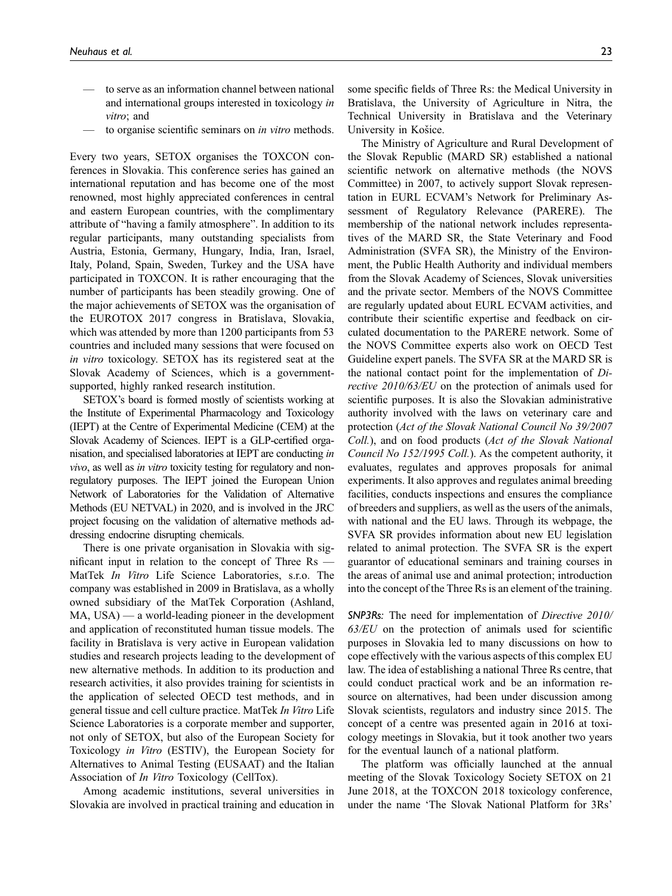— to serve as an information channel between national and international groups interested in toxicology *in vitro*; and
— to organise scientific seminars on *in vitro* methods.

Every two years, SETOX organises the TOXCON conferences in Slovakia. This conference series has gained an international reputation and has become one of the most renowned, most highly appreciated conferences in central and eastern European countries, with the complimentary attribute of "having a family atmosphere". In addition to its regular participants, many outstanding specialists from Austria, Estonia, Germany, Hungary, India, Iran, Israel, Italy, Poland, Spain, Sweden, Turkey and the USA have participated in TOXCON. It is rather encouraging that the number of participants has been steadily growing. One of the major achievements of SETOX was the organisation of the EUROTOX 2017 congress in Bratislava, Slovakia, which was attended by more than 1200 participants from 53 countries and included many sessions that were focused on *in vitro* toxicology. SETOX has its registered seat at the Slovak Academy of Sciences, which is a government-supported, highly ranked research institution.

SETOX's board is formed mostly of scientists working at the Institute of Experimental Pharmacology and Toxicology (IEPT) at the Centre of Experimental Medicine (CEM) at the Slovak Academy of Sciences. IEPT is a GLP-certified organisation, and specialised laboratories at IEPT are conducting *in vivo*, as well as *in vitro* toxicity testing for regulatory and non-regulatory purposes. The IEPT joined the European Union Network of Laboratories for the Validation of Alternative Methods (EU NETVAL) in 2020, and is involved in the JRC project focusing on the validation of alternative methods addressing endocrine disrupting chemicals.

There is one private organisation in Slovakia with significant input in relation to the concept of Three Rs — MatTek *In Vitro* Life Science Laboratories, s.r.o. The company was established in 2009 in Bratislava, as a wholly owned subsidiary of the MatTek Corporation (Ashland, MA, USA) — a world-leading pioneer in the development and application of reconstituted human tissue models. The facility in Bratislava is very active in European validation studies and research projects leading to the development of new alternative methods. In addition to its production and research activities, it also provides training for scientists in the application of selected OECD test methods, and in general tissue and cell culture practice. MatTek *In Vitro* Life Science Laboratories is a corporate member and supporter, not only of SETOX, but also of the European Society for Toxicology *in Vitro* (ESTIV), the European Society for Alternatives to Animal Testing (EUSAAT) and the Italian Association of *In Vitro* Toxicology (CellTox).

Among academic institutions, several universities in Slovakia are involved in practical training and education in some specific fields of Three Rs: the Medical University in Bratislava, the University of Agriculture in Nitra, the Technical University in Bratislava and the Veterinary University in Košice.

The Ministry of Agriculture and Rural Development of the Slovak Republic (MARD SR) established a national scientific network on alternative methods (the NOVS Committee) in 2007, to actively support Slovak representation in EURL ECVAM's Network for Preliminary Assessment of Regulatory Relevance (PARERE). The membership of the national network includes representatives of the MARD SR, the State Veterinary and Food Administration (SVFA SR), the Ministry of the Environment, the Public Health Authority and individual members from the Slovak Academy of Sciences, Slovak universities and the private sector. Members of the NOVS Committee are regularly updated about EURL ECVAM activities, and contribute their scientific expertise and feedback on circulated documentation to the PARERE network. Some of the NOVS Committee experts also work on OECD Test Guideline expert panels. The SVFA SR at the MARD SR is the national contact point for the implementation of *Directive 2010/63/EU* on the protection of animals used for scientific purposes. It is also the Slovakian administrative authority involved with the laws on veterinary care and protection (*Act of the Slovak National Council No 39/2007 Coll.*), and on food products (*Act of the Slovak National Council No 152/1995 Coll.*). As the competent authority, it evaluates, regulates and approves proposals for animal experiments. It also approves and regulates animal breeding facilities, conducts inspections and ensures the compliance of breeders and suppliers, as well as the users of the animals, with national and the EU laws. Through its webpage, the SVFA SR provides information about new EU legislation related to animal protection. The SVFA SR is the expert guarantor of educational seminars and training courses in the areas of animal use and animal protection; introduction into the concept of the Three Rs is an element of the training.

***SNP3Rs:*** The need for implementation of *Directive 2010/63/EU* on the protection of animals used for scientific purposes in Slovakia led to many discussions on how to cope effectively with the various aspects of this complex EU law. The idea of establishing a national Three Rs centre, that could conduct practical work and be an information resource on alternatives, had been under discussion among Slovak scientists, regulators and industry since 2015. The concept of a centre was presented again in 2016 at toxicology meetings in Slovakia, but it took another two years for the eventual launch of a national platform.

The platform was officially launched at the annual meeting of the Slovak Toxicology Society SETOX on 21 June 2018, at the TOXCON 2018 toxicology conference, under the name 'The Slovak National Platform for 3Rs'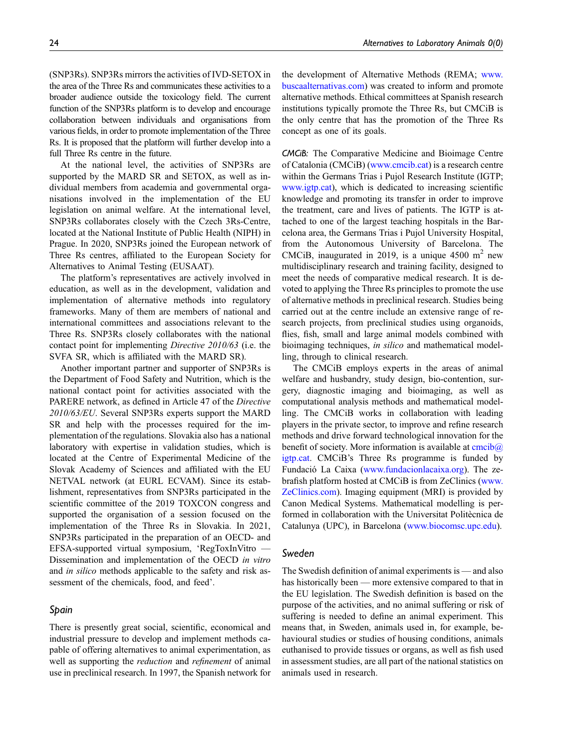(SNP3Rs). SNP3Rs mirrors the activities of IVD-SETOX in the area of the Three Rs and communicates these activities to a broader audience outside the toxicology field. The current function of the SNP3Rs platform is to develop and encourage collaboration between individuals and organisations from various fields, in order to promote implementation of the Three Rs. It is proposed that the platform will further develop into a full Three Rs centre in the future.

At the national level, the activities of SNP3Rs are supported by the MARD SR and SETOX, as well as individual members from academia and governmental organisations involved in the implementation of the EU legislation on animal welfare. At the international level, SNP3Rs collaborates closely with the Czech 3Rs-Centre, located at the National Institute of Public Health (NIPH) in Prague. In 2020, SNP3Rs joined the European network of Three Rs centres, affiliated to the European Society for Alternatives to Animal Testing (EUSAAT).

The platform's representatives are actively involved in education, as well as in the development, validation and implementation of alternative methods into regulatory frameworks. Many of them are members of national and international committees and associations relevant to the Three Rs. SNP3Rs closely collaborates with the national contact point for implementing *Directive 2010/63* (i.e. the SVFA SR, which is affiliated with the MARD SR).

Another important partner and supporter of SNP3Rs is the Department of Food Safety and Nutrition, which is the national contact point for activities associated with the PARERE network, as defined in Article 47 of the *Directive 2010/63/EU*. Several SNP3Rs experts support the MARD SR and help with the processes required for the implementation of the regulations. Slovakia also has a national laboratory with expertise in validation studies, which is located at the Centre of Experimental Medicine of the Slovak Academy of Sciences and affiliated with the EU NETVAL network (at EURL ECVAM). Since its establishment, representatives from SNP3Rs participated in the scientific committee of the 2019 TOXCON congress and supported the organisation of a session focused on the implementation of the Three Rs in Slovakia. In 2021, SNP3Rs participated in the preparation of an OECD- and EFSA-supported virtual symposium, 'RegToxInVitro — Dissemination and implementation of the OECD *in vitro* and *in silico* methods applicable to the safety and risk assessment of the chemicals, food, and feed'.

## Spain

There is presently great social, scientific, economical and industrial pressure to develop and implement methods capable of offering alternatives to animal experimentation, as well as supporting the *reduction* and *refinement* of animal use in preclinical research. In 1997, the Spanish network for the development of Alternative Methods (REMA; www.buscaalternativas.com) was created to inform and promote alternative methods. Ethical committees at Spanish research institutions typically promote the Three Rs, but CMCiB is the only centre that has the promotion of the Three Rs concept as one of its goals.

*CMCiB:* The Comparative Medicine and Bioimage Centre of Catalonia (CMCiB) (www.cmcib.cat) is a research centre within the Germans Trias i Pujol Research Institute (IGTP; www.igtp.cat), which is dedicated to increasing scientific knowledge and promoting its transfer in order to improve the treatment, care and lives of patients. The IGTP is attached to one of the largest teaching hospitals in the Barcelona area, the Germans Trias i Pujol University Hospital, from the Autonomous University of Barcelona. The CMCiB, inaugurated in 2019, is a unique 4500 $m^2$ new multidisciplinary research and training facility, designed to meet the needs of comparative medical research. It is devoted to applying the Three Rs principles to promote the use of alternative methods in preclinical research. Studies being carried out at the centre include an extensive range of research projects, from preclinical studies using organoids, flies, fish, small and large animal models combined with bioimaging techniques, *in silico* and mathematical modelling, through to clinical research.

The CMCiB employs experts in the areas of animal welfare and husbandry, study design, bio-contention, surgery, diagnostic imaging and bioimaging, as well as computational analysis methods and mathematical modelling. The CMCiB works in collaboration with leading players in the private sector, to improve and refine research methods and drive forward technological innovation for the benefit of society. More information is available at cmcib@igtp.cat. CMCiB's Three Rs programme is funded by Fundació La Caixa (www.fundacionlacaixa.org). The zebrafish platform hosted at CMCiB is from ZeClinics (www.ZeClinics.com). Imaging equipment (MRI) is provided by Canon Medical Systems. Mathematical modelling is performed in collaboration with the Universitat Politècnica de Catalunya (UPC), in Barcelona (www.biocomsc.upc.edu).

## Sweden

The Swedish definition of animal experiments is — and also has historically been — more extensive compared to that in the EU legislation. The Swedish definition is based on the purpose of the activities, and no animal suffering or risk of suffering is needed to define an animal experiment. This means that, in Sweden, animals used in, for example, behavioural studies or studies of housing conditions, animals euthanised to provide tissues or organs, as well as fish used in assessment studies, are all part of the national statistics on animals used in research.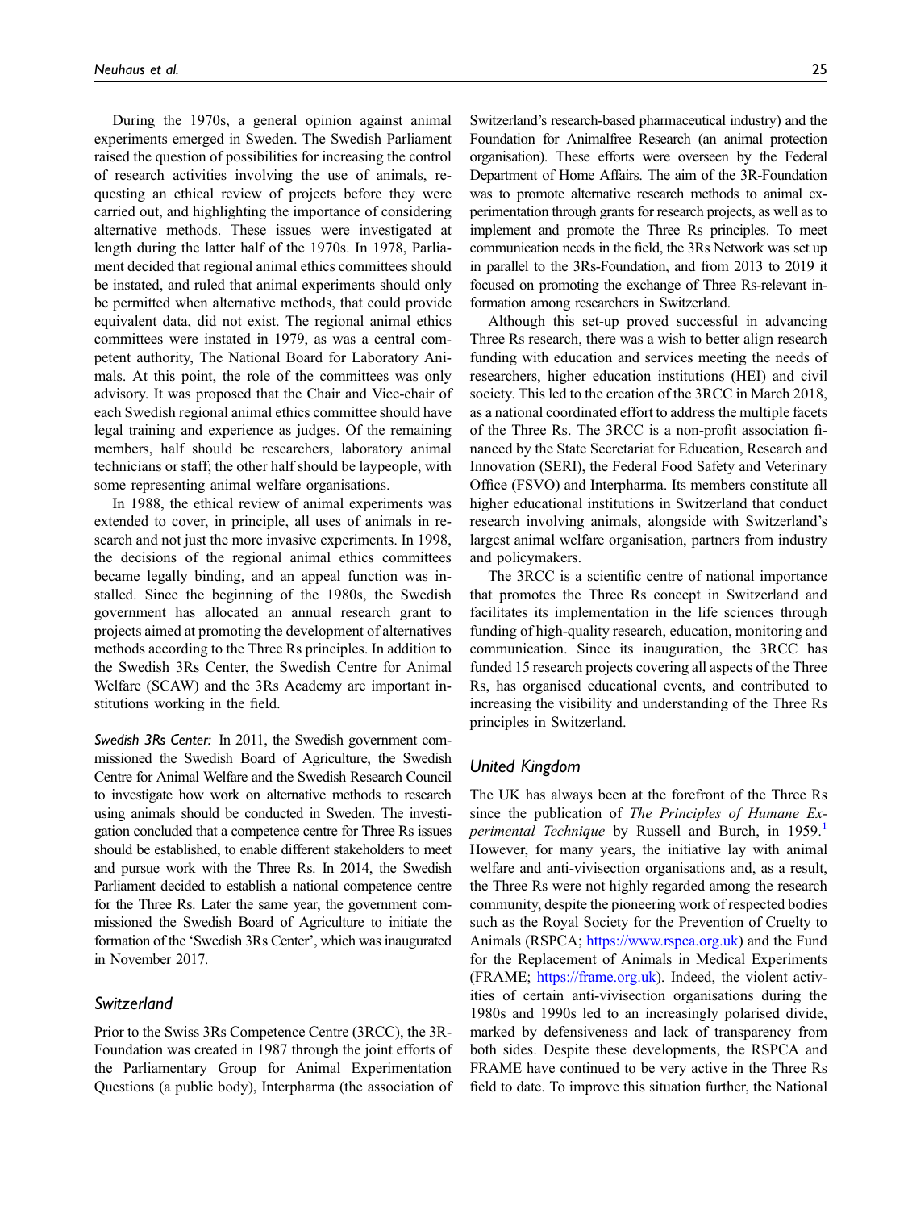During the 1970s, a general opinion against animal experiments emerged in Sweden. The Swedish Parliament raised the question of possibilities for increasing the control of research activities involving the use of animals, requesting an ethical review of projects before they were carried out, and highlighting the importance of considering alternative methods. These issues were investigated at length during the latter half of the 1970s. In 1978, Parliament decided that regional animal ethics committees should be instated, and ruled that animal experiments should only be permitted when alternative methods, that could provide equivalent data, did not exist. The regional animal ethics committees were instated in 1979, as was a central competent authority, The National Board for Laboratory Animals. At this point, the role of the committees was only advisory. It was proposed that the Chair and Vice-chair of each Swedish regional animal ethics committee should have legal training and experience as judges. Of the remaining members, half should be researchers, laboratory animal technicians or staff; the other half should be laypeople, with some representing animal welfare organisations.

In 1988, the ethical review of animal experiments was extended to cover, in principle, all uses of animals in research and not just the more invasive experiments. In 1998, the decisions of the regional animal ethics committees became legally binding, and an appeal function was installed. Since the beginning of the 1980s, the Swedish government has allocated an annual research grant to projects aimed at promoting the development of alternatives methods according to the Three Rs principles. In addition to the Swedish 3Rs Center, the Swedish Centre for Animal Welfare (SCAW) and the 3Rs Academy are important institutions working in the field.

*Swedish 3Rs Center:* In 2011, the Swedish government commissioned the Swedish Board of Agriculture, the Swedish Centre for Animal Welfare and the Swedish Research Council to investigate how work on alternative methods to research using animals should be conducted in Sweden. The investigation concluded that a competence centre for Three Rs issues should be established, to enable different stakeholders to meet and pursue work with the Three Rs. In 2014, the Swedish Parliament decided to establish a national competence centre for the Three Rs. Later the same year, the government commissioned the Swedish Board of Agriculture to initiate the formation of the 'Swedish 3Rs Center', which was inaugurated in November 2017.

## Switzerland

Prior to the Swiss 3Rs Competence Centre (3RCC), the 3R-Foundation was created in 1987 through the joint efforts of the Parliamentary Group for Animal Experimentation Questions (a public body), Interpharma (the association of Switzerland's research-based pharmaceutical industry) and the Foundation for Animalfree Research (an animal protection organisation). These efforts were overseen by the Federal Department of Home Affairs. The aim of the 3R-Foundation was to promote alternative research methods to animal experimentation through grants for research projects, as well as to implement and promote the Three Rs principles. To meet communication needs in the field, the 3Rs Network was set up in parallel to the 3Rs-Foundation, and from 2013 to 2019 it focused on promoting the exchange of Three Rs-relevant information among researchers in Switzerland.

Although this set-up proved successful in advancing Three Rs research, there was a wish to better align research funding with education and services meeting the needs of researchers, higher education institutions (HEI) and civil society. This led to the creation of the 3RCC in March 2018, as a national coordinated effort to address the multiple facets of the Three Rs. The 3RCC is a non-profit association financed by the State Secretariat for Education, Research and Innovation (SERI), the Federal Food Safety and Veterinary Office (FSVO) and Interpharma. Its members constitute all higher educational institutions in Switzerland that conduct research involving animals, alongside with Switzerland's largest animal welfare organisation, partners from industry and policymakers.

The 3RCC is a scientific centre of national importance that promotes the Three Rs concept in Switzerland and facilitates its implementation in the life sciences through funding of high-quality research, education, monitoring and communication. Since its inauguration, the 3RCC has funded 15 research projects covering all aspects of the Three Rs, has organised educational events, and contributed to increasing the visibility and understanding of the Three Rs principles in Switzerland.

## United Kingdom

The UK has always been at the forefront of the Three Rs since the publication of *The Principles of Humane Experimental Technique* by Russell and Burch, in 1959.[1] However, for many years, the initiative lay with animal welfare and anti-vivisection organisations and, as a result, the Three Rs were not highly regarded among the research community, despite the pioneering work of respected bodies such as the Royal Society for the Prevention of Cruelty to Animals (RSPCA; https://www.rspca.org.uk) and the Fund for the Replacement of Animals in Medical Experiments (FRAME; https://frame.org.uk). Indeed, the violent activities of certain anti-vivisection organisations during the 1980s and 1990s led to an increasingly polarised divide, marked by defensiveness and lack of transparency from both sides. Despite these developments, the RSPCA and FRAME have continued to be very active in the Three Rs field to date. To improve this situation further, the National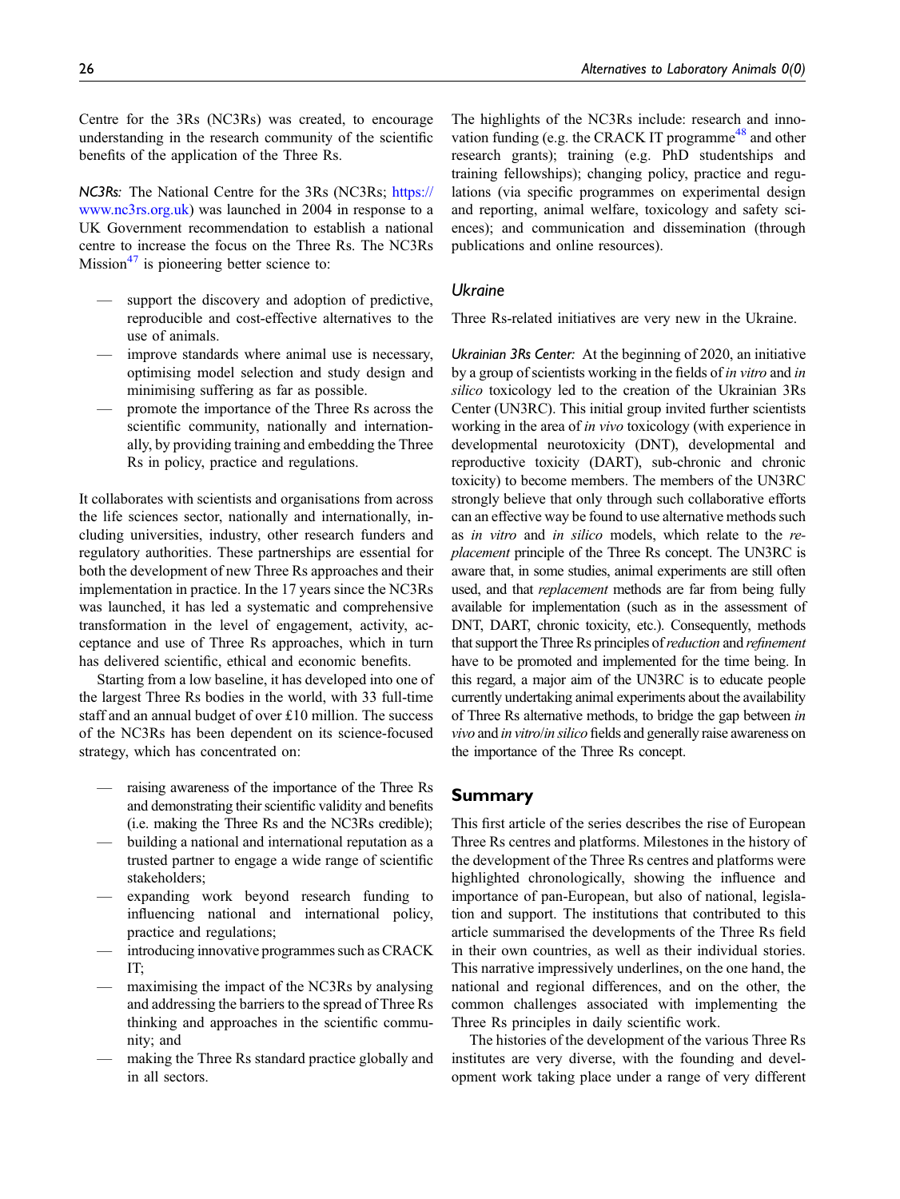Centre for the 3Rs (NC3Rs) was created, to encourage understanding in the research community of the scientific benefits of the application of the Three Rs.

*NC3Rs:* The National Centre for the 3Rs (NC3Rs; https://www.nc3rs.org.uk) was launched in 2004 in response to a UK Government recommendation to establish a national centre to increase the focus on the Three Rs. The NC3Rs Mission[47] is pioneering better science to:

- support the discovery and adoption of predictive, reproducible and cost-effective alternatives to the use of animals.
- improve standards where animal use is necessary, optimising model selection and study design and minimising suffering as far as possible.
- promote the importance of the Three Rs across the scientific community, nationally and internationally, by providing training and embedding the Three Rs in policy, practice and regulations.

It collaborates with scientists and organisations from across the life sciences sector, nationally and internationally, including universities, industry, other research funders and regulatory authorities. These partnerships are essential for both the development of new Three Rs approaches and their implementation in practice. In the 17 years since the NC3Rs was launched, it has led a systematic and comprehensive transformation in the level of engagement, activity, acceptance and use of Three Rs approaches, which in turn has delivered scientific, ethical and economic benefits.

Starting from a low baseline, it has developed into one of the largest Three Rs bodies in the world, with 33 full-time staff and an annual budget of over £10 million. The success of the NC3Rs has been dependent on its science-focused strategy, which has concentrated on:

- raising awareness of the importance of the Three Rs and demonstrating their scientific validity and benefits (i.e. making the Three Rs and the NC3Rs credible);
- building a national and international reputation as a trusted partner to engage a wide range of scientific stakeholders;
- expanding work beyond research funding to influencing national and international policy, practice and regulations;
- introducing innovative programmes such as CRACK IT;
- maximising the impact of the NC3Rs by analysing and addressing the barriers to the spread of Three Rs thinking and approaches in the scientific community; and
- making the Three Rs standard practice globally and in all sectors.

The highlights of the NC3Rs include: research and innovation funding (e.g. the CRACK IT programme[48] and other research grants); training (e.g. PhD studentships and training fellowships); changing policy, practice and regulations (via specific programmes on experimental design and reporting, animal welfare, toxicology and safety sciences); and communication and dissemination (through publications and online resources).

### Ukraine

Three Rs-related initiatives are very new in the Ukraine.

*Ukrainian 3Rs Center:* At the beginning of 2020, an initiative by a group of scientists working in the fields of *in vitro* and *in silico* toxicology led to the creation of the Ukrainian 3Rs Center (UN3RC). This initial group invited further scientists working in the area of *in vivo* toxicology (with experience in developmental neurotoxicity (DNT), developmental and reproductive toxicity (DART), sub-chronic and chronic toxicity) to become members. The members of the UN3RC strongly believe that only through such collaborative efforts can an effective way be found to use alternative methods such as *in vitro* and *in silico* models, which relate to the *replacement* principle of the Three Rs concept. The UN3RC is aware that, in some studies, animal experiments are still often used, and that *replacement* methods are far from being fully available for implementation (such as in the assessment of DNT, DART, chronic toxicity, etc.). Consequently, methods that support the Three Rs principles of *reduction* and *refinement* have to be promoted and implemented for the time being. In this regard, a major aim of the UN3RC is to educate people currently undertaking animal experiments about the availability of Three Rs alternative methods, to bridge the gap between *in vivo* and *in vitro*/*in silico* fields and generally raise awareness on the importance of the Three Rs concept.

## Summary

This first article of the series describes the rise of European Three Rs centres and platforms. Milestones in the history of the development of the Three Rs centres and platforms were highlighted chronologically, showing the influence and importance of pan-European, but also of national, legislation and support. The institutions that contributed to this article summarised the developments of the Three Rs field in their own countries, as well as their individual stories. This narrative impressively underlined, on the one hand, the national and regional differences, and on the other, the common challenges associated with implementing the Three Rs principles in daily scientific work.

The histories of the development of the various Three Rs institutes are very diverse, with the founding and development work taking place under a range of very different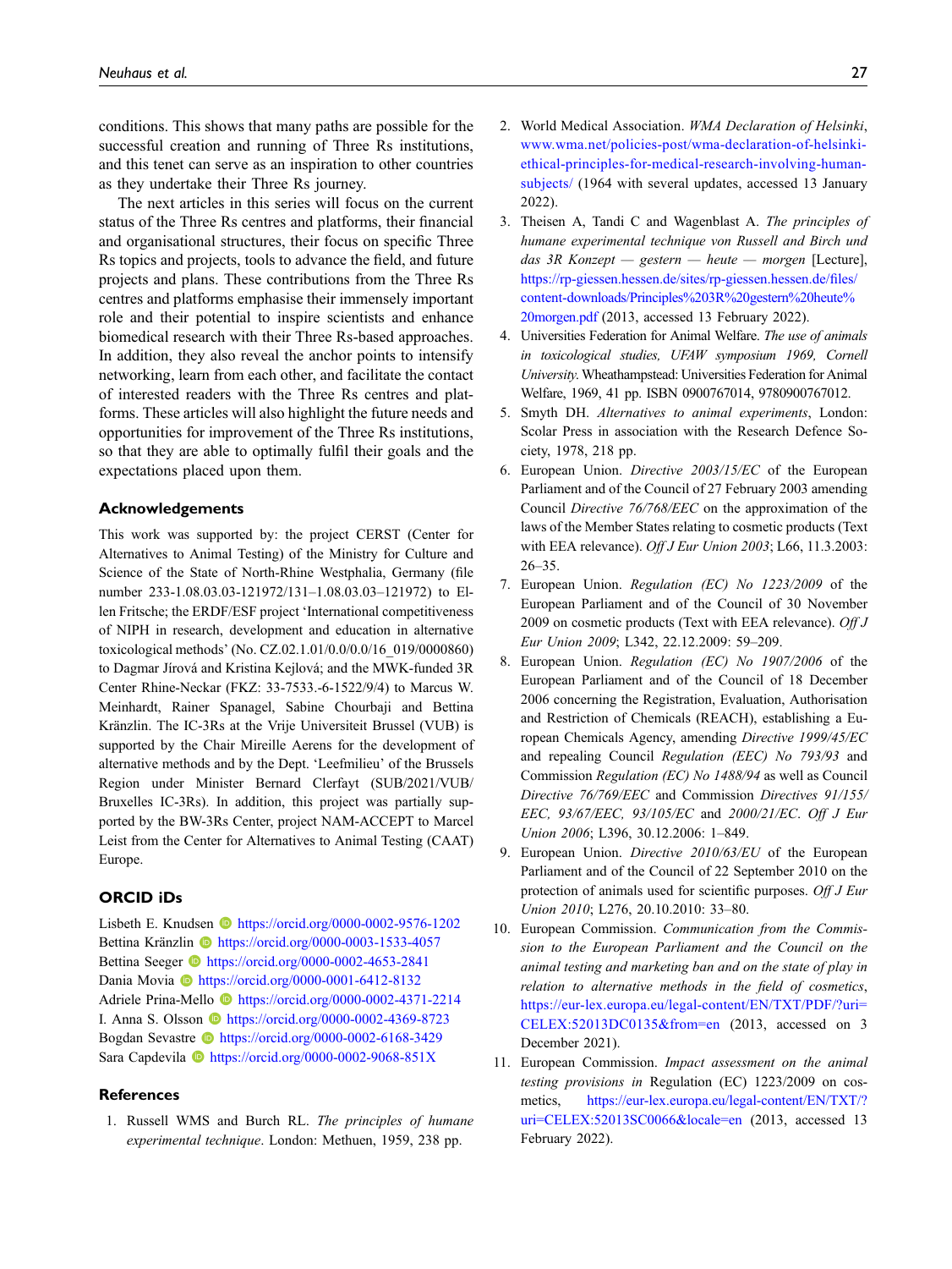conditions. This shows that many paths are possible for the successful creation and running of Three Rs institutions, and this tenet can serve as an inspiration to other countries as they undertake their Three Rs journey.

The next articles in this series will focus on the current status of the Three Rs centres and platforms, their financial and organisational structures, their focus on specific Three Rs topics and projects, tools to advance the field, and future projects and plans. These contributions from the Three Rs centres and platforms emphasise their immensely important role and their potential to inspire scientists and enhance biomedical research with their Three Rs-based approaches. In addition, they also reveal the anchor points to intensify networking, learn from each other, and facilitate the contact of interested readers with the Three Rs centres and platforms. These articles will also highlight the future needs and opportunities for improvement of the Three Rs institutions, so that they are able to optimally fulfil their goals and the expectations placed upon them.

## Acknowledgements

This work was supported by: the project CERST (Center for Alternatives to Animal Testing) of the Ministry for Culture and Science of the State of North-Rhine Westphalia, Germany (file number 233-1.08.03.03-121972/131–1.08.03.03–121972) to Ellen Fritsche; the ERDF/ESF project 'International competitiveness of NIPH in research, development and education in alternative toxicological methods' (No. CZ.02.1.01/0.0/0.0/16_019/0000860) to Dagmar Jírová and Kristina Kejlová; and the MWK-funded 3R Center Rhine-Neckar (FKZ: 33-7533.-6-1522/9/4) to Marcus W. Meinhardt, Rainer Spanagel, Sabine Chourbaji and Bettina Kränzlin. The IC-3Rs at the Vrije Universiteit Brussel (VUB) is supported by the Chair Mireille Aerens for the development of alternative methods and by the Dept. 'Leefmilieu' of the Brussels Region under Minister Bernard Clerfayt (SUB/2021/VUB/Bruxelles IC-3Rs). In addition, this project was partially supported by the BW-3Rs Center, project NAM-ACCEPT to Marcel Leist from the Center for Alternatives to Animal Testing (CAAT) Europe.

## ORCID iDs

Lisbeth E. Knudsen https://orcid.org/0000-0002-9576-1202
Bettina Kränzlin https://orcid.org/0000-0003-1533-4057
Bettina Seeger https://orcid.org/0000-0002-4653-2841
Dania Movia https://orcid.org/0000-0001-6412-8132
Adriele Prina-Mello https://orcid.org/0000-0002-4371-2214
I. Anna S. Olsson https://orcid.org/0000-0002-4369-8723
Bogdan Sevastre https://orcid.org/0000-0002-6168-3429
Sara Capdevila https://orcid.org/0000-0002-9068-851X

## References

1. Russell WMS and Burch RL. *The principles of humane experimental technique*. London: Methuen, 1959, 238 pp.
2. World Medical Association. *WMA Declaration of Helsinki*, www.wma.net/policies-post/wma-declaration-of-helsinki-ethical-principles-for-medical-research-involving-human-subjects/ (1964 with several updates, accessed 13 January 2022).
3. Theisen A, Tandi C and Wagenblast A. *The principles of humane experimental technique von Russell and Birch und das 3R Konzept — gestern — heute — morgen* [Lecture], https://rp-giessen.hessen.de/sites/rp-giessen.hessen.de/files/content-downloads/Principles%203R%20gestern%20heute%20morgen.pdf (2013, accessed 13 February 2022).
4. Universities Federation for Animal Welfare. *The use of animals in toxicological studies, UFAW symposium 1969, Cornell University*. Wheathampstead: Universities Federation for Animal Welfare, 1969, 41 pp. ISBN 0900767014, 9780900767012.
5. Smyth DH. *Alternatives to animal experiments*, London: Scolar Press in association with the Research Defence Society, 1978, 218 pp.
6. European Union. *Directive 2003/15/EC* of the European Parliament and of the Council of 27 February 2003 amending Council *Directive 76/768/EEC* on the approximation of the laws of the Member States relating to cosmetic products (Text with EEA relevance). *Off J Eur Union 2003*; L66, 11.3.2003: 26–35.
7. European Union. *Regulation (EC) No 1223/2009* of the European Parliament and of the Council of 30 November 2009 on cosmetic products (Text with EEA relevance). *Off J Eur Union 2009*; L342, 22.12.2009: 59–209.
8. European Union. *Regulation (EC) No 1907/2006* of the European Parliament and of the Council of 18 December 2006 concerning the Registration, Evaluation, Authorisation and Restriction of Chemicals (REACH), establishing a European Chemicals Agency, amending *Directive 1999/45/EC* and repealing Council *Regulation (EEC) No 793/93* and Commission *Regulation (EC) No 1488/94* as well as Council *Directive 76/769/EEC* and Commission *Directives 91/155/EEC, 93/67/EEC, 93/105/EC* and *2000/21/EC*. *Off J Eur Union 2006*; L396, 30.12.2006: 1–849.
9. European Union. *Directive 2010/63/EU* of the European Parliament and of the Council of 22 September 2010 on the protection of animals used for scientific purposes. *Off J Eur Union 2010*; L276, 20.10.2010: 33–80.
10. European Commission. *Communication from the Commission to the European Parliament and the Council on the animal testing and marketing ban and on the state of play in relation to alternative methods in the field of cosmetics*, https://eur-lex.europa.eu/legal-content/EN/TXT/PDF/?uri=CELEX:52013DC0135&from=en (2013, accessed on 3 December 2021).
11. European Commission. *Impact assessment on the animal testing provisions in* Regulation (EC) 1223/2009 on cosmetics, https://eur-lex.europa.eu/legal-content/EN/TXT/?uri=CELEX:52013SC0066&locale=en (2013, accessed 13 February 2022).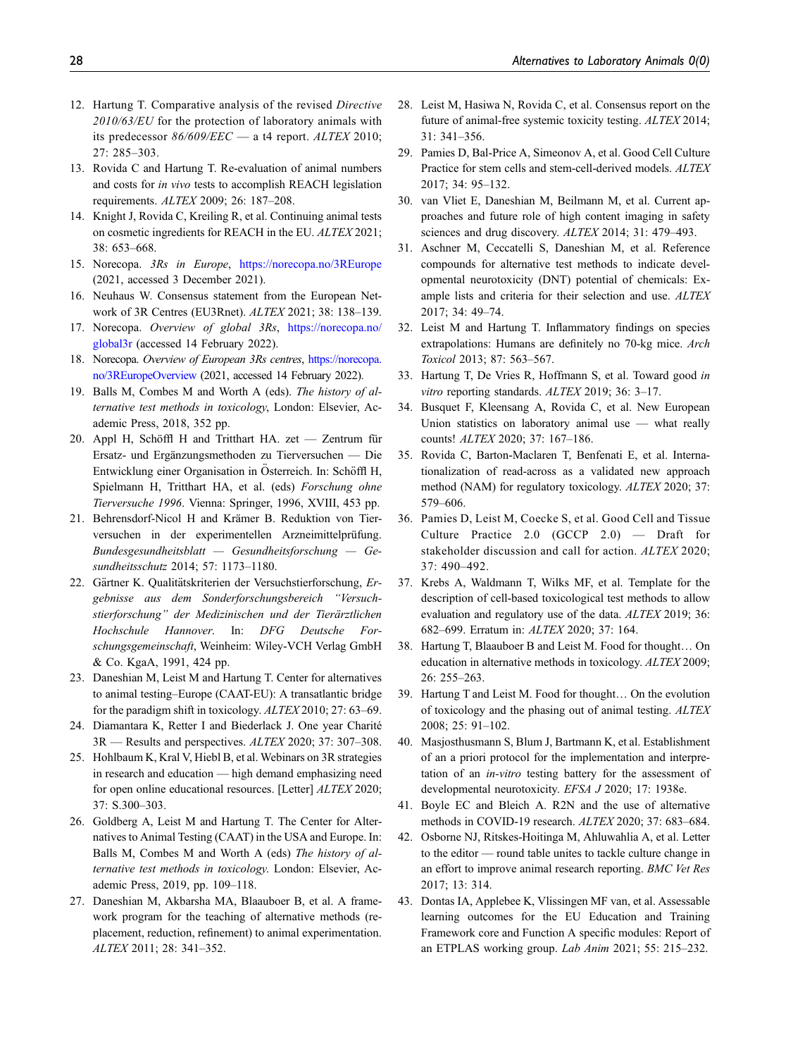12. Hartung T. Comparative analysis of the revised *Directive 2010/63/EU* for the protection of laboratory animals with its predecessor *86/609/EEC* — a t4 report. *ALTEX* 2010; 27: 285–303.
13. Rovida C and Hartung T. Re-evaluation of animal numbers and costs for *in vivo* tests to accomplish REACH legislation requirements. *ALTEX* 2009; 26: 187–208.
14. Knight J, Rovida C, Kreiling R, et al. Continuing animal tests on cosmetic ingredients for REACH in the EU. *ALTEX* 2021; 38: 653–668.
15. Norecopa. *3Rs in Europe*, https://norecopa.no/3REurope (2021, accessed 3 December 2021).
16. Neuhaus W. Consensus statement from the European Network of 3R Centres (EU3Rnet). *ALTEX* 2021; 38: 138–139.
17. Norecopa. *Overview of global 3Rs*, https://norecopa.no/global3r (accessed 14 February 2022).
18. Norecopa. *Overview of European 3Rs centres*, https://norecopa.no/3REuropeOverview (2021, accessed 14 February 2022).
19. Balls M, Combes M and Worth A (eds). *The history of alternative test methods in toxicology*, London: Elsevier, Academic Press, 2018, 352 pp.
20. Appl H, Schöffl H and Tritthart HA. zet — Zentrum für Ersatz- und Ergänzungsmethoden zu Tierversuchen — Die Entwicklung einer Organisation in Österreich. In: Schöffl H, Spielmann H, Tritthart HA, et al. (eds) *Forschung ohne Tierversuche 1996*. Vienna: Springer, 1996, XVIII, 453 pp.
21. Behrensdorf-Nicol H and Krämer B. Reduktion von Tierversuchen in der experimentellen Arzneimittelprüfung. *Bundesgesundheitsblatt — Gesundheitsforschung — Gesundheitsschutz* 2014; 57: 1173–1180.
22. Gärtner K. Qualitätskriterien der Versuchstierforschung, *Ergebnisse aus dem Sonderforschungsbereich "Versuchstierforschung" der Medizinischen und der Tierärztlichen Hochschule Hannover*. In: *DFG Deutsche Forschungsgemeinschaft*, Weinheim: Wiley-VCH Verlag GmbH & Co. KgaA, 1991, 424 pp.
23. Daneshian M, Leist M and Hartung T. Center for alternatives to animal testing–Europe (CAAT-EU): A transatlantic bridge for the paradigm shift in toxicology. *ALTEX* 2010; 27: 63–69.
24. Diamantara K, Retter I and Biederlack J. One year Charité 3R — Results and perspectives. *ALTEX* 2020; 37: 307–308.
25. Hohlbaum K, Kral V, Hiebl B, et al. Webinars on 3R strategies in research and education — high demand emphasizing need for open online educational resources. [Letter] *ALTEX* 2020; 37: S.300–303.
26. Goldberg A, Leist M and Hartung T. The Center for Alternatives to Animal Testing (CAAT) in the USA and Europe. In: Balls M, Combes M and Worth A (eds) *The history of alternative test methods in toxicology*. London: Elsevier, Academic Press, 2019, pp. 109–118.
27. Daneshian M, Akbarsha MA, Blaauboer B, et al. A framework program for the teaching of alternative methods (replacement, reduction, refinement) to animal experimentation. *ALTEX* 2011; 28: 341–352.
28. Leist M, Hasiwa N, Rovida C, et al. Consensus report on the future of animal-free systemic toxicity testing. *ALTEX* 2014; 31: 341–356.
29. Pamies D, Bal-Price A, Simeonov A, et al. Good Cell Culture Practice for stem cells and stem-cell-derived models. *ALTEX* 2017; 34: 95–132.
30. van Vliet E, Daneshian M, Beilmann M, et al. Current approaches and future role of high content imaging in safety sciences and drug discovery. *ALTEX* 2014; 31: 479–493.
31. Aschner M, Ceccatelli S, Daneshian M, et al. Reference compounds for alternative test methods to indicate developmental neurotoxicity (DNT) potential of chemicals: Example lists and criteria for their selection and use. *ALTEX* 2017; 34: 49–74.
32. Leist M and Hartung T. Inflammatory findings on species extrapolations: Humans are definitely no 70-kg mice. *Arch Toxicol* 2013; 87: 563–567.
33. Hartung T, De Vries R, Hoffmann S, et al. Toward good *in vitro* reporting standards. *ALTEX* 2019; 36: 3–17.
34. Busquet F, Kleensang A, Rovida C, et al. New European Union statistics on laboratory animal use — what really counts! *ALTEX* 2020; 37: 167–186.
35. Rovida C, Barton-Maclaren T, Benfenati E, et al. Internationalization of read-across as a validated new approach method (NAM) for regulatory toxicology. *ALTEX* 2020; 37: 579–606.
36. Pamies D, Leist M, Coecke S, et al. Good Cell and Tissue Culture Practice 2.0 (GCCP 2.0) — Draft for stakeholder discussion and call for action. *ALTEX* 2020; 37: 490–492.
37. Krebs A, Waldmann T, Wilks MF, et al. Template for the description of cell-based toxicological test methods to allow evaluation and regulatory use of the data. *ALTEX* 2019; 36: 682–699. Erratum in: *ALTEX* 2020; 37: 164.
38. Hartung T, Blaauboer B and Leist M. Food for thought… On education in alternative methods in toxicology. *ALTEX* 2009; 26: 255–263.
39. Hartung T and Leist M. Food for thought… On the evolution of toxicology and the phasing out of animal testing. *ALTEX* 2008; 25: 91–102.
40. Masjosthusmann S, Blum J, Bartmann K, et al. Establishment of an a priori protocol for the implementation and interpretation of an *in-vitro* testing battery for the assessment of developmental neurotoxicity. *EFSA J* 2020; 17: 1938e.
41. Boyle EC and Bleich A. R2N and the use of alternative methods in COVID-19 research. *ALTEX* 2020; 37: 683–684.
42. Osborne NJ, Ritskes-Hoitinga M, Ahluwahlia A, et al. Letter to the editor — round table unites to tackle culture change in an effort to improve animal research reporting. *BMC Vet Res* 2017; 13: 314.
43. Dontas IA, Applebee K, Vlissingen MF van, et al. Assessable learning outcomes for the EU Education and Training Framework core and Function A specific modules: Report of an ETPLAS working group. *Lab Anim* 2021; 55: 215–232.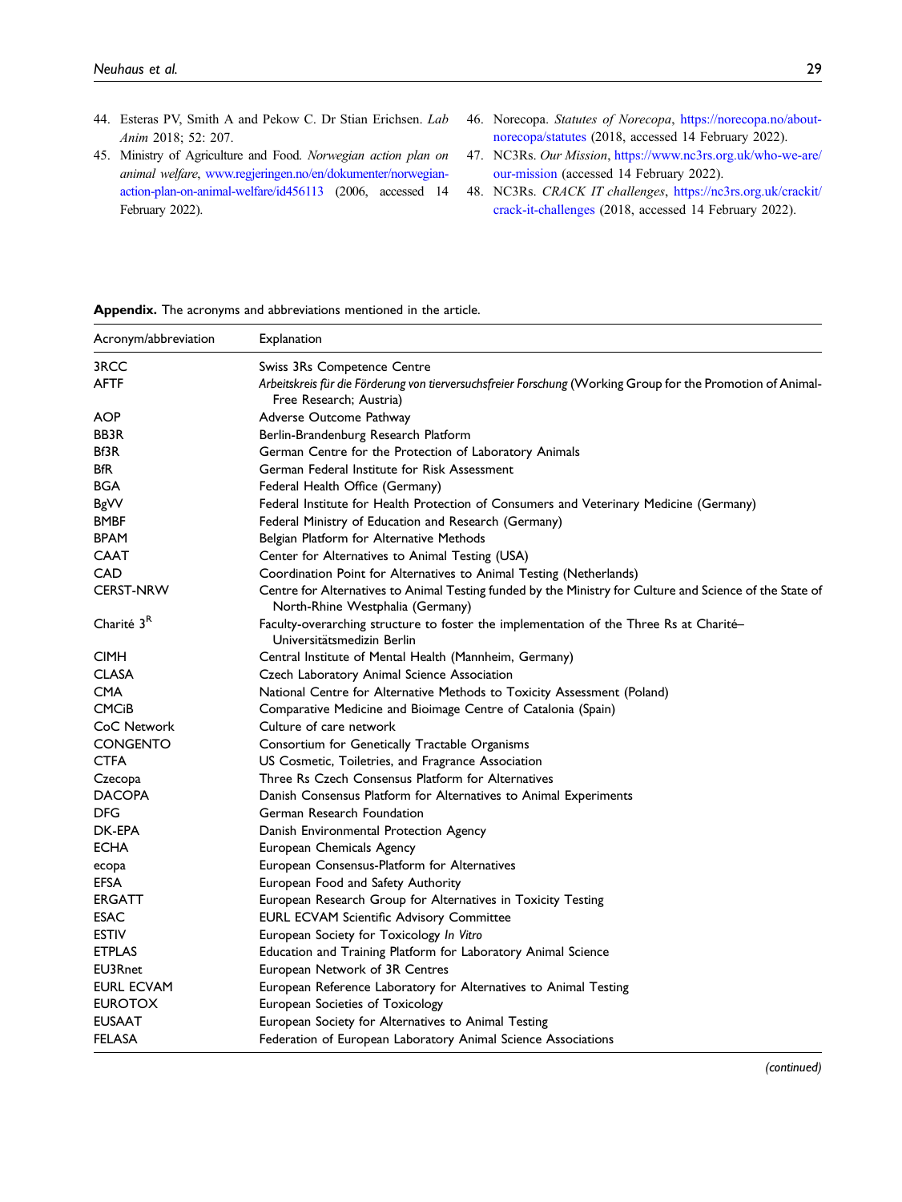44. Esteras PV, Smith A and Pekow C. Dr Stian Erichsen. *Lab Anim* 2018; 52: 207.
45. Ministry of Agriculture and Food. *Norwegian action plan on animal welfare*, www.regjeringen.no/en/dokumenter/norwegian-action-plan-on-animal-welfare/id456113 (2006, accessed 14 February 2022).
46. Norecopa. *Statutes of Norecopa*, https://norecopa.no/about-norecopa/statutes (2018, accessed 14 February 2022).
47. NC3Rs. *Our Mission*, https://www.nc3rs.org.uk/who-we-are/our-mission (accessed 14 February 2022).
48. NC3Rs. *CRACK IT challenges*, https://nc3rs.org.uk/crackit/crack-it-challenges (2018, accessed 14 February 2022).

**Appendix.** The acronyms and abbreviations mentioned in the article.

| Acronym/abbreviation | Explanation |
|---|---|
| 3RCC | Swiss 3Rs Competence Centre |
| AFTF | *Arbeitskreis für die Förderung von tierversuchsfreier Forschung* (Working Group for the Promotion of Animal-Free Research; Austria) |
| AOP | Adverse Outcome Pathway |
| BB3R | Berlin-Brandenburg Research Platform |
| Bf3R | German Centre for the Protection of Laboratory Animals |
| BfR | German Federal Institute for Risk Assessment |
| BGA | Federal Health Office (Germany) |
| BgVV | Federal Institute for Health Protection of Consumers and Veterinary Medicine (Germany) |
| BMBF | Federal Ministry of Education and Research (Germany) |
| BPAM | Belgian Platform for Alternative Methods |
| CAAT | Center for Alternatives to Animal Testing (USA) |
| CAD | Coordination Point for Alternatives to Animal Testing (Netherlands) |
| CERST-NRW | Centre for Alternatives to Animal Testing funded by the Ministry for Culture and Science of the State of North-Rhine Westphalia (Germany) |
| Charité $3^R$ | Faculty-overarching structure to foster the implementation of the Three Rs at Charité–Universitätsmedizin Berlin |
| CIMH | Central Institute of Mental Health (Mannheim, Germany) |
| CLASA | Czech Laboratory Animal Science Association |
| CMA | National Centre for Alternative Methods to Toxicity Assessment (Poland) |
| CMCiB | Comparative Medicine and Bioimage Centre of Catalonia (Spain) |
| CoC Network | Culture of care network |
| CONGENTO | Consortium for Genetically Tractable Organisms |
| CTFA | US Cosmetic, Toiletries, and Fragrance Association |
| Czecopa | Three Rs Czech Consensus Platform for Alternatives |
| DACOPA | Danish Consensus Platform for Alternatives to Animal Experiments |
| DFG | German Research Foundation |
| DK-EPA | Danish Environmental Protection Agency |
| ECHA | European Chemicals Agency |
| ecopa | European Consensus-Platform for Alternatives |
| EFSA | European Food and Safety Authority |
| ERGATT | European Research Group for Alternatives in Toxicity Testing |
| ESAC | EURL ECVAM Scientific Advisory Committee |
| ESTIV | European Society for Toxicology *In Vitro* |
| ETPLAS | Education and Training Platform for Laboratory Animal Science |
| EU3Rnet | European Network of 3R Centres |
| EURL ECVAM | European Reference Laboratory for Alternatives to Animal Testing |
| EUROTOX | European Societies of Toxicology |
| EUSAAT | European Society for Alternatives to Animal Testing |
| FELASA | Federation of European Laboratory Animal Science Associations |

*(continued)*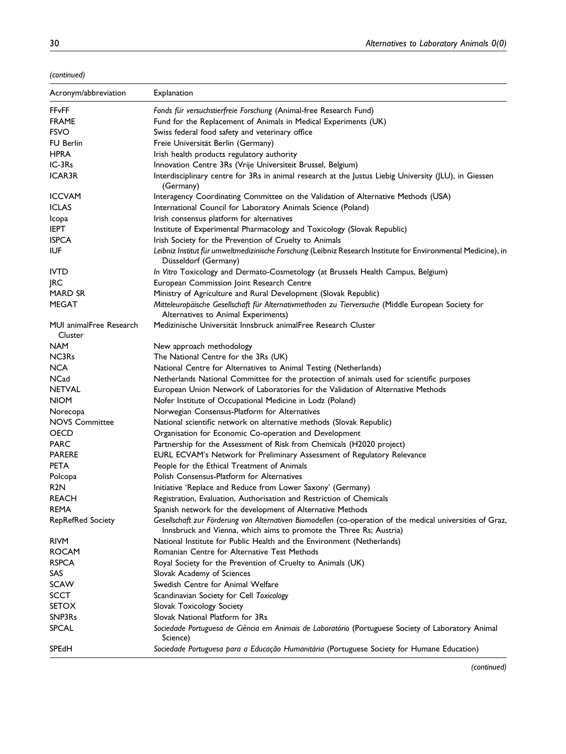*(continued)*

| Acronym/abbreviation | Explanation |
|---|---|
| FFvFF | *Fonds für versuchstierfreie Forschung* (Animal-free Research Fund) |
| FRAME | Fund for the Replacement of Animals in Medical Experiments (UK) |
| FSVO | Swiss federal food safety and veterinary office |
| FU Berlin | Freie Universität Berlin (Germany) |
| HPRA | Irish health products regulatory authority |
| IC-3Rs | Innovation Centre 3Rs (Vrije Universiteit Brussel, Belgium) |
| ICAR3R | Interdisciplinary centre for 3Rs in animal research at the Justus Liebig University (JLU), in Giessen (Germany) |
| ICCVAM | Interagency Coordinating Committee on the Validation of Alternative Methods (USA) |
| ICLAS | International Council for Laboratory Animals Science (Poland) |
| Icopa | Irish consensus platform for alternatives |
| IEPT | Institute of Experimental Pharmacology and Toxicology (Slovak Republic) |
| ISPCA | Irish Society for the Prevention of Cruelty to Animals |
| IUF | *Leibniz Institut für umweltmedizinische Forschung* (Leibniz Research Institute for Environmental Medicine), in Düsseldorf (Germany) |
| IVTD | *In Vitro* Toxicology and Dermato-Cosmetology (at Brussels Health Campus, Belgium) |
| JRC | European Commission Joint Research Centre |
| MARD SR | Ministry of Agriculture and Rural Development (Slovak Republic) |
| MEGAT | *Mitteleuropäische Gesellschaft für Alternativmethoden zu Tierversuche* (Middle European Society for Alternatives to Animal Experiments) |
| MUI animalFree Research Cluster | Medizinische Universität Innsbruck animalFree Research Cluster |
| NAM | New approach methodology |
| NC3Rs | The National Centre for the 3Rs (UK) |
| NCA | National Centre for Alternatives to Animal Testing (Netherlands) |
| NCad | Netherlands National Committee for the protection of animals used for scientific purposes |
| NETVAL | European Union Network of Laboratories for the Validation of Alternative Methods |
| NIOM | Nofer Institute of Occupational Medicine in Lodz (Poland) |
| Norecopa | Norwegian Consensus-Platform for Alternatives |
| NOVS Committee | National scientific network on alternative methods (Slovak Republic) |
| OECD | Organisation for Economic Co-operation and Development |
| PARC | Partnership for the Assessment of Risk from Chemicals (H2020 project) |
| PARERE | EURL ECVAM's Network for Preliminary Assessment of Regulatory Relevance |
| PETA | People for the Ethical Treatment of Animals |
| Polcopa | Polish Consensus-Platform for Alternatives |
| R2N | Initiative 'Replace and Reduce from Lower Saxony' (Germany) |
| REACH | Registration, Evaluation, Authorisation and Restriction of Chemicals |
| REMA | Spanish network for the development of Alternative Methods |
| RepRefRed Society | *Gesellschaft zur Förderung von Alternativen Biomodellen* (co-operation of the medical universities of Graz, Innsbruck and Vienna, which aims to promote the Three Rs; Austria) |
| RIVM | National Institute for Public Health and the Environment (Netherlands) |
| ROCAM | Romanian Centre for Alternative Test Methods |
| RSPCA | Royal Society for the Prevention of Cruelty to Animals (UK) |
| SAS | Slovak Academy of Sciences |
| SCAW | Swedish Centre for Animal Welfare |
| SCCT | Scandinavian Society for Cell *Toxicology* |
| SETOX | Slovak Toxicology Society |
| SNP3Rs | Slovak National Platform for 3Rs |
| SPCAL | *Sociedade Portuguesa de Ciência em Animais de Laboratório* (Portuguese Society of Laboratory Animal Science) |
| SPEdH | *Sociedade Portuguesa para a Educação Humanitária* (Portuguese Society for Humane Education) |

*(continued)*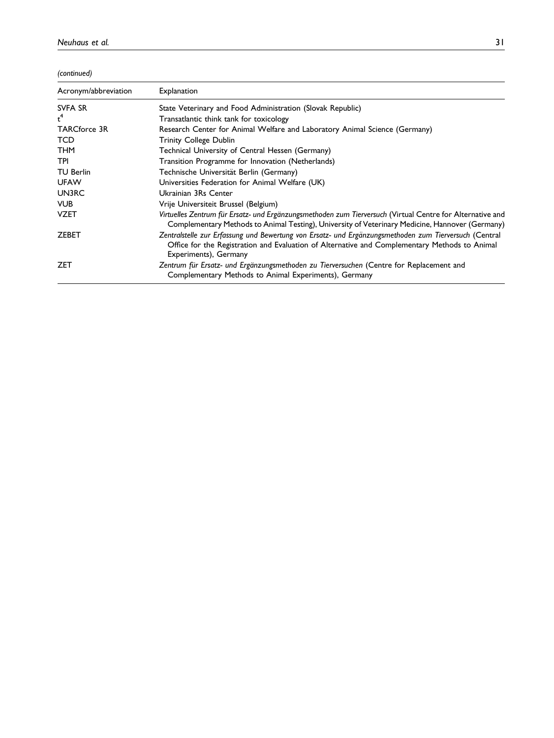*(continued)*

| Acronym/abbreviation | Explanation |
|---|---|
| SVFA SR | State Veterinary and Food Administration (Slovak Republic) |
| $t^4$ | Transatlantic think tank for toxicology |
| TARCforce 3R | Research Center for Animal Welfare and Laboratory Animal Science (Germany) |
| TCD | Trinity College Dublin |
| THM | Technical University of Central Hessen (Germany) |
| TPI | Transition Programme for Innovation (Netherlands) |
| TU Berlin | Technische Universität Berlin (Germany) |
| UFAW | Universities Federation for Animal Welfare (UK) |
| UN3RC | Ukrainian 3Rs Center |
| VUB | Vrije Universiteit Brussel (Belgium) |
| VZET | *Virtuelles Zentrum für Ersatz- und Ergänzungsmethoden zum Tierversuch* (Virtual Centre for Alternative and Complementary Methods to Animal Testing), University of Veterinary Medicine, Hannover (Germany) |
| ZEBET | *Zentralstelle zur Erfassung und Bewertung von Ersatz- und Ergänzungsmethoden zum Tierversuch* (Central Office for the Registration and Evaluation of Alternative and Complementary Methods to Animal Experiments), Germany |
| ZET | *Zentrum für Ersatz- und Ergänzungsmethoden zu Tierversuchen* (Centre for Replacement and Complementary Methods to Animal Experiments), Germany |